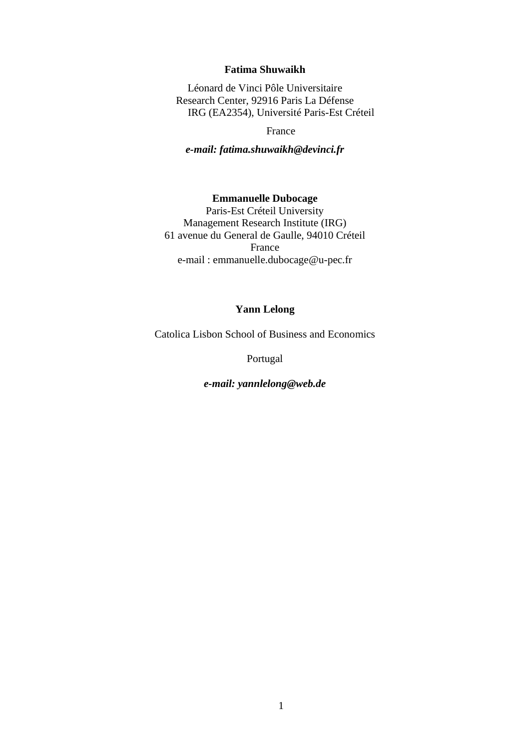**Fatima Shuwaikh**

Léonard de Vinci Pôle Universitaire
Research Center, 92916 Paris La Défense
IRG (EA2354), Université Paris-Est Créteil

France

***e-mail: fatima.shuwaikh@devinci.fr***

**Emmanuelle Dubocage**
Paris-Est Créteil University
Management Research Institute (IRG)
61 avenue du General de Gaulle, 94010 Créteil
France
e-mail : emmanuelle.dubocage@u-pec.fr

**Yann Lelong**

Catolica Lisbon School of Business and Economics

Portugal

***e-mail: yannlelong@web.de***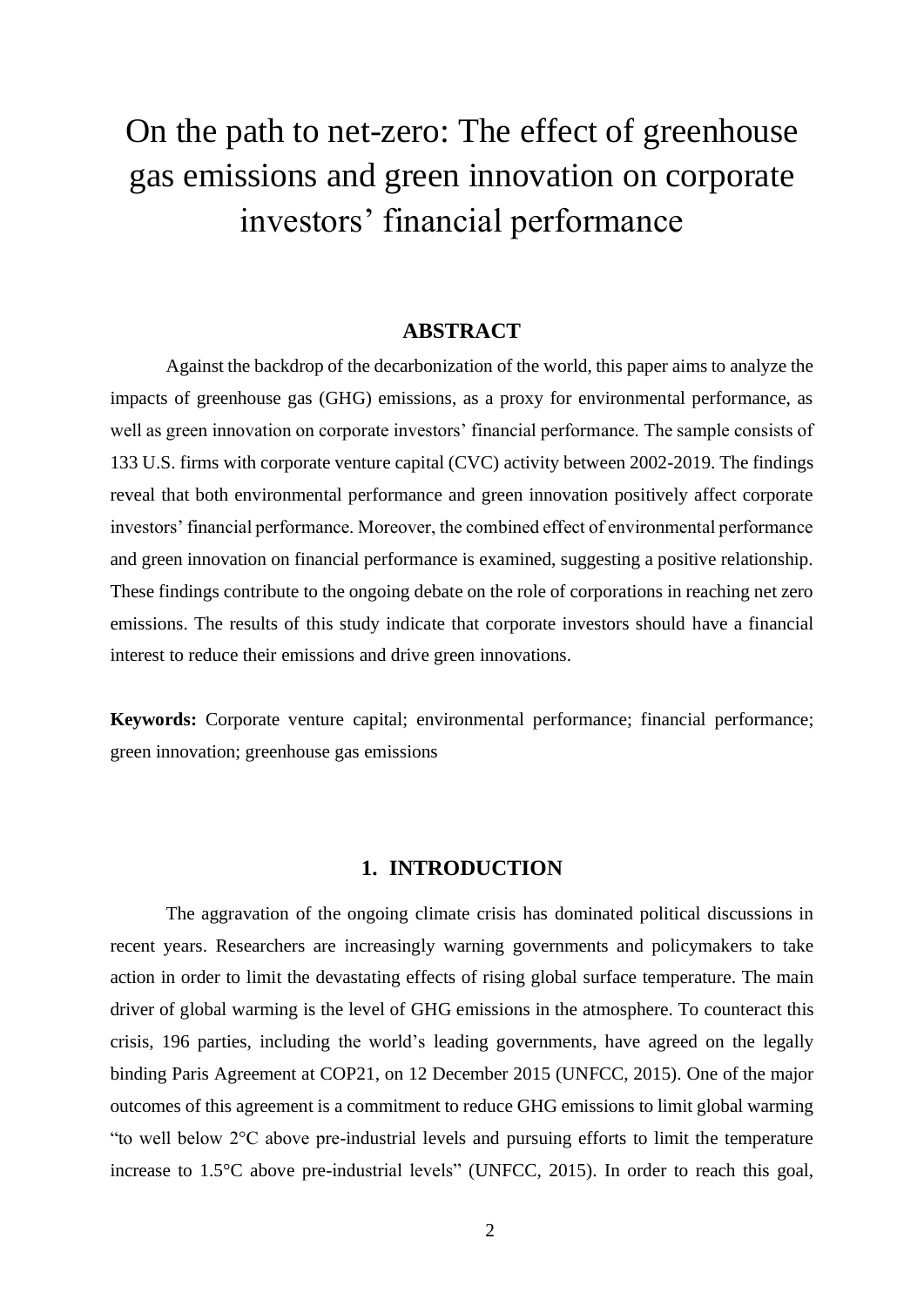# On the path to net-zero: The effect of greenhouse gas emissions and green innovation on corporate investors' financial performance

## ABSTRACT

Against the backdrop of the decarbonization of the world, this paper aims to analyze the impacts of greenhouse gas (GHG) emissions, as a proxy for environmental performance, as well as green innovation on corporate investors' financial performance. The sample consists of 133 U.S. firms with corporate venture capital (CVC) activity between 2002-2019. The findings reveal that both environmental performance and green innovation positively affect corporate investors' financial performance. Moreover, the combined effect of environmental performance and green innovation on financial performance is examined, suggesting a positive relationship. These findings contribute to the ongoing debate on the role of corporations in reaching net zero emissions. The results of this study indicate that corporate investors should have a financial interest to reduce their emissions and drive green innovations.

**Keywords:** Corporate venture capital; environmental performance; financial performance; green innovation; greenhouse gas emissions

## 1. INTRODUCTION

The aggravation of the ongoing climate crisis has dominated political discussions in recent years. Researchers are increasingly warning governments and policymakers to take action in order to limit the devastating effects of rising global surface temperature. The main driver of global warming is the level of GHG emissions in the atmosphere. To counteract this crisis, 196 parties, including the world's leading governments, have agreed on the legally binding Paris Agreement at COP21, on 12 December 2015 (UNFCC, 2015). One of the major outcomes of this agreement is a commitment to reduce GHG emissions to limit global warming "to well below 2°C above pre-industrial levels and pursuing efforts to limit the temperature increase to 1.5°C above pre-industrial levels" (UNFCC, 2015). In order to reach this goal,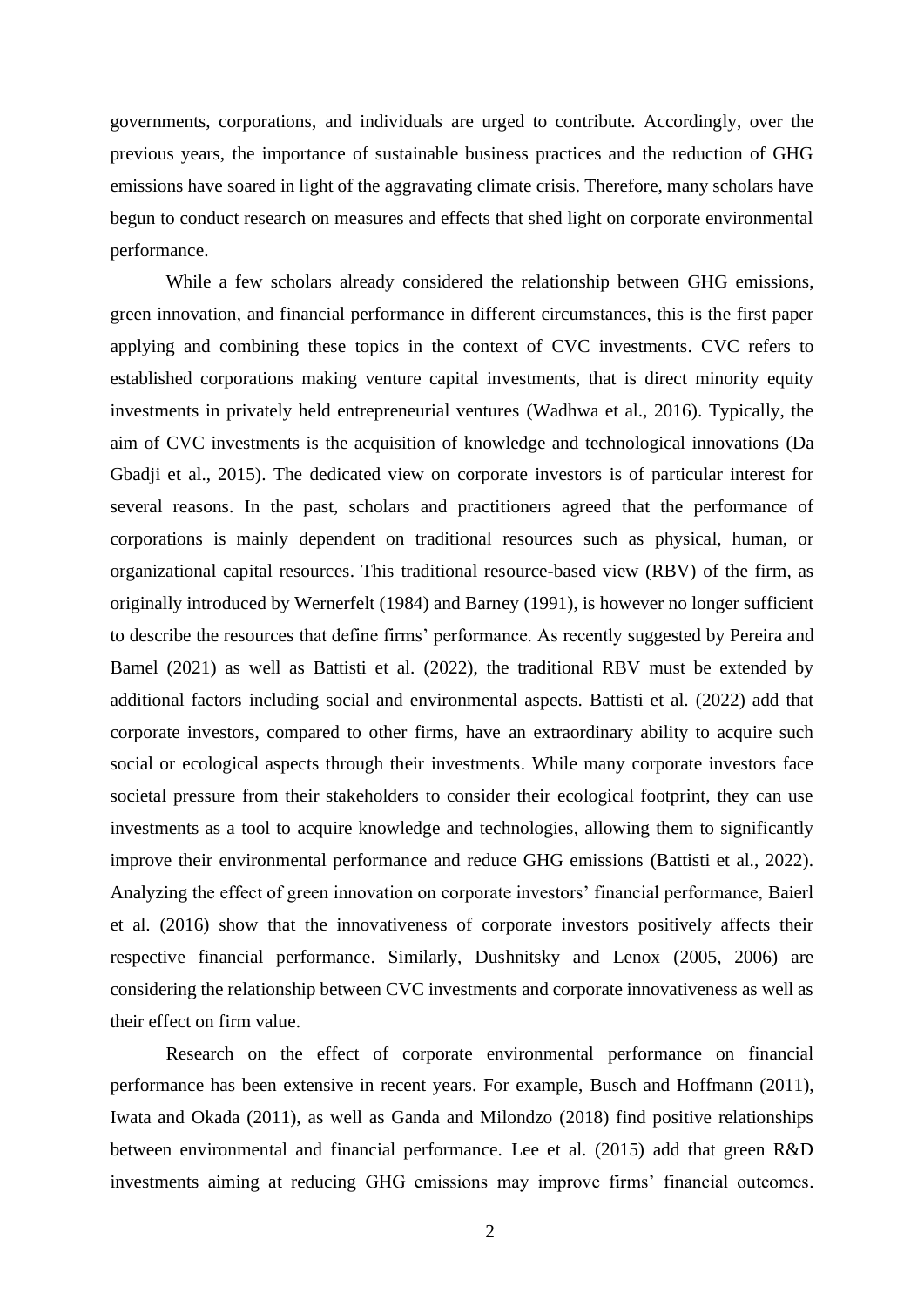governments, corporations, and individuals are urged to contribute. Accordingly, over the previous years, the importance of sustainable business practices and the reduction of GHG emissions have soared in light of the aggravating climate crisis. Therefore, many scholars have begun to conduct research on measures and effects that shed light on corporate environmental performance.

While a few scholars already considered the relationship between GHG emissions, green innovation, and financial performance in different circumstances, this is the first paper applying and combining these topics in the context of CVC investments. CVC refers to established corporations making venture capital investments, that is direct minority equity investments in privately held entrepreneurial ventures (Wadhwa et al., 2016). Typically, the aim of CVC investments is the acquisition of knowledge and technological innovations (Da Gbadji et al., 2015). The dedicated view on corporate investors is of particular interest for several reasons. In the past, scholars and practitioners agreed that the performance of corporations is mainly dependent on traditional resources such as physical, human, or organizational capital resources. This traditional resource-based view (RBV) of the firm, as originally introduced by Wernerfelt (1984) and Barney (1991), is however no longer sufficient to describe the resources that define firms' performance. As recently suggested by Pereira and Bamel (2021) as well as Battisti et al. (2022), the traditional RBV must be extended by additional factors including social and environmental aspects. Battisti et al. (2022) add that corporate investors, compared to other firms, have an extraordinary ability to acquire such social or ecological aspects through their investments. While many corporate investors face societal pressure from their stakeholders to consider their ecological footprint, they can use investments as a tool to acquire knowledge and technologies, allowing them to significantly improve their environmental performance and reduce GHG emissions (Battisti et al., 2022). Analyzing the effect of green innovation on corporate investors' financial performance, Baierl et al. (2016) show that the innovativeness of corporate investors positively affects their respective financial performance. Similarly, Dushnitsky and Lenox (2005, 2006) are considering the relationship between CVC investments and corporate innovativeness as well as their effect on firm value.

Research on the effect of corporate environmental performance on financial performance has been extensive in recent years. For example, Busch and Hoffmann (2011), Iwata and Okada (2011), as well as Ganda and Milondzo (2018) find positive relationships between environmental and financial performance. Lee et al. (2015) add that green R&D investments aiming at reducing GHG emissions may improve firms' financial outcomes.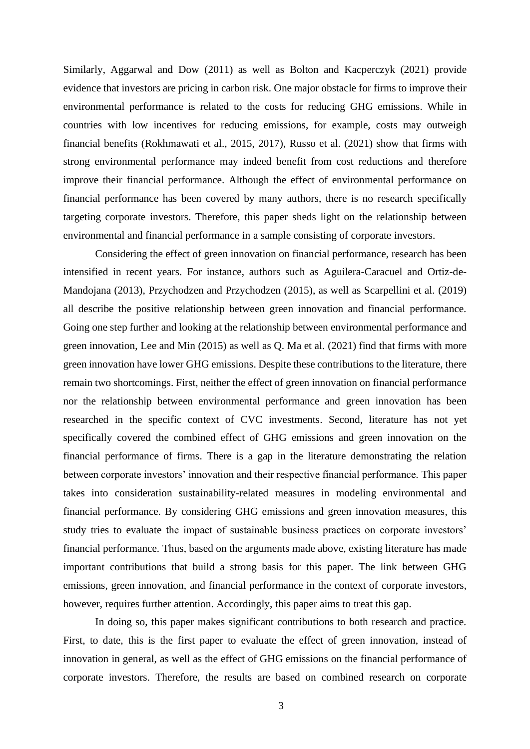Similarly, Aggarwal and Dow (2011) as well as Bolton and Kacperczyk (2021) provide evidence that investors are pricing in carbon risk. One major obstacle for firms to improve their environmental performance is related to the costs for reducing GHG emissions. While in countries with low incentives for reducing emissions, for example, costs may outweigh financial benefits (Rokhmawati et al., 2015, 2017), Russo et al. (2021) show that firms with strong environmental performance may indeed benefit from cost reductions and therefore improve their financial performance. Although the effect of environmental performance on financial performance has been covered by many authors, there is no research specifically targeting corporate investors. Therefore, this paper sheds light on the relationship between environmental and financial performance in a sample consisting of corporate investors.

Considering the effect of green innovation on financial performance, research has been intensified in recent years. For instance, authors such as Aguilera-Caracuel and Ortiz-de-Mandojana (2013), Przychodzen and Przychodzen (2015), as well as Scarpellini et al. (2019) all describe the positive relationship between green innovation and financial performance. Going one step further and looking at the relationship between environmental performance and green innovation, Lee and Min (2015) as well as Q. Ma et al. (2021) find that firms with more green innovation have lower GHG emissions. Despite these contributions to the literature, there remain two shortcomings. First, neither the effect of green innovation on financial performance nor the relationship between environmental performance and green innovation has been researched in the specific context of CVC investments. Second, literature has not yet specifically covered the combined effect of GHG emissions and green innovation on the financial performance of firms. There is a gap in the literature demonstrating the relation between corporate investors' innovation and their respective financial performance. This paper takes into consideration sustainability-related measures in modeling environmental and financial performance. By considering GHG emissions and green innovation measures, this study tries to evaluate the impact of sustainable business practices on corporate investors' financial performance. Thus, based on the arguments made above, existing literature has made important contributions that build a strong basis for this paper. The link between GHG emissions, green innovation, and financial performance in the context of corporate investors, however, requires further attention. Accordingly, this paper aims to treat this gap.

In doing so, this paper makes significant contributions to both research and practice. First, to date, this is the first paper to evaluate the effect of green innovation, instead of innovation in general, as well as the effect of GHG emissions on the financial performance of corporate investors. Therefore, the results are based on combined research on corporate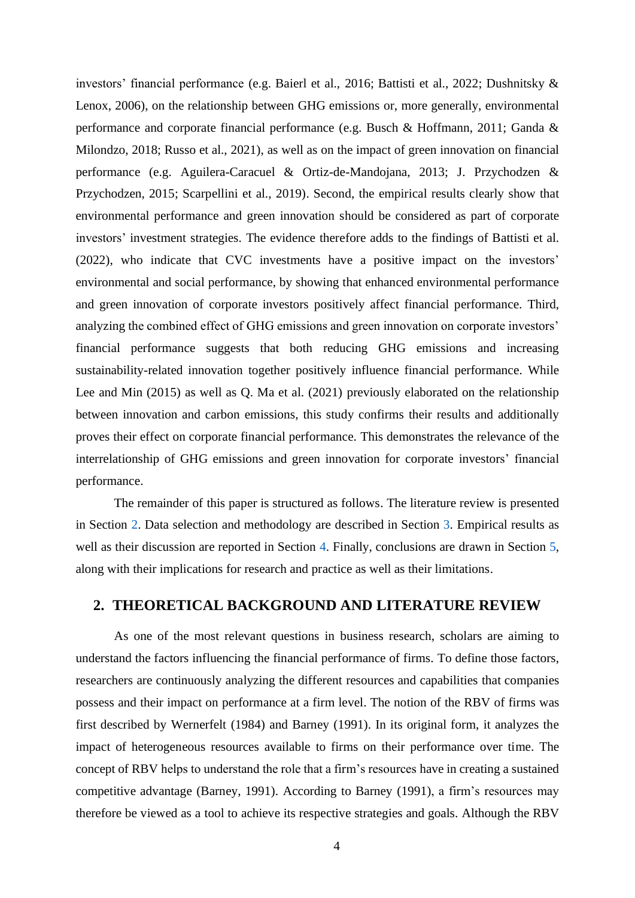investors' financial performance (e.g. Baierl et al., 2016; Battisti et al., 2022; Dushnitsky & Lenox, 2006), on the relationship between GHG emissions or, more generally, environmental performance and corporate financial performance (e.g. Busch & Hoffmann, 2011; Ganda & Milondzo, 2018; Russo et al., 2021), as well as on the impact of green innovation on financial performance (e.g. Aguilera-Caracuel & Ortiz-de-Mandojana, 2013; J. Przychodzen & Przychodzen, 2015; Scarpellini et al., 2019). Second, the empirical results clearly show that environmental performance and green innovation should be considered as part of corporate investors' investment strategies. The evidence therefore adds to the findings of Battisti et al. (2022), who indicate that CVC investments have a positive impact on the investors' environmental and social performance, by showing that enhanced environmental performance and green innovation of corporate investors positively affect financial performance. Third, analyzing the combined effect of GHG emissions and green innovation on corporate investors' financial performance suggests that both reducing GHG emissions and increasing sustainability-related innovation together positively influence financial performance. While Lee and Min (2015) as well as Q. Ma et al. (2021) previously elaborated on the relationship between innovation and carbon emissions, this study confirms their results and additionally proves their effect on corporate financial performance. This demonstrates the relevance of the interrelationship of GHG emissions and green innovation for corporate investors' financial performance.

The remainder of this paper is structured as follows. The literature review is presented in Section 2. Data selection and methodology are described in Section 3. Empirical results as well as their discussion are reported in Section 4. Finally, conclusions are drawn in Section 5, along with their implications for research and practice as well as their limitations.

## 2. THEORETICAL BACKGROUND AND LITERATURE REVIEW

As one of the most relevant questions in business research, scholars are aiming to understand the factors influencing the financial performance of firms. To define those factors, researchers are continuously analyzing the different resources and capabilities that companies possess and their impact on performance at a firm level. The notion of the RBV of firms was first described by Wernerfelt (1984) and Barney (1991). In its original form, it analyzes the impact of heterogeneous resources available to firms on their performance over time. The concept of RBV helps to understand the role that a firm's resources have in creating a sustained competitive advantage (Barney, 1991). According to Barney (1991), a firm's resources may therefore be viewed as a tool to achieve its respective strategies and goals. Although the RBV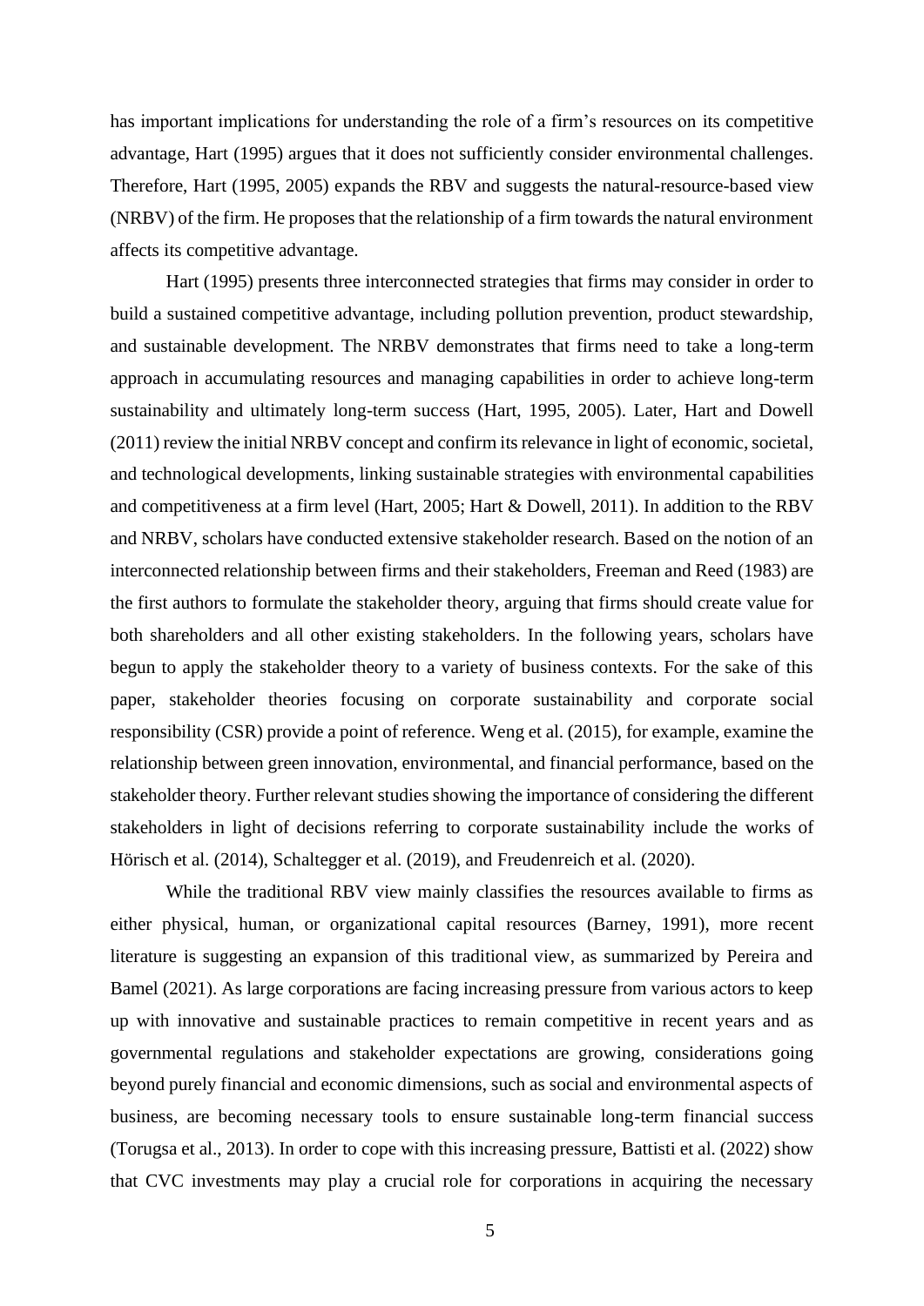has important implications for understanding the role of a firm's resources on its competitive advantage, Hart (1995) argues that it does not sufficiently consider environmental challenges. Therefore, Hart (1995, 2005) expands the RBV and suggests the natural-resource-based view (NRBV) of the firm. He proposes that the relationship of a firm towards the natural environment affects its competitive advantage.

Hart (1995) presents three interconnected strategies that firms may consider in order to build a sustained competitive advantage, including pollution prevention, product stewardship, and sustainable development. The NRBV demonstrates that firms need to take a long-term approach in accumulating resources and managing capabilities in order to achieve long-term sustainability and ultimately long-term success (Hart, 1995, 2005). Later, Hart and Dowell (2011) review the initial NRBV concept and confirm its relevance in light of economic, societal, and technological developments, linking sustainable strategies with environmental capabilities and competitiveness at a firm level (Hart, 2005; Hart & Dowell, 2011). In addition to the RBV and NRBV, scholars have conducted extensive stakeholder research. Based on the notion of an interconnected relationship between firms and their stakeholders, Freeman and Reed (1983) are the first authors to formulate the stakeholder theory, arguing that firms should create value for both shareholders and all other existing stakeholders. In the following years, scholars have begun to apply the stakeholder theory to a variety of business contexts. For the sake of this paper, stakeholder theories focusing on corporate sustainability and corporate social responsibility (CSR) provide a point of reference. Weng et al. (2015), for example, examine the relationship between green innovation, environmental, and financial performance, based on the stakeholder theory. Further relevant studies showing the importance of considering the different stakeholders in light of decisions referring to corporate sustainability include the works of Hörisch et al. (2014), Schaltegger et al. (2019), and Freudenreich et al. (2020).

While the traditional RBV view mainly classifies the resources available to firms as either physical, human, or organizational capital resources (Barney, 1991), more recent literature is suggesting an expansion of this traditional view, as summarized by Pereira and Bamel (2021). As large corporations are facing increasing pressure from various actors to keep up with innovative and sustainable practices to remain competitive in recent years and as governmental regulations and stakeholder expectations are growing, considerations going beyond purely financial and economic dimensions, such as social and environmental aspects of business, are becoming necessary tools to ensure sustainable long-term financial success (Torugsa et al., 2013). In order to cope with this increasing pressure, Battisti et al. (2022) show that CVC investments may play a crucial role for corporations in acquiring the necessary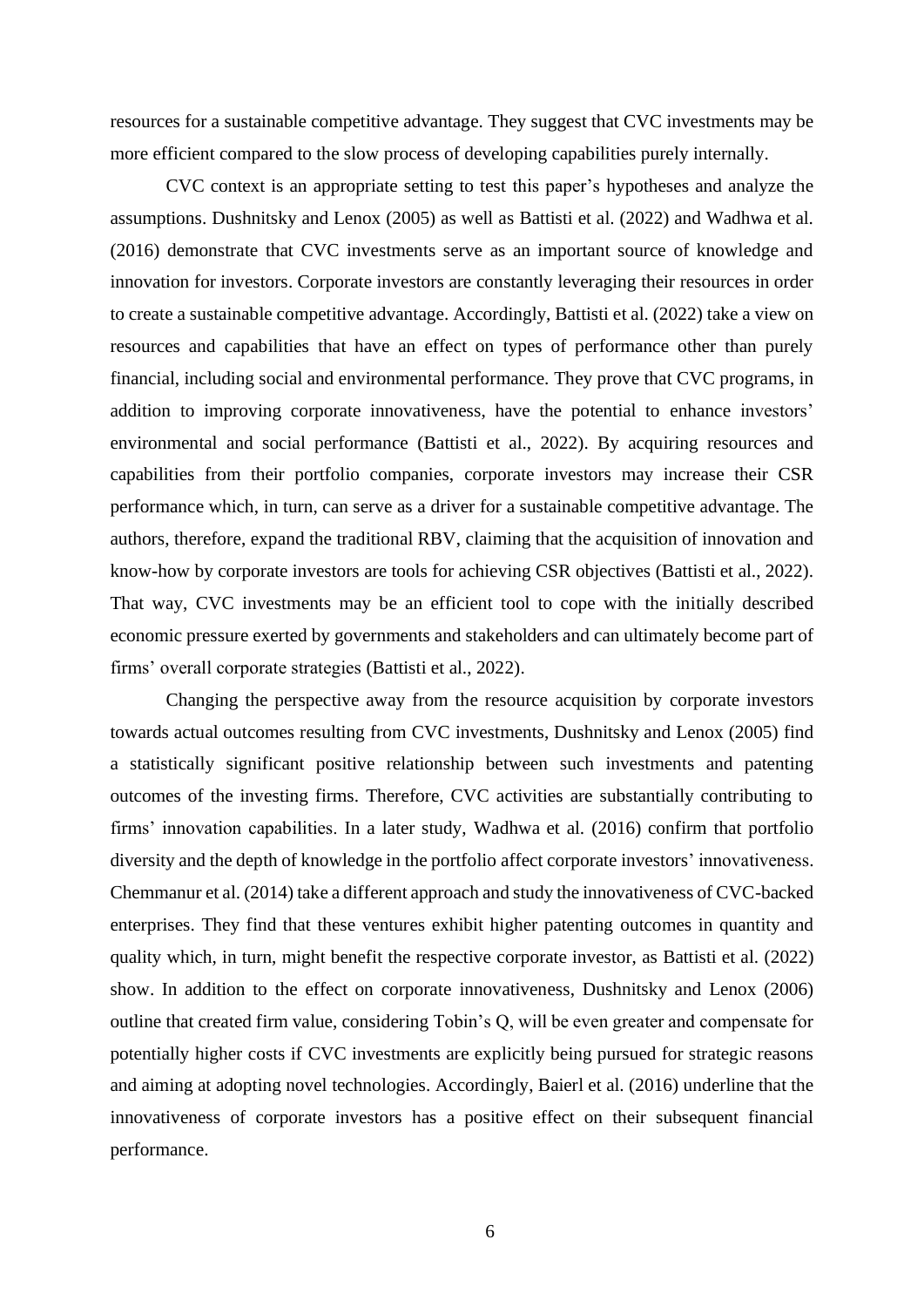resources for a sustainable competitive advantage. They suggest that CVC investments may be more efficient compared to the slow process of developing capabilities purely internally.

CVC context is an appropriate setting to test this paper's hypotheses and analyze the assumptions. Dushnitsky and Lenox (2005) as well as Battisti et al. (2022) and Wadhwa et al. (2016) demonstrate that CVC investments serve as an important source of knowledge and innovation for investors. Corporate investors are constantly leveraging their resources in order to create a sustainable competitive advantage. Accordingly, Battisti et al. (2022) take a view on resources and capabilities that have an effect on types of performance other than purely financial, including social and environmental performance. They prove that CVC programs, in addition to improving corporate innovativeness, have the potential to enhance investors' environmental and social performance (Battisti et al., 2022). By acquiring resources and capabilities from their portfolio companies, corporate investors may increase their CSR performance which, in turn, can serve as a driver for a sustainable competitive advantage. The authors, therefore, expand the traditional RBV, claiming that the acquisition of innovation and know-how by corporate investors are tools for achieving CSR objectives (Battisti et al., 2022). That way, CVC investments may be an efficient tool to cope with the initially described economic pressure exerted by governments and stakeholders and can ultimately become part of firms' overall corporate strategies (Battisti et al., 2022).

Changing the perspective away from the resource acquisition by corporate investors towards actual outcomes resulting from CVC investments, Dushnitsky and Lenox (2005) find a statistically significant positive relationship between such investments and patenting outcomes of the investing firms. Therefore, CVC activities are substantially contributing to firms' innovation capabilities. In a later study, Wadhwa et al. (2016) confirm that portfolio diversity and the depth of knowledge in the portfolio affect corporate investors' innovativeness. Chemmanur et al. (2014) take a different approach and study the innovativeness of CVC-backed enterprises. They find that these ventures exhibit higher patenting outcomes in quantity and quality which, in turn, might benefit the respective corporate investor, as Battisti et al. (2022) show. In addition to the effect on corporate innovativeness, Dushnitsky and Lenox (2006) outline that created firm value, considering Tobin's Q, will be even greater and compensate for potentially higher costs if CVC investments are explicitly being pursued for strategic reasons and aiming at adopting novel technologies. Accordingly, Baierl et al. (2016) underline that the innovativeness of corporate investors has a positive effect on their subsequent financial performance.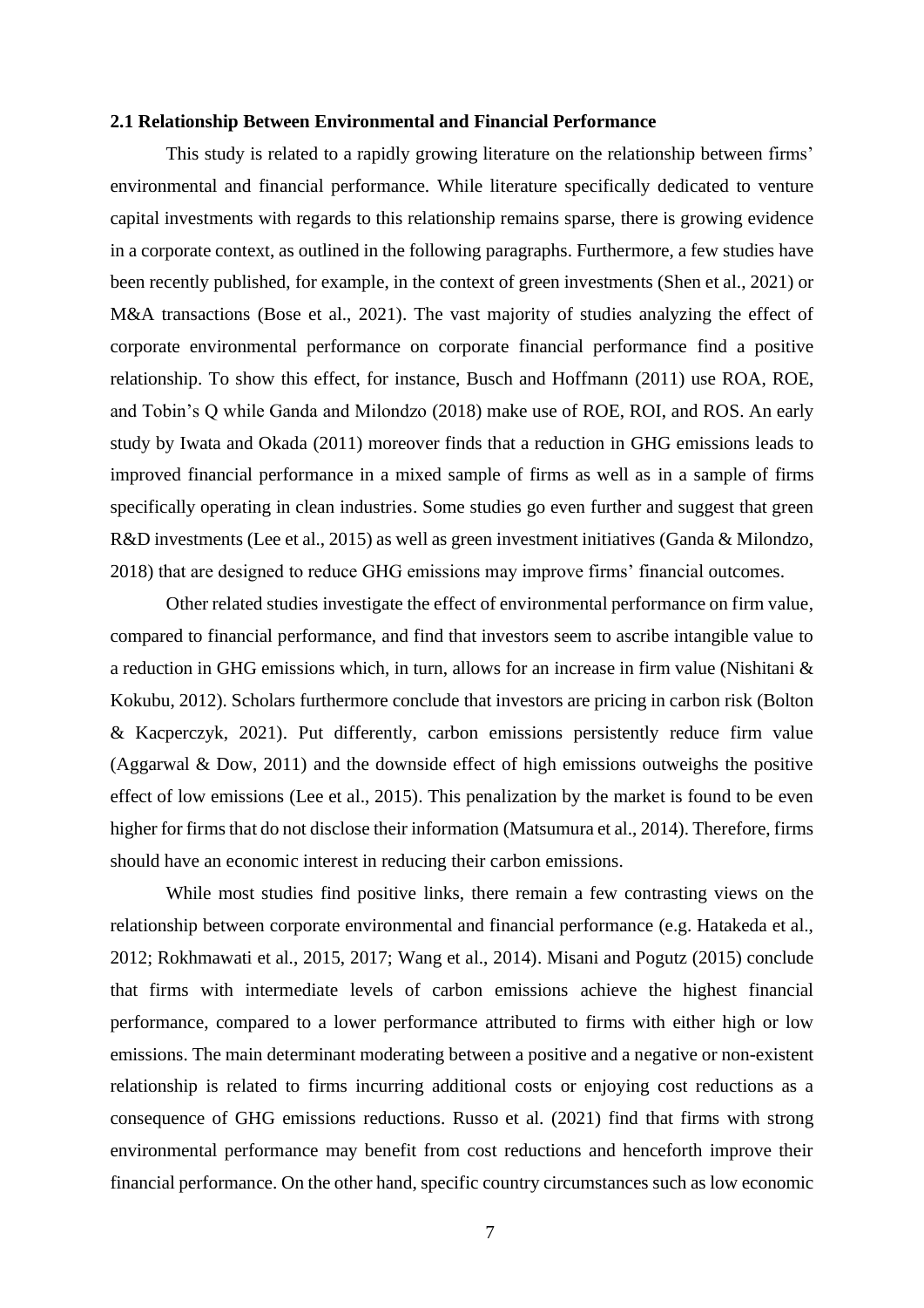### 2.1 Relationship Between Environmental and Financial Performance

This study is related to a rapidly growing literature on the relationship between firms' environmental and financial performance. While literature specifically dedicated to venture capital investments with regards to this relationship remains sparse, there is growing evidence in a corporate context, as outlined in the following paragraphs. Furthermore, a few studies have been recently published, for example, in the context of green investments (Shen et al., 2021) or M&A transactions (Bose et al., 2021). The vast majority of studies analyzing the effect of corporate environmental performance on corporate financial performance find a positive relationship. To show this effect, for instance, Busch and Hoffmann (2011) use ROA, ROE, and Tobin's Q while Ganda and Milondzo (2018) make use of ROE, ROI, and ROS. An early study by Iwata and Okada (2011) moreover finds that a reduction in GHG emissions leads to improved financial performance in a mixed sample of firms as well as in a sample of firms specifically operating in clean industries. Some studies go even further and suggest that green R&D investments (Lee et al., 2015) as well as green investment initiatives (Ganda & Milondzo, 2018) that are designed to reduce GHG emissions may improve firms' financial outcomes.

Other related studies investigate the effect of environmental performance on firm value, compared to financial performance, and find that investors seem to ascribe intangible value to a reduction in GHG emissions which, in turn, allows for an increase in firm value (Nishitani & Kokubu, 2012). Scholars furthermore conclude that investors are pricing in carbon risk (Bolton & Kacperczyk, 2021). Put differently, carbon emissions persistently reduce firm value (Aggarwal & Dow, 2011) and the downside effect of high emissions outweighs the positive effect of low emissions (Lee et al., 2015). This penalization by the market is found to be even higher for firms that do not disclose their information (Matsumura et al., 2014). Therefore, firms should have an economic interest in reducing their carbon emissions.

While most studies find positive links, there remain a few contrasting views on the relationship between corporate environmental and financial performance (e.g. Hatakeda et al., 2012; Rokhmawati et al., 2015, 2017; Wang et al., 2014). Misani and Pogutz (2015) conclude that firms with intermediate levels of carbon emissions achieve the highest financial performance, compared to a lower performance attributed to firms with either high or low emissions. The main determinant moderating between a positive and a negative or non-existent relationship is related to firms incurring additional costs or enjoying cost reductions as a consequence of GHG emissions reductions. Russo et al. (2021) find that firms with strong environmental performance may benefit from cost reductions and henceforth improve their financial performance. On the other hand, specific country circumstances such as low economic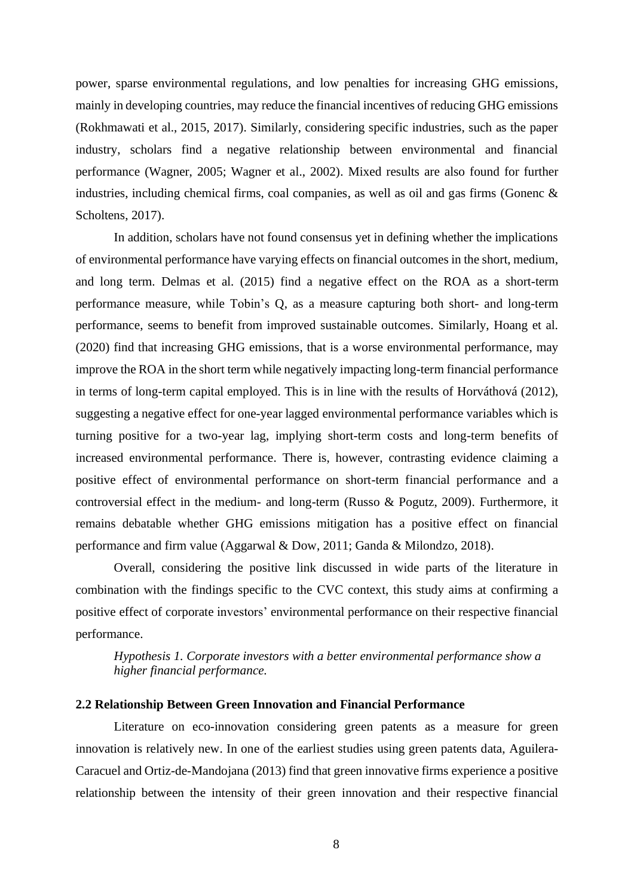power, sparse environmental regulations, and low penalties for increasing GHG emissions, mainly in developing countries, may reduce the financial incentives of reducing GHG emissions (Rokhmawati et al., 2015, 2017). Similarly, considering specific industries, such as the paper industry, scholars find a negative relationship between environmental and financial performance (Wagner, 2005; Wagner et al., 2002). Mixed results are also found for further industries, including chemical firms, coal companies, as well as oil and gas firms (Gonenc & Scholtens, 2017).

In addition, scholars have not found consensus yet in defining whether the implications of environmental performance have varying effects on financial outcomes in the short, medium, and long term. Delmas et al. (2015) find a negative effect on the ROA as a short-term performance measure, while Tobin's Q, as a measure capturing both short- and long-term performance, seems to benefit from improved sustainable outcomes. Similarly, Hoang et al. (2020) find that increasing GHG emissions, that is a worse environmental performance, may improve the ROA in the short term while negatively impacting long-term financial performance in terms of long-term capital employed. This is in line with the results of Horváthová (2012), suggesting a negative effect for one-year lagged environmental performance variables which is turning positive for a two-year lag, implying short-term costs and long-term benefits of increased environmental performance. There is, however, contrasting evidence claiming a positive effect of environmental performance on short-term financial performance and a controversial effect in the medium- and long-term (Russo & Pogutz, 2009). Furthermore, it remains debatable whether GHG emissions mitigation has a positive effect on financial performance and firm value (Aggarwal & Dow, 2011; Ganda & Milondzo, 2018).

Overall, considering the positive link discussed in wide parts of the literature in combination with the findings specific to the CVC context, this study aims at confirming a positive effect of corporate investors' environmental performance on their respective financial performance.

> *Hypothesis 1. Corporate investors with a better environmental performance show a higher financial performance.*

### 2.2 Relationship Between Green Innovation and Financial Performance

Literature on eco-innovation considering green patents as a measure for green innovation is relatively new. In one of the earliest studies using green patents data, Aguilera-Caracuel and Ortiz-de-Mandojana (2013) find that green innovative firms experience a positive relationship between the intensity of their green innovation and their respective financial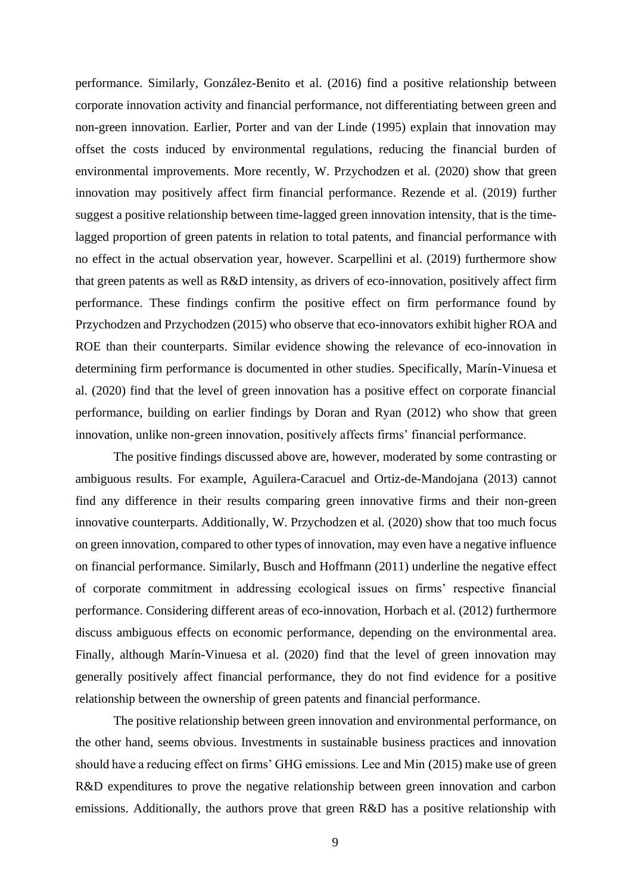performance. Similarly, González-Benito et al. (2016) find a positive relationship between corporate innovation activity and financial performance, not differentiating between green and non-green innovation. Earlier, Porter and van der Linde (1995) explain that innovation may offset the costs induced by environmental regulations, reducing the financial burden of environmental improvements. More recently, W. Przychodzen et al. (2020) show that green innovation may positively affect firm financial performance. Rezende et al. (2019) further suggest a positive relationship between time-lagged green innovation intensity, that is the time-lagged proportion of green patents in relation to total patents, and financial performance with no effect in the actual observation year, however. Scarpellini et al. (2019) furthermore show that green patents as well as R&D intensity, as drivers of eco-innovation, positively affect firm performance. These findings confirm the positive effect on firm performance found by Przychodzen and Przychodzen (2015) who observe that eco-innovators exhibit higher ROA and ROE than their counterparts. Similar evidence showing the relevance of eco-innovation in determining firm performance is documented in other studies. Specifically, Marín-Vinuesa et al. (2020) find that the level of green innovation has a positive effect on corporate financial performance, building on earlier findings by Doran and Ryan (2012) who show that green innovation, unlike non-green innovation, positively affects firms' financial performance.

The positive findings discussed above are, however, moderated by some contrasting or ambiguous results. For example, Aguilera-Caracuel and Ortiz-de-Mandojana (2013) cannot find any difference in their results comparing green innovative firms and their non-green innovative counterparts. Additionally, W. Przychodzen et al. (2020) show that too much focus on green innovation, compared to other types of innovation, may even have a negative influence on financial performance. Similarly, Busch and Hoffmann (2011) underline the negative effect of corporate commitment in addressing ecological issues on firms' respective financial performance. Considering different areas of eco-innovation, Horbach et al. (2012) furthermore discuss ambiguous effects on economic performance, depending on the environmental area. Finally, although Marín-Vinuesa et al. (2020) find that the level of green innovation may generally positively affect financial performance, they do not find evidence for a positive relationship between the ownership of green patents and financial performance.

The positive relationship between green innovation and environmental performance, on the other hand, seems obvious. Investments in sustainable business practices and innovation should have a reducing effect on firms' GHG emissions. Lee and Min (2015) make use of green R&D expenditures to prove the negative relationship between green innovation and carbon emissions. Additionally, the authors prove that green R&D has a positive relationship with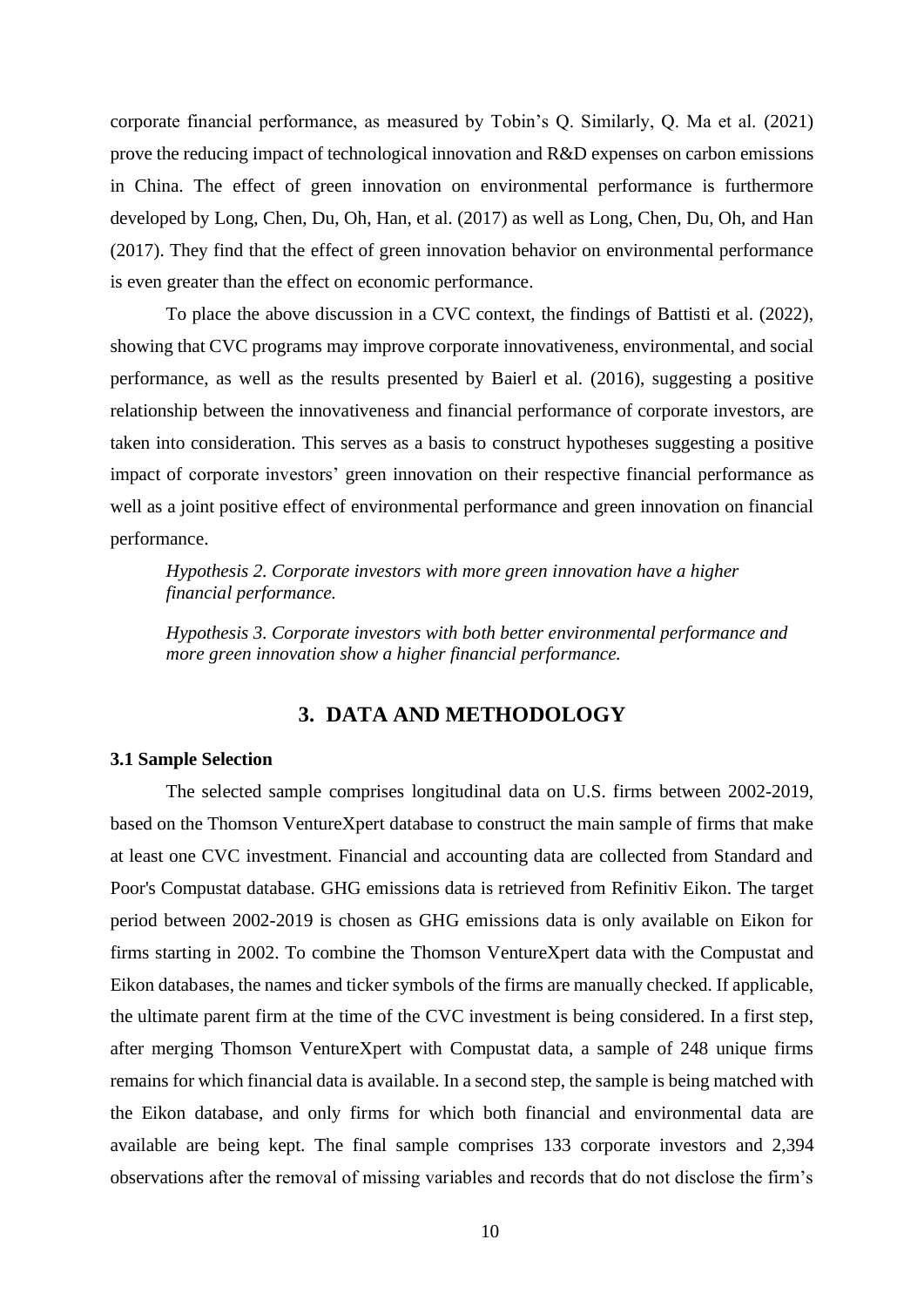corporate financial performance, as measured by Tobin's Q. Similarly, Q. Ma et al. (2021) prove the reducing impact of technological innovation and R&D expenses on carbon emissions in China. The effect of green innovation on environmental performance is furthermore developed by Long, Chen, Du, Oh, Han, et al. (2017) as well as Long, Chen, Du, Oh, and Han (2017). They find that the effect of green innovation behavior on environmental performance is even greater than the effect on economic performance.

To place the above discussion in a CVC context, the findings of Battisti et al. (2022), showing that CVC programs may improve corporate innovativeness, environmental, and social performance, as well as the results presented by Baierl et al. (2016), suggesting a positive relationship between the innovativeness and financial performance of corporate investors, are taken into consideration. This serves as a basis to construct hypotheses suggesting a positive impact of corporate investors' green innovation on their respective financial performance as well as a joint positive effect of environmental performance and green innovation on financial performance.

*Hypothesis 2. Corporate investors with more green innovation have a higher financial performance.*

*Hypothesis 3. Corporate investors with both better environmental performance and more green innovation show a higher financial performance.*

## 3. DATA AND METHODOLOGY

### 3.1 Sample Selection

The selected sample comprises longitudinal data on U.S. firms between 2002-2019, based on the Thomson VentureXpert database to construct the main sample of firms that make at least one CVC investment. Financial and accounting data are collected from Standard and Poor's Compustat database. GHG emissions data is retrieved from Refinitiv Eikon. The target period between 2002-2019 is chosen as GHG emissions data is only available on Eikon for firms starting in 2002. To combine the Thomson VentureXpert data with the Compustat and Eikon databases, the names and ticker symbols of the firms are manually checked. If applicable, the ultimate parent firm at the time of the CVC investment is being considered. In a first step, after merging Thomson VentureXpert with Compustat data, a sample of 248 unique firms remains for which financial data is available. In a second step, the sample is being matched with the Eikon database, and only firms for which both financial and environmental data are available are being kept. The final sample comprises 133 corporate investors and 2,394 observations after the removal of missing variables and records that do not disclose the firm's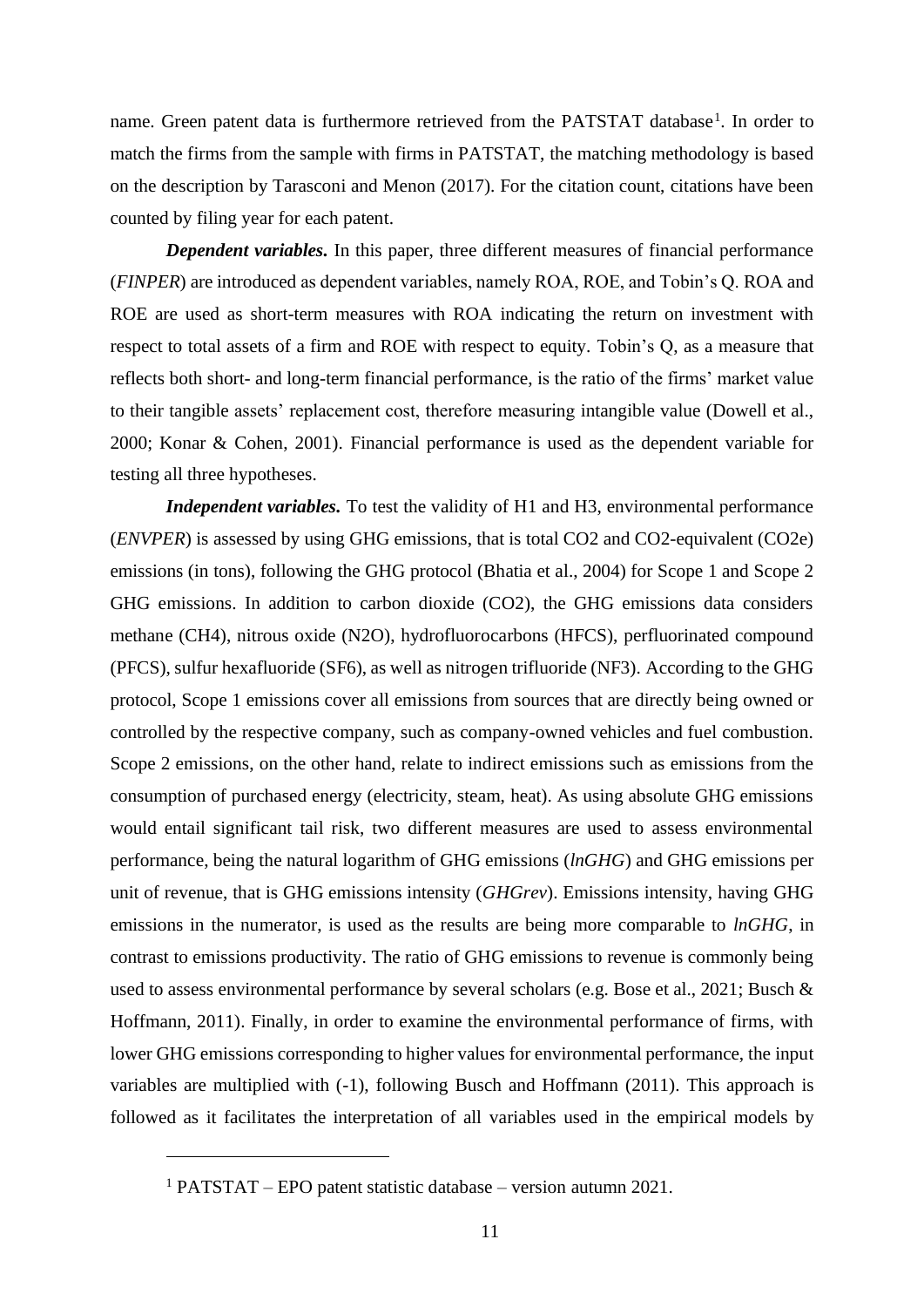name. Green patent data is furthermore retrieved from the PATSTAT database[1]. In order to match the firms from the sample with firms in PATSTAT, the matching methodology is based on the description by Tarasconi and Menon (2017). For the citation count, citations have been counted by filing year for each patent.

***Dependent variables.*** In this paper, three different measures of financial performance (*FINPER*) are introduced as dependent variables, namely ROA, ROE, and Tobin's Q. ROA and ROE are used as short-term measures with ROA indicating the return on investment with respect to total assets of a firm and ROE with respect to equity. Tobin's Q, as a measure that reflects both short- and long-term financial performance, is the ratio of the firms' market value to their tangible assets' replacement cost, therefore measuring intangible value (Dowell et al., 2000; Konar & Cohen, 2001). Financial performance is used as the dependent variable for testing all three hypotheses.

***Independent variables.*** To test the validity of H1 and H3, environmental performance (*ENVPER*) is assessed by using GHG emissions, that is total $CO_2$ and $CO_2$-equivalent ($CO_2e$) emissions (in tons), following the GHG protocol (Bhatia et al., 2004) for Scope 1 and Scope 2 GHG emissions. In addition to carbon dioxide ($CO_2$), the GHG emissions data considers methane ($CH_4$), nitrous oxide ($N_2O$), hydrofluorocarbons (HFCS), perfluorinated compound (PFCS), sulfur hexafluoride ($SF_6$), as well as nitrogen trifluoride ($NF_3$). According to the GHG protocol, Scope 1 emissions cover all emissions from sources that are directly being owned or controlled by the respective company, such as company-owned vehicles and fuel combustion. Scope 2 emissions, on the other hand, relate to indirect emissions such as emissions from the consumption of purchased energy (electricity, steam, heat). As using absolute GHG emissions would entail significant tail risk, two different measures are used to assess environmental performance, being the natural logarithm of GHG emissions (*lnGHG*) and GHG emissions per unit of revenue, that is GHG emissions intensity (*GHGrev*). Emissions intensity, having GHG emissions in the numerator, is used as the results are being more comparable to *lnGHG*, in contrast to emissions productivity. The ratio of GHG emissions to revenue is commonly being used to assess environmental performance by several scholars (e.g. Bose et al., 2021; Busch & Hoffmann, 2011). Finally, in order to examine the environmental performance of firms, with lower GHG emissions corresponding to higher values for environmental performance, the input variables are multiplied with (-1), following Busch and Hoffmann (2011). This approach is followed as it facilitates the interpretation of all variables used in the empirical models by

---

[1] PATSTAT – EPO patent statistic database – version autumn 2021.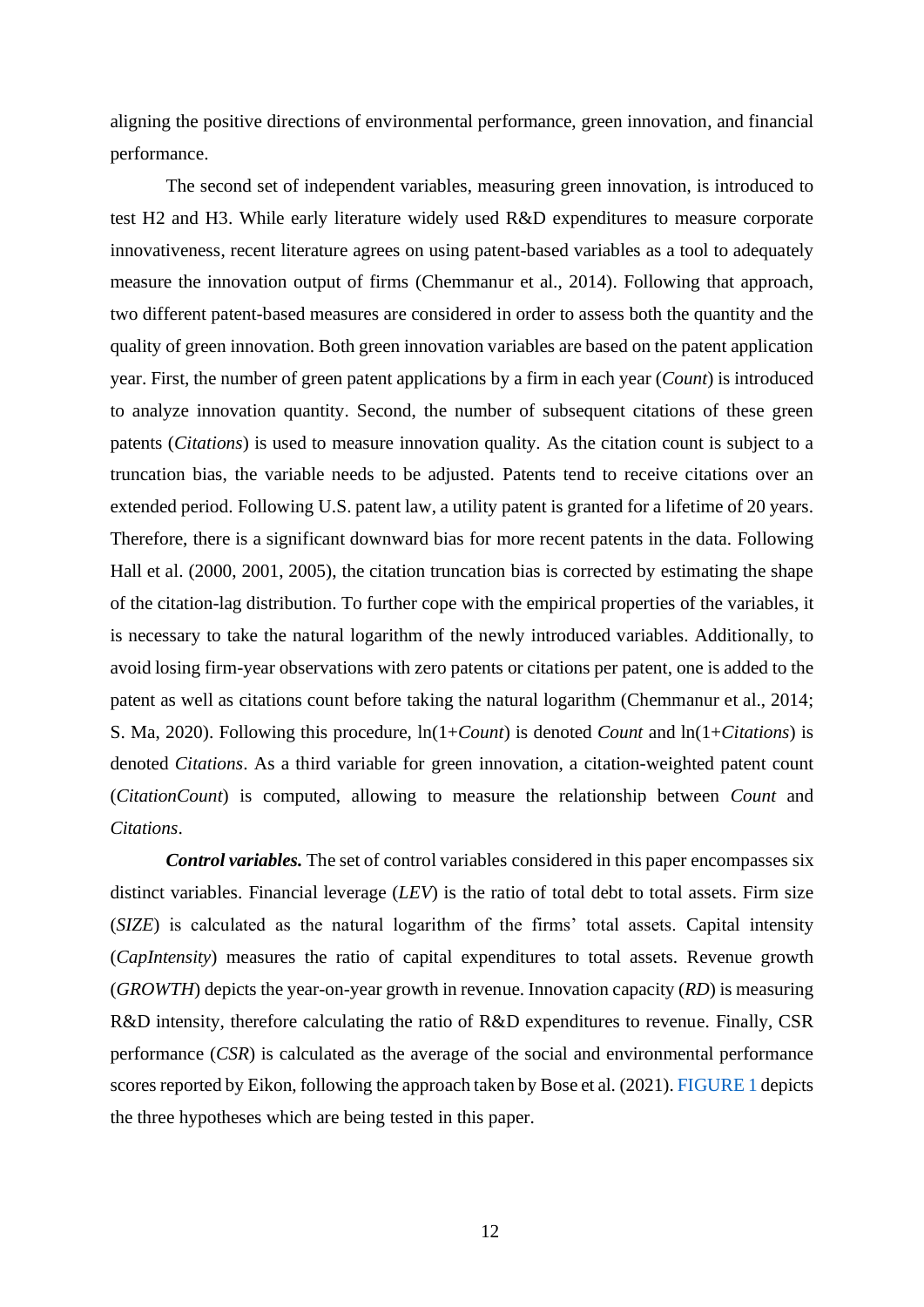aligning the positive directions of environmental performance, green innovation, and financial performance.

The second set of independent variables, measuring green innovation, is introduced to test H2 and H3. While early literature widely used R&D expenditures to measure corporate innovativeness, recent literature agrees on using patent-based variables as a tool to adequately measure the innovation output of firms (Chemmanur et al., 2014). Following that approach, two different patent-based measures are considered in order to assess both the quantity and the quality of green innovation. Both green innovation variables are based on the patent application year. First, the number of green patent applications by a firm in each year (*Count*) is introduced to analyze innovation quantity. Second, the number of subsequent citations of these green patents (*Citations*) is used to measure innovation quality. As the citation count is subject to a truncation bias, the variable needs to be adjusted. Patents tend to receive citations over an extended period. Following U.S. patent law, a utility patent is granted for a lifetime of 20 years. Therefore, there is a significant downward bias for more recent patents in the data. Following Hall et al. (2000, 2001, 2005), the citation truncation bias is corrected by estimating the shape of the citation-lag distribution. To further cope with the empirical properties of the variables, it is necessary to take the natural logarithm of the newly introduced variables. Additionally, to avoid losing firm-year observations with zero patents or citations per patent, one is added to the patent as well as citations count before taking the natural logarithm (Chemmanur et al., 2014; S. Ma, 2020). Following this procedure, ln(1+*Count*) is denoted *Count* and ln(1+*Citations*) is denoted *Citations*. As a third variable for green innovation, a citation-weighted patent count (*CitationCount*) is computed, allowing to measure the relationship between *Count* and *Citations*.

***Control variables.*** The set of control variables considered in this paper encompasses six distinct variables. Financial leverage (*LEV*) is the ratio of total debt to total assets. Firm size (*SIZE*) is calculated as the natural logarithm of the firms' total assets. Capital intensity (*CapIntensity*) measures the ratio of capital expenditures to total assets. Revenue growth (*GROWTH*) depicts the year-on-year growth in revenue. Innovation capacity (*RD*) is measuring R&D intensity, therefore calculating the ratio of R&D expenditures to revenue. Finally, CSR performance (*CSR*) is calculated as the average of the social and environmental performance scores reported by Eikon, following the approach taken by Bose et al. (2021). FIGURE 1 depicts the three hypotheses which are being tested in this paper.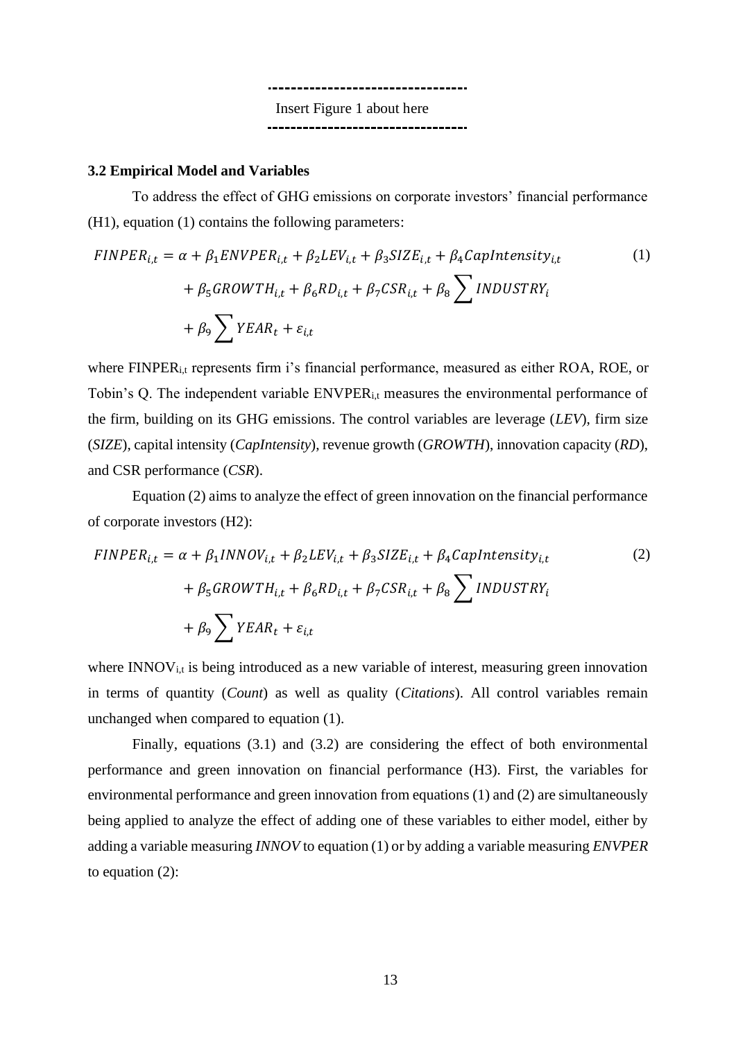Insert Figure 1 about here

### 3.2 Empirical Model and Variables

To address the effect of GHG emissions on corporate investors' financial performance (H1), equation (1) contains the following parameters:

$$FINPER_{i,t} = \alpha + \beta_1 ENVPER_{i,t} + \beta_2 LEV_{i,t} + \beta_3 SIZE_{i,t} + \beta_4 CapIntensity_{i,t} + \beta_5 GROWTH_{i,t} + \beta_6 RD_{i,t} + \beta_7 CSR_{i,t} + \beta_8 \sum INDUSTRY_i + \beta_9 \sum YEAR_t + \varepsilon_{i,t} \quad (1)$$

where $FINPER_{i,t}$ represents firm i's financial performance, measured as either ROA, ROE, or Tobin's Q. The independent variable $ENVPER_{i,t}$ measures the environmental performance of the firm, building on its GHG emissions. The control variables are leverage (*LEV*), firm size (*SIZE*), capital intensity (*CapIntensity*), revenue growth (*GROWTH*), innovation capacity (*RD*), and CSR performance (*CSR*).

Equation (2) aims to analyze the effect of green innovation on the financial performance of corporate investors (H2):

$$FINPER_{i,t} = \alpha + \beta_1 INNOV_{i,t} + \beta_2 LEV_{i,t} + \beta_3 SIZE_{i,t} + \beta_4 CapIntensity_{i,t} + \beta_5 GROWTH_{i,t} + \beta_6 RD_{i,t} + \beta_7 CSR_{i,t} + \beta_8 \sum INDUSTRY_i + \beta_9 \sum YEAR_t + \varepsilon_{i,t} \quad (2)$$

where $INNOV_{i,t}$ is being introduced as a new variable of interest, measuring green innovation in terms of quantity (*Count*) as well as quality (*Citations*). All control variables remain unchanged when compared to equation (1).

Finally, equations (3.1) and (3.2) are considering the effect of both environmental performance and green innovation on financial performance (H3). First, the variables for environmental performance and green innovation from equations (1) and (2) are simultaneously being applied to analyze the effect of adding one of these variables to either model, either by adding a variable measuring *INNOV* to equation (1) or by adding a variable measuring *ENVPER* to equation (2):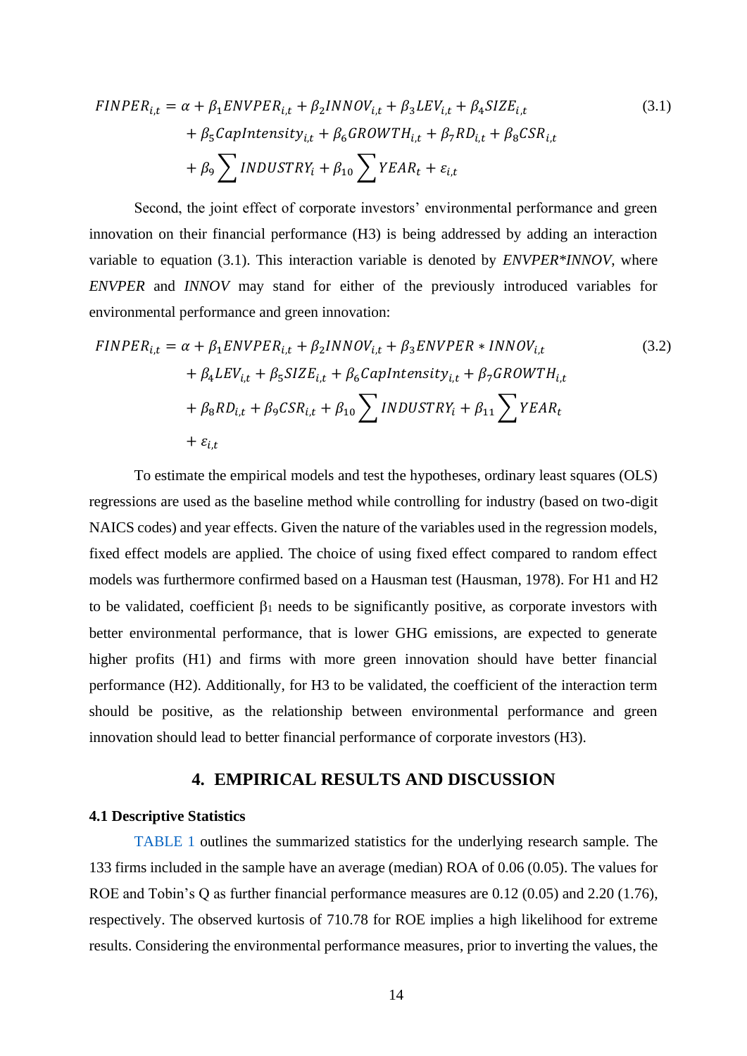$$FINPER_{i,t} = \alpha + \beta_1 ENVPER_{i,t} + \beta_2 INNOV_{i,t} + \beta_3 LEV_{i,t} + \beta_4 SIZE_{i,t} + \beta_5 CapIntensity_{i,t} + \beta_6 GROWTH_{i,t} + \beta_7 RD_{i,t} + \beta_8 CSR_{i,t} + \beta_9 \sum INDUSTRY_i + \beta_{10} \sum YEAR_t + \varepsilon_{i,t} \tag{3.1}$$

Second, the joint effect of corporate investors' environmental performance and green innovation on their financial performance (H3) is being addressed by adding an interaction variable to equation (3.1). This interaction variable is denoted by *ENVPER\*INNOV*, where *ENVPER* and *INNOV* may stand for either of the previously introduced variables for environmental performance and green innovation:

$$FINPER_{i,t} = \alpha + \beta_1 ENVPER_{i,t} + \beta_2 INNOV_{i,t} + \beta_3 ENVPER * INNOV_{i,t} + \beta_4 LEV_{i,t} + \beta_5 SIZE_{i,t} + \beta_6 CapIntensity_{i,t} + \beta_7 GROWTH_{i,t} + \beta_8 RD_{i,t} + \beta_9 CSR_{i,t} + \beta_{10} \sum INDUSTRY_i + \beta_{11} \sum YEAR_t + \varepsilon_{i,t} \tag{3.2}$$

To estimate the empirical models and test the hypotheses, ordinary least squares (OLS) regressions are used as the baseline method while controlling for industry (based on two-digit NAICS codes) and year effects. Given the nature of the variables used in the regression models, fixed effect models are applied. The choice of using fixed effect compared to random effect models was furthermore confirmed based on a Hausman test (Hausman, 1978). For H1 and H2 to be validated, coefficient $\beta_1$ needs to be significantly positive, as corporate investors with better environmental performance, that is lower GHG emissions, are expected to generate higher profits (H1) and firms with more green innovation should have better financial performance (H2). Additionally, for H3 to be validated, the coefficient of the interaction term should be positive, as the relationship between environmental performance and green innovation should lead to better financial performance of corporate investors (H3).

## 4. EMPIRICAL RESULTS AND DISCUSSION

### 4.1 Descriptive Statistics

TABLE 1 outlines the summarized statistics for the underlying research sample. The 133 firms included in the sample have an average (median) ROA of 0.06 (0.05). The values for ROE and Tobin's Q as further financial performance measures are 0.12 (0.05) and 2.20 (1.76), respectively. The observed kurtosis of 710.78 for ROE implies a high likelihood for extreme results. Considering the environmental performance measures, prior to inverting the values, the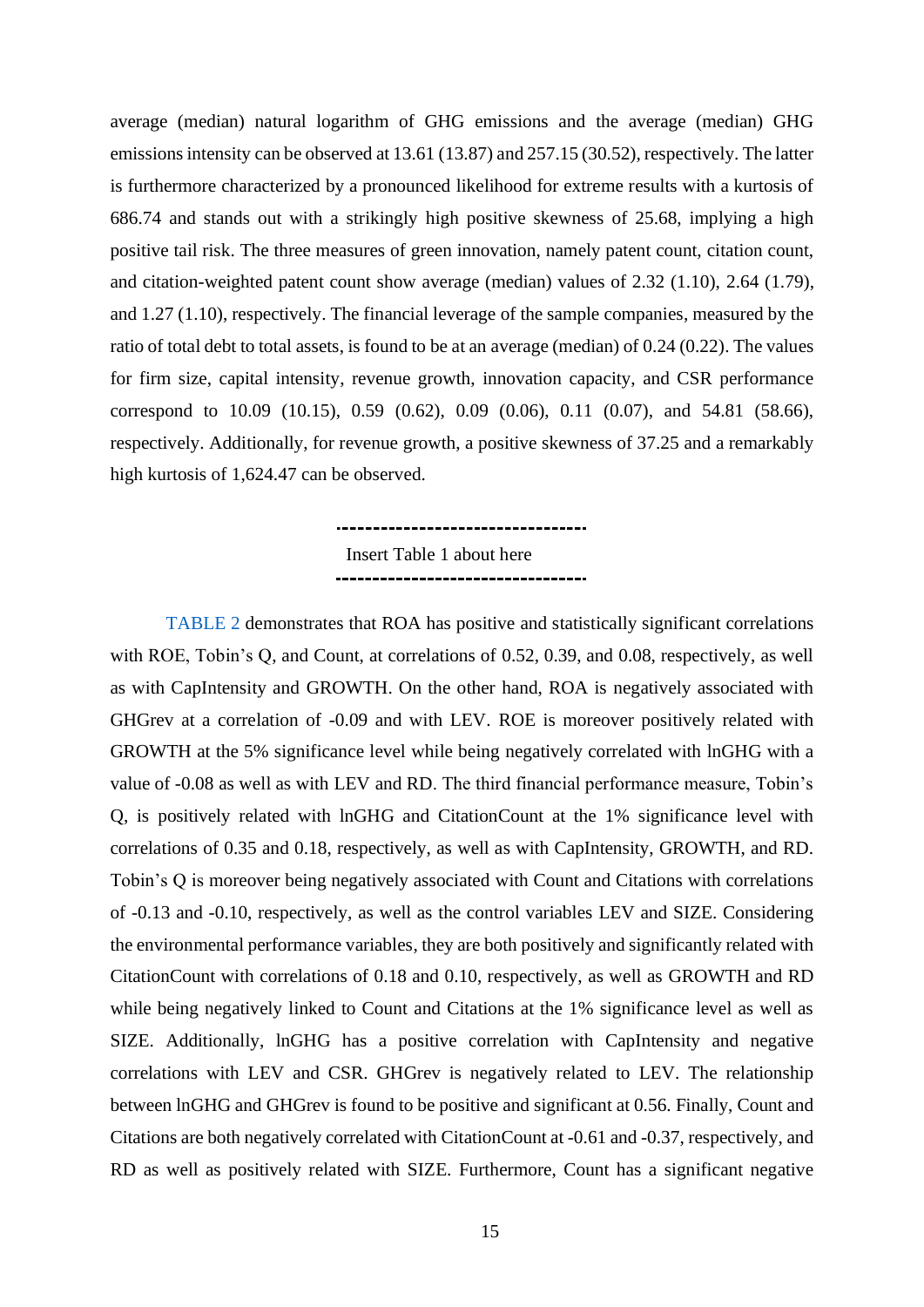average (median) natural logarithm of GHG emissions and the average (median) GHG emissions intensity can be observed at 13.61 (13.87) and 257.15 (30.52), respectively. The latter is furthermore characterized by a pronounced likelihood for extreme results with a kurtosis of 686.74 and stands out with a strikingly high positive skewness of 25.68, implying a high positive tail risk. The three measures of green innovation, namely patent count, citation count, and citation-weighted patent count show average (median) values of 2.32 (1.10), 2.64 (1.79), and 1.27 (1.10), respectively. The financial leverage of the sample companies, measured by the ratio of total debt to total assets, is found to be at an average (median) of 0.24 (0.22). The values for firm size, capital intensity, revenue growth, innovation capacity, and CSR performance correspond to 10.09 (10.15), 0.59 (0.62), 0.09 (0.06), 0.11 (0.07), and 54.81 (58.66), respectively. Additionally, for revenue growth, a positive skewness of 37.25 and a remarkably high kurtosis of 1,624.47 can be observed.

Insert Table 1 about here

TABLE 2 demonstrates that ROA has positive and statistically significant correlations with ROE, Tobin's Q, and Count, at correlations of 0.52, 0.39, and 0.08, respectively, as well as with CapIntensity and GROWTH. On the other hand, ROA is negatively associated with GHGrev at a correlation of -0.09 and with LEV. ROE is moreover positively related with GROWTH at the 5% significance level while being negatively correlated with lnGHG with a value of -0.08 as well as with LEV and RD. The third financial performance measure, Tobin's Q, is positively related with lnGHG and CitationCount at the 1% significance level with correlations of 0.35 and 0.18, respectively, as well as with CapIntensity, GROWTH, and RD. Tobin's Q is moreover being negatively associated with Count and Citations with correlations of -0.13 and -0.10, respectively, as well as the control variables LEV and SIZE. Considering the environmental performance variables, they are both positively and significantly related with CitationCount with correlations of 0.18 and 0.10, respectively, as well as GROWTH and RD while being negatively linked to Count and Citations at the 1% significance level as well as SIZE. Additionally, lnGHG has a positive correlation with CapIntensity and negative correlations with LEV and CSR. GHGrev is negatively related to LEV. The relationship between lnGHG and GHGrev is found to be positive and significant at 0.56. Finally, Count and Citations are both negatively correlated with CitationCount at -0.61 and -0.37, respectively, and RD as well as positively related with SIZE. Furthermore, Count has a significant negative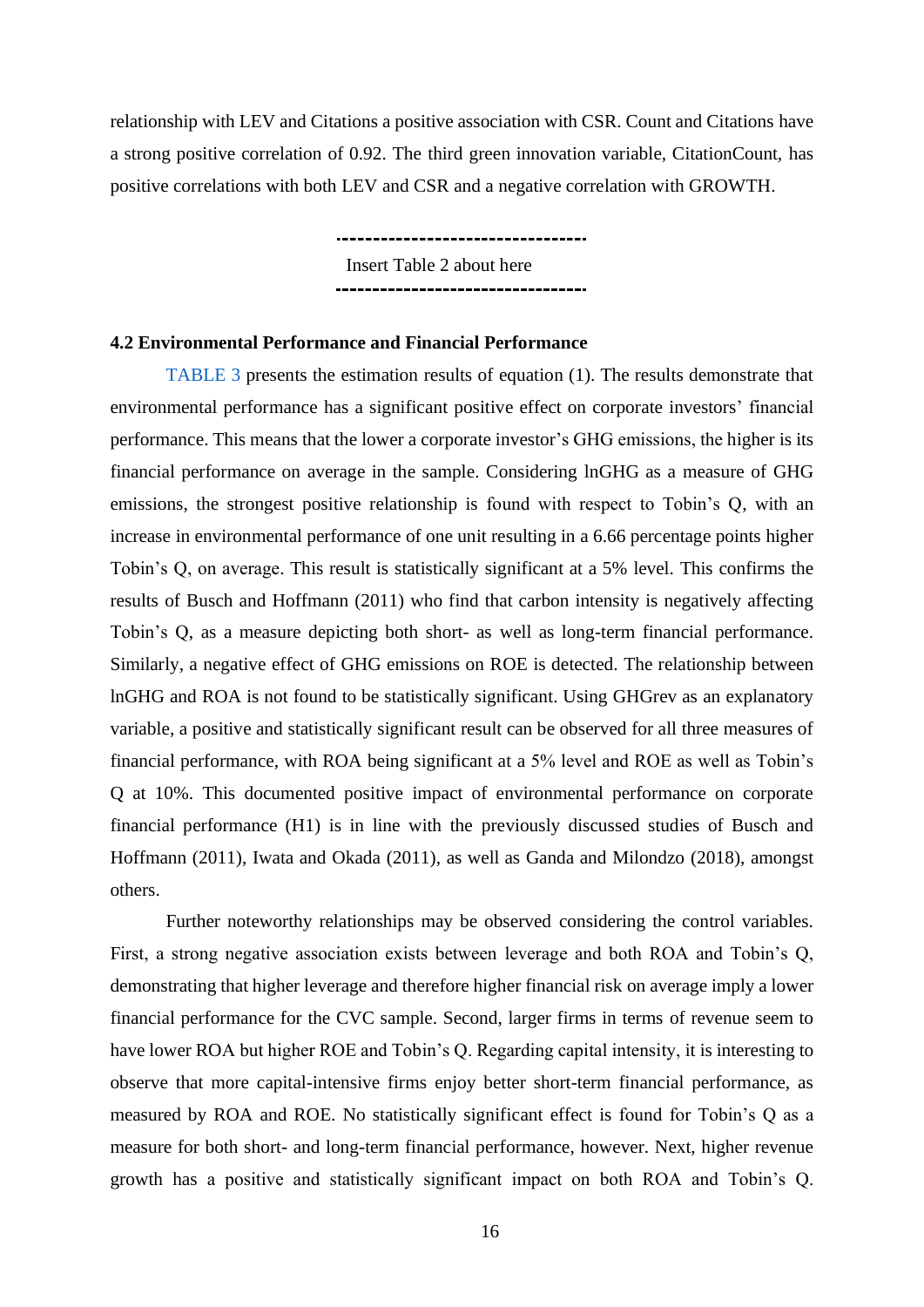relationship with LEV and Citations a positive association with CSR. Count and Citations have a strong positive correlation of 0.92. The third green innovation variable, CitationCount, has positive correlations with both LEV and CSR and a negative correlation with GROWTH.

---

Insert Table 2 about here

---

### 4.2 Environmental Performance and Financial Performance

TABLE 3 presents the estimation results of equation (1). The results demonstrate that environmental performance has a significant positive effect on corporate investors' financial performance. This means that the lower a corporate investor's GHG emissions, the higher is its financial performance on average in the sample. Considering lnGHG as a measure of GHG emissions, the strongest positive relationship is found with respect to Tobin's Q, with an increase in environmental performance of one unit resulting in a 6.66 percentage points higher Tobin's Q, on average. This result is statistically significant at a 5% level. This confirms the results of Busch and Hoffmann (2011) who find that carbon intensity is negatively affecting Tobin's Q, as a measure depicting both short- as well as long-term financial performance. Similarly, a negative effect of GHG emissions on ROE is detected. The relationship between lnGHG and ROA is not found to be statistically significant. Using GHGrev as an explanatory variable, a positive and statistically significant result can be observed for all three measures of financial performance, with ROA being significant at a 5% level and ROE as well as Tobin's Q at 10%. This documented positive impact of environmental performance on corporate financial performance (H1) is in line with the previously discussed studies of Busch and Hoffmann (2011), Iwata and Okada (2011), as well as Ganda and Milondzo (2018), amongst others.

Further noteworthy relationships may be observed considering the control variables. First, a strong negative association exists between leverage and both ROA and Tobin's Q, demonstrating that higher leverage and therefore higher financial risk on average imply a lower financial performance for the CVC sample. Second, larger firms in terms of revenue seem to have lower ROA but higher ROE and Tobin's Q. Regarding capital intensity, it is interesting to observe that more capital-intensive firms enjoy better short-term financial performance, as measured by ROA and ROE. No statistically significant effect is found for Tobin's Q as a measure for both short- and long-term financial performance, however. Next, higher revenue growth has a positive and statistically significant impact on both ROA and Tobin's Q.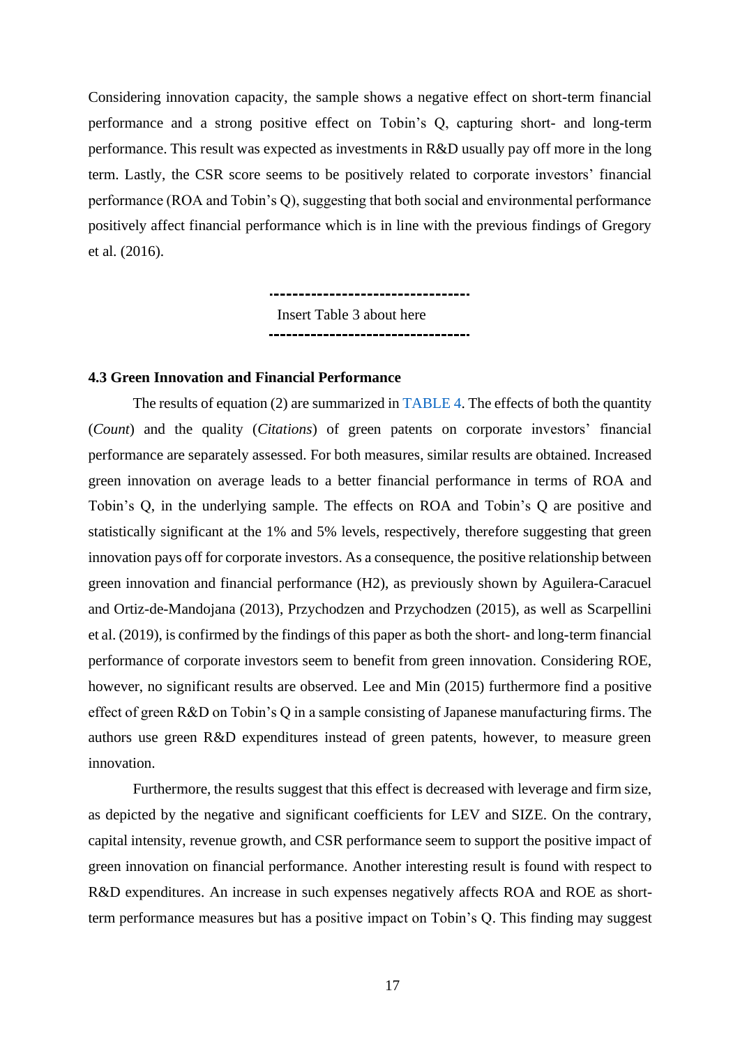Considering innovation capacity, the sample shows a negative effect on short-term financial performance and a strong positive effect on Tobin's Q, capturing short- and long-term performance. This result was expected as investments in R&D usually pay off more in the long term. Lastly, the CSR score seems to be positively related to corporate investors' financial performance (ROA and Tobin's Q), suggesting that both social and environmental performance positively affect financial performance which is in line with the previous findings of Gregory et al. (2016).

---

Insert Table 3 about here

---

### 4.3 Green Innovation and Financial Performance

The results of equation (2) are summarized in TABLE 4. The effects of both the quantity (*Count*) and the quality (*Citations*) of green patents on corporate investors' financial performance are separately assessed. For both measures, similar results are obtained. Increased green innovation on average leads to a better financial performance in terms of ROA and Tobin's Q, in the underlying sample. The effects on ROA and Tobin's Q are positive and statistically significant at the 1% and 5% levels, respectively, therefore suggesting that green innovation pays off for corporate investors. As a consequence, the positive relationship between green innovation and financial performance (H2), as previously shown by Aguilera-Caracuel and Ortiz-de-Mandojana (2013), Przychodzen and Przychodzen (2015), as well as Scarpellini et al. (2019), is confirmed by the findings of this paper as both the short- and long-term financial performance of corporate investors seem to benefit from green innovation. Considering ROE, however, no significant results are observed. Lee and Min (2015) furthermore find a positive effect of green R&D on Tobin's Q in a sample consisting of Japanese manufacturing firms. The authors use green R&D expenditures instead of green patents, however, to measure green innovation.

Furthermore, the results suggest that this effect is decreased with leverage and firm size, as depicted by the negative and significant coefficients for LEV and SIZE. On the contrary, capital intensity, revenue growth, and CSR performance seem to support the positive impact of green innovation on financial performance. Another interesting result is found with respect to R&D expenditures. An increase in such expenses negatively affects ROA and ROE as short-term performance measures but has a positive impact on Tobin's Q. This finding may suggest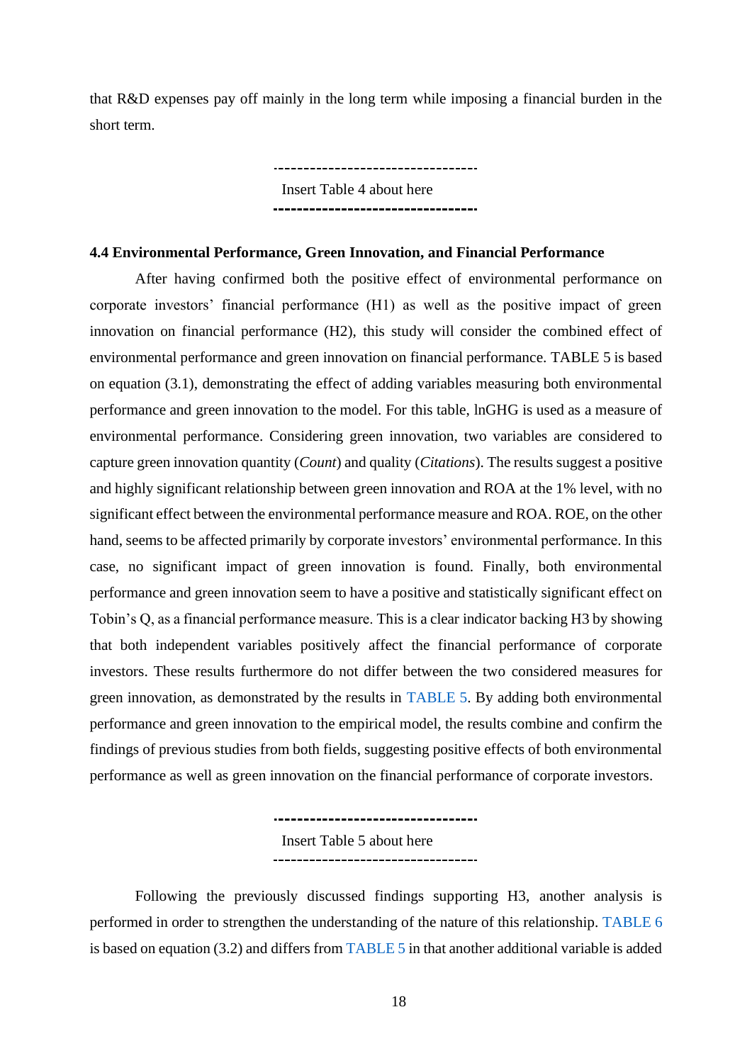that R&D expenses pay off mainly in the long term while imposing a financial burden in the short term.

---

Insert Table 4 about here

---

### 4.4 Environmental Performance, Green Innovation, and Financial Performance

After having confirmed both the positive effect of environmental performance on corporate investors' financial performance (H1) as well as the positive impact of green innovation on financial performance (H2), this study will consider the combined effect of environmental performance and green innovation on financial performance. TABLE 5 is based on equation (3.1), demonstrating the effect of adding variables measuring both environmental performance and green innovation to the model. For this table, lnGHG is used as a measure of environmental performance. Considering green innovation, two variables are considered to capture green innovation quantity (*Count*) and quality (*Citations*). The results suggest a positive and highly significant relationship between green innovation and ROA at the 1% level, with no significant effect between the environmental performance measure and ROA. ROE, on the other hand, seems to be affected primarily by corporate investors' environmental performance. In this case, no significant impact of green innovation is found. Finally, both environmental performance and green innovation seem to have a positive and statistically significant effect on Tobin's Q, as a financial performance measure. This is a clear indicator backing H3 by showing that both independent variables positively affect the financial performance of corporate investors. These results furthermore do not differ between the two considered measures for green innovation, as demonstrated by the results in TABLE 5. By adding both environmental performance and green innovation to the empirical model, the results combine and confirm the findings of previous studies from both fields, suggesting positive effects of both environmental performance as well as green innovation on the financial performance of corporate investors.

---

Insert Table 5 about here

---

Following the previously discussed findings supporting H3, another analysis is performed in order to strengthen the understanding of the nature of this relationship. TABLE 6 is based on equation (3.2) and differs from TABLE 5 in that another additional variable is added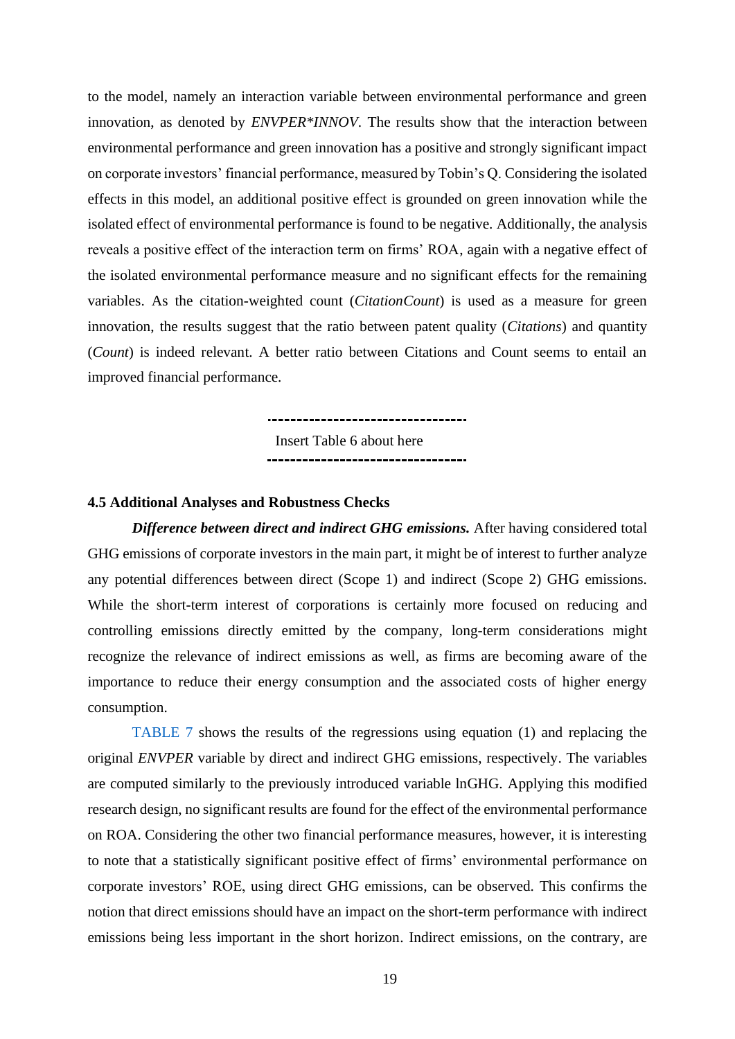to the model, namely an interaction variable between environmental performance and green innovation, as denoted by *ENVPER*INNOV*. The results show that the interaction between environmental performance and green innovation has a positive and strongly significant impact on corporate investors' financial performance, measured by Tobin's Q. Considering the isolated effects in this model, an additional positive effect is grounded on green innovation while the isolated effect of environmental performance is found to be negative. Additionally, the analysis reveals a positive effect of the interaction term on firms' ROA, again with a negative effect of the isolated environmental performance measure and no significant effects for the remaining variables. As the citation-weighted count (*CitationCount*) is used as a measure for green innovation, the results suggest that the ratio between patent quality (*Citations*) and quantity (*Count*) is indeed relevant. A better ratio between Citations and Count seems to entail an improved financial performance.

---

Insert Table 6 about here

---

### 4.5 Additional Analyses and Robustness Checks

***Difference between direct and indirect GHG emissions.*** After having considered total GHG emissions of corporate investors in the main part, it might be of interest to further analyze any potential differences between direct (Scope 1) and indirect (Scope 2) GHG emissions. While the short-term interest of corporations is certainly more focused on reducing and controlling emissions directly emitted by the company, long-term considerations might recognize the relevance of indirect emissions as well, as firms are becoming aware of the importance to reduce their energy consumption and the associated costs of higher energy consumption.

TABLE 7 shows the results of the regressions using equation (1) and replacing the original *ENVPER* variable by direct and indirect GHG emissions, respectively. The variables are computed similarly to the previously introduced variable lnGHG. Applying this modified research design, no significant results are found for the effect of the environmental performance on ROA. Considering the other two financial performance measures, however, it is interesting to note that a statistically significant positive effect of firms' environmental performance on corporate investors' ROE, using direct GHG emissions, can be observed. This confirms the notion that direct emissions should have an impact on the short-term performance with indirect emissions being less important in the short horizon. Indirect emissions, on the contrary, are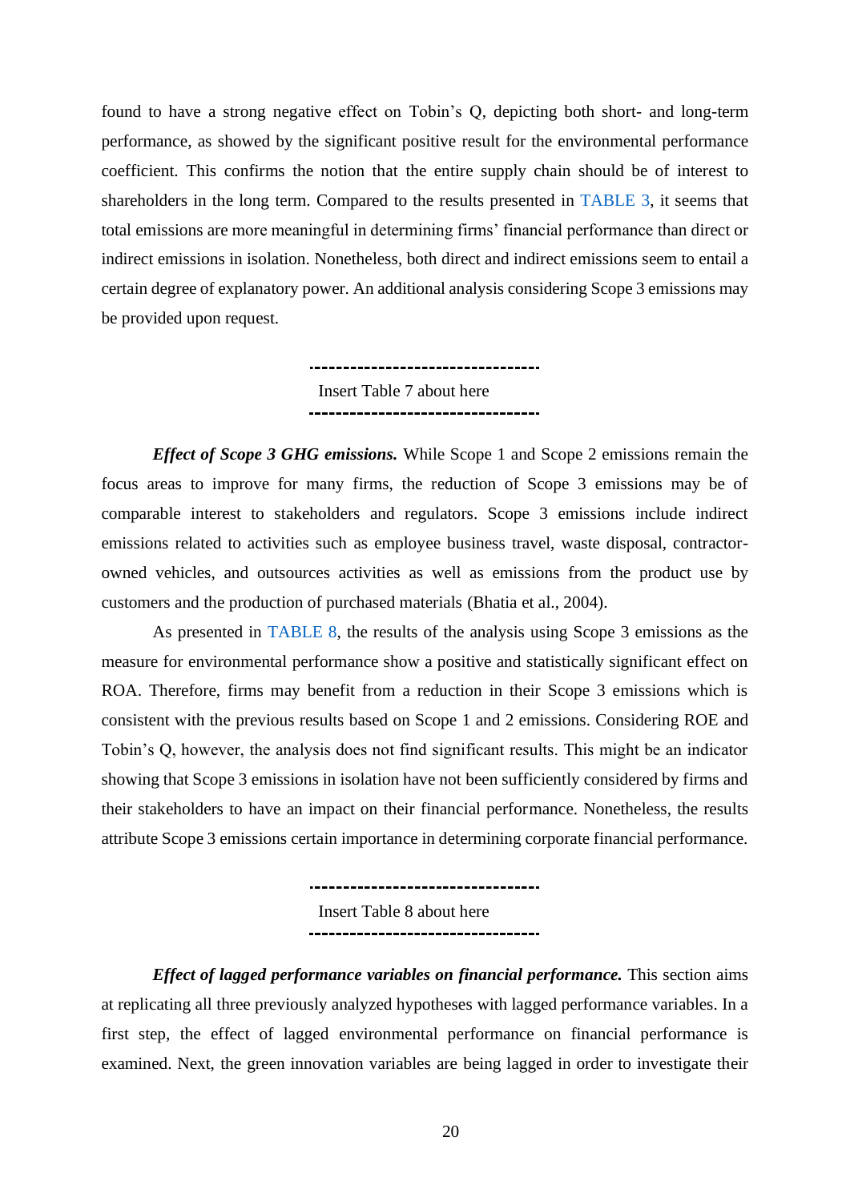found to have a strong negative effect on Tobin's Q, depicting both short- and long-term performance, as showed by the significant positive result for the environmental performance coefficient. This confirms the notion that the entire supply chain should be of interest to shareholders in the long term. Compared to the results presented in TABLE 3, it seems that total emissions are more meaningful in determining firms' financial performance than direct or indirect emissions in isolation. Nonetheless, both direct and indirect emissions seem to entail a certain degree of explanatory power. An additional analysis considering Scope 3 emissions may be provided upon request.

---

Insert Table 7 about here

---

***Effect of Scope 3 GHG emissions.*** While Scope 1 and Scope 2 emissions remain the focus areas to improve for many firms, the reduction of Scope 3 emissions may be of comparable interest to stakeholders and regulators. Scope 3 emissions include indirect emissions related to activities such as employee business travel, waste disposal, contractor-owned vehicles, and outsources activities as well as emissions from the product use by customers and the production of purchased materials (Bhatia et al., 2004).

As presented in TABLE 8, the results of the analysis using Scope 3 emissions as the measure for environmental performance show a positive and statistically significant effect on ROA. Therefore, firms may benefit from a reduction in their Scope 3 emissions which is consistent with the previous results based on Scope 1 and 2 emissions. Considering ROE and Tobin's Q, however, the analysis does not find significant results. This might be an indicator showing that Scope 3 emissions in isolation have not been sufficiently considered by firms and their stakeholders to have an impact on their financial performance. Nonetheless, the results attribute Scope 3 emissions certain importance in determining corporate financial performance.

---

Insert Table 8 about here

---

***Effect of lagged performance variables on financial performance.*** This section aims at replicating all three previously analyzed hypotheses with lagged performance variables. In a first step, the effect of lagged environmental performance on financial performance is examined. Next, the green innovation variables are being lagged in order to investigate their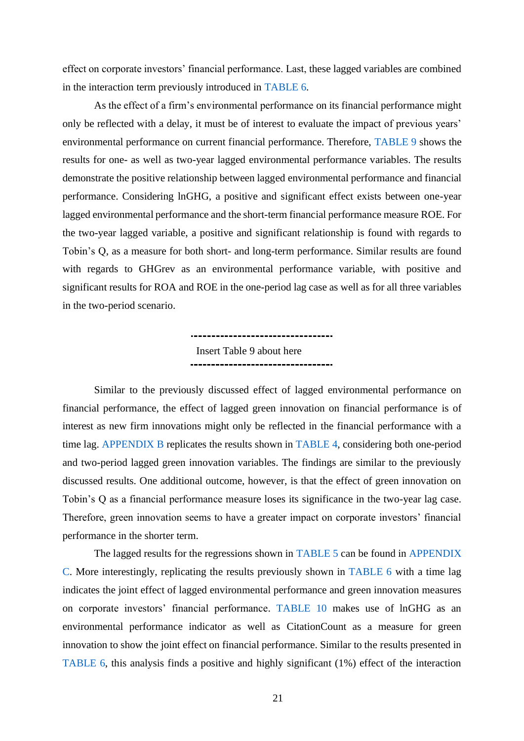effect on corporate investors' financial performance. Last, these lagged variables are combined in the interaction term previously introduced in TABLE 6.

As the effect of a firm's environmental performance on its financial performance might only be reflected with a delay, it must be of interest to evaluate the impact of previous years' environmental performance on current financial performance. Therefore, TABLE 9 shows the results for one- as well as two-year lagged environmental performance variables. The results demonstrate the positive relationship between lagged environmental performance and financial performance. Considering lnGHG, a positive and significant effect exists between one-year lagged environmental performance and the short-term financial performance measure ROE. For the two-year lagged variable, a positive and significant relationship is found with regards to Tobin's Q, as a measure for both short- and long-term performance. Similar results are found with regards to GHGrev as an environmental performance variable, with positive and significant results for ROA and ROE in the one-period lag case as well as for all three variables in the two-period scenario.

---

Insert Table 9 about here

---

Similar to the previously discussed effect of lagged environmental performance on financial performance, the effect of lagged green innovation on financial performance is of interest as new firm innovations might only be reflected in the financial performance with a time lag. APPENDIX B replicates the results shown in TABLE 4, considering both one-period and two-period lagged green innovation variables. The findings are similar to the previously discussed results. One additional outcome, however, is that the effect of green innovation on Tobin's Q as a financial performance measure loses its significance in the two-year lag case. Therefore, green innovation seems to have a greater impact on corporate investors' financial performance in the shorter term.

The lagged results for the regressions shown in TABLE 5 can be found in APPENDIX C. More interestingly, replicating the results previously shown in TABLE 6 with a time lag indicates the joint effect of lagged environmental performance and green innovation measures on corporate investors' financial performance. TABLE 10 makes use of lnGHG as an environmental performance indicator as well as CitationCount as a measure for green innovation to show the joint effect on financial performance. Similar to the results presented in TABLE 6, this analysis finds a positive and highly significant (1%) effect of the interaction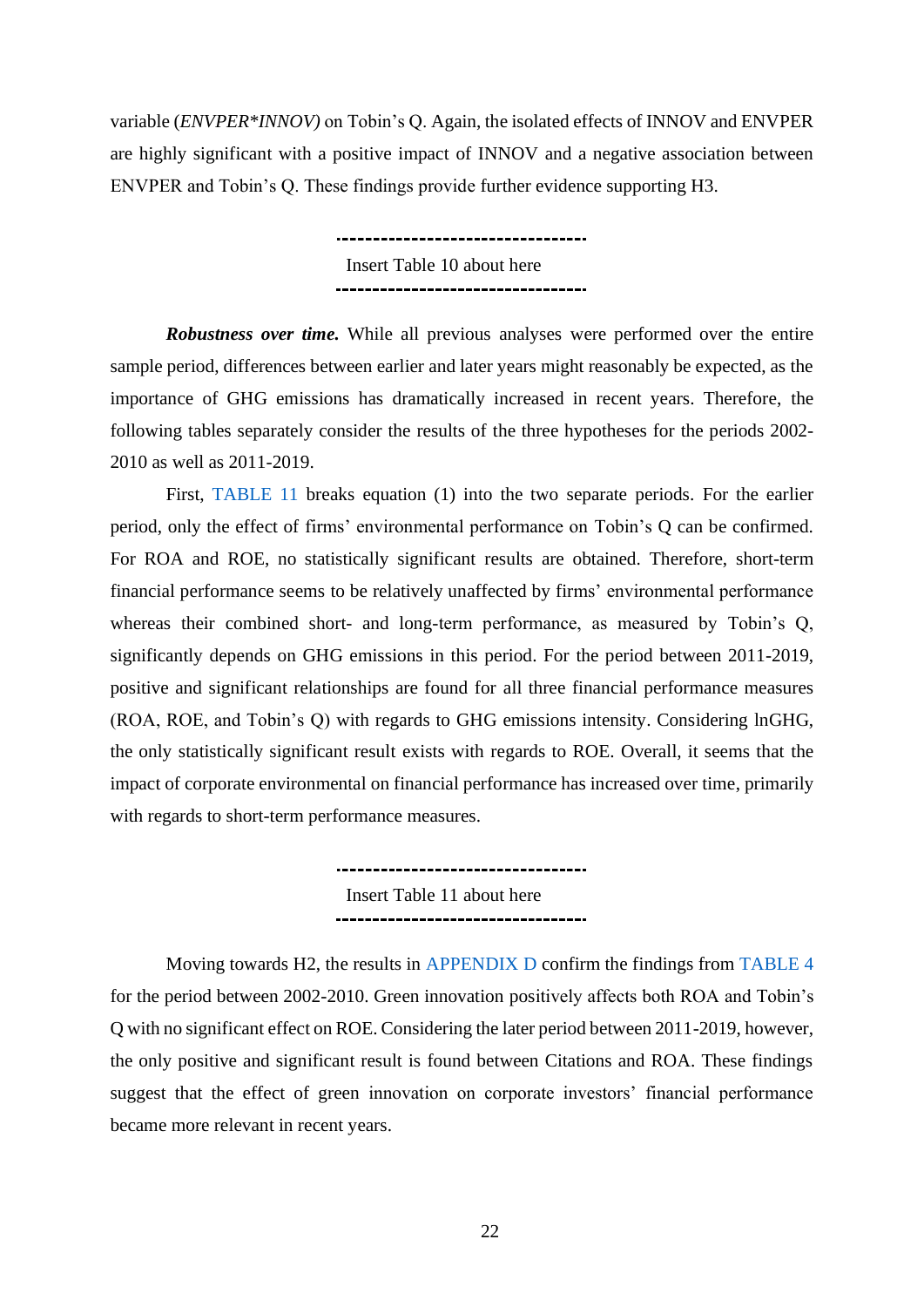variable (*ENVPER*INNOV)* on Tobin's Q. Again, the isolated effects of INNOV and ENVPER are highly significant with a positive impact of INNOV and a negative association between ENVPER and Tobin's Q. These findings provide further evidence supporting H3.

---
Insert Table 10 about here

---

***Robustness over time.*** While all previous analyses were performed over the entire sample period, differences between earlier and later years might reasonably be expected, as the importance of GHG emissions has dramatically increased in recent years. Therefore, the following tables separately consider the results of the three hypotheses for the periods 2002-2010 as well as 2011-2019.

First, TABLE 11 breaks equation (1) into the two separate periods. For the earlier period, only the effect of firms' environmental performance on Tobin's Q can be confirmed. For ROA and ROE, no statistically significant results are obtained. Therefore, short-term financial performance seems to be relatively unaffected by firms' environmental performance whereas their combined short- and long-term performance, as measured by Tobin's Q, significantly depends on GHG emissions in this period. For the period between 2011-2019, positive and significant relationships are found for all three financial performance measures (ROA, ROE, and Tobin's Q) with regards to GHG emissions intensity. Considering lnGHG, the only statistically significant result exists with regards to ROE. Overall, it seems that the impact of corporate environmental on financial performance has increased over time, primarily with regards to short-term performance measures.

---
Insert Table 11 about here

---

Moving towards H2, the results in APPENDIX D confirm the findings from TABLE 4 for the period between 2002-2010. Green innovation positively affects both ROA and Tobin's Q with no significant effect on ROE. Considering the later period between 2011-2019, however, the only positive and significant result is found between Citations and ROA. These findings suggest that the effect of green innovation on corporate investors' financial performance became more relevant in recent years.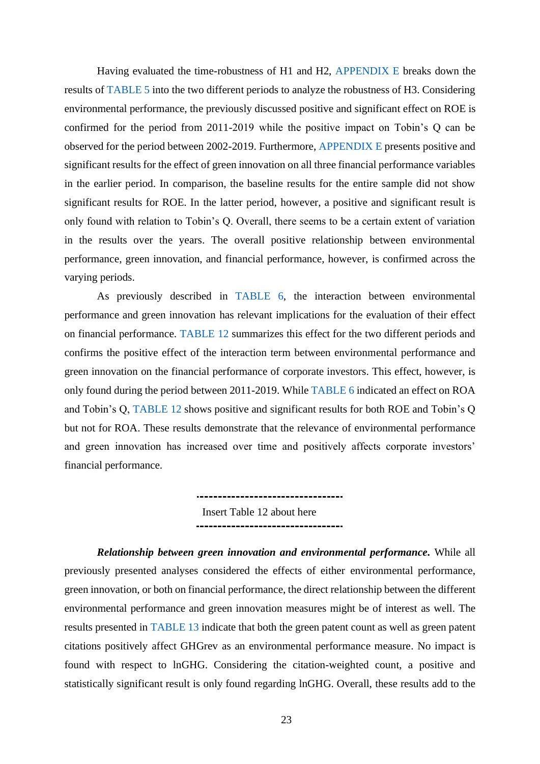Having evaluated the time-robustness of H1 and H2, APPENDIX E breaks down the results of TABLE 5 into the two different periods to analyze the robustness of H3. Considering environmental performance, the previously discussed positive and significant effect on ROE is confirmed for the period from 2011-2019 while the positive impact on Tobin's Q can be observed for the period between 2002-2019. Furthermore, APPENDIX E presents positive and significant results for the effect of green innovation on all three financial performance variables in the earlier period. In comparison, the baseline results for the entire sample did not show significant results for ROE. In the latter period, however, a positive and significant result is only found with relation to Tobin's Q. Overall, there seems to be a certain extent of variation in the results over the years. The overall positive relationship between environmental performance, green innovation, and financial performance, however, is confirmed across the varying periods.

As previously described in TABLE 6, the interaction between environmental performance and green innovation has relevant implications for the evaluation of their effect on financial performance. TABLE 12 summarizes this effect for the two different periods and confirms the positive effect of the interaction term between environmental performance and green innovation on the financial performance of corporate investors. This effect, however, is only found during the period between 2011-2019. While TABLE 6 indicated an effect on ROA and Tobin's Q, TABLE 12 shows positive and significant results for both ROE and Tobin's Q but not for ROA. These results demonstrate that the relevance of environmental performance and green innovation has increased over time and positively affects corporate investors' financial performance.

---

Insert Table 12 about here

---

***Relationship between green innovation and environmental performance.*** While all previously presented analyses considered the effects of either environmental performance, green innovation, or both on financial performance, the direct relationship between the different environmental performance and green innovation measures might be of interest as well. The results presented in TABLE 13 indicate that both the green patent count as well as green patent citations positively affect GHGrev as an environmental performance measure. No impact is found with respect to lnGHG. Considering the citation-weighted count, a positive and statistically significant result is only found regarding lnGHG. Overall, these results add to the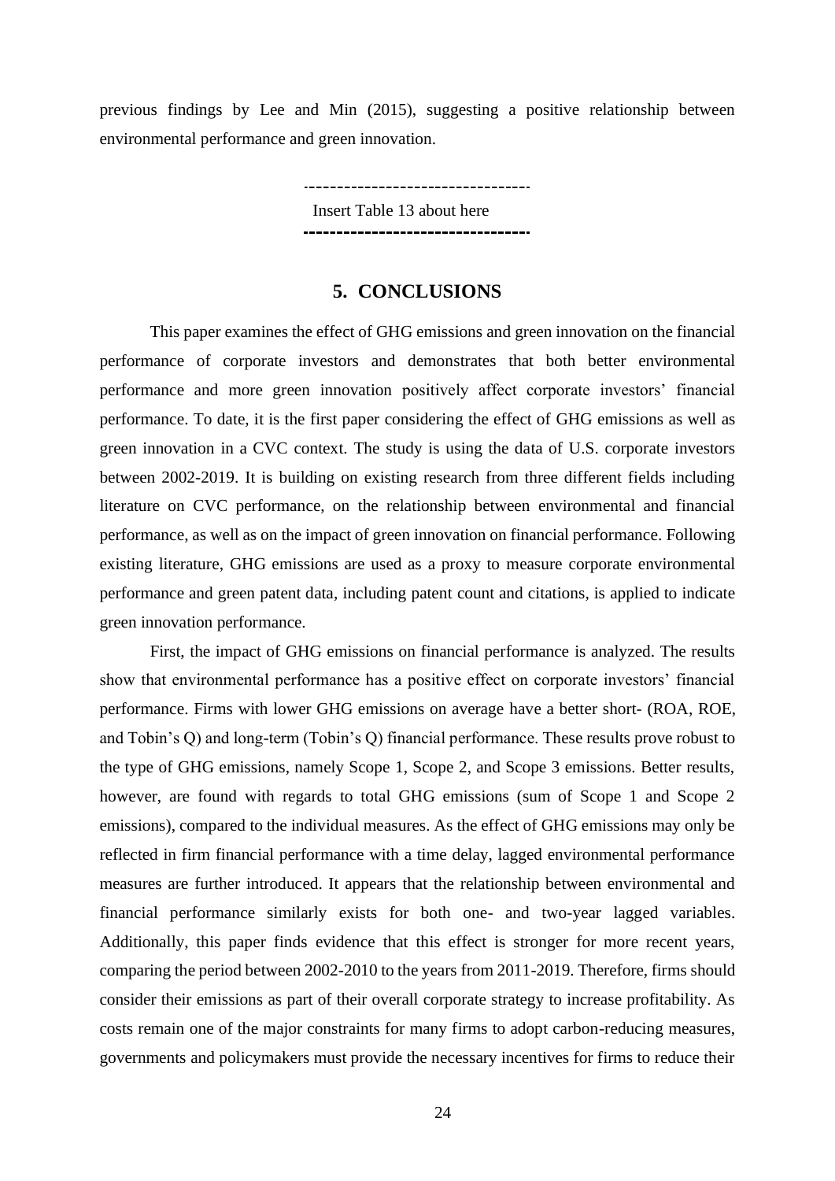previous findings by Lee and Min (2015), suggesting a positive relationship between environmental performance and green innovation.

---

Insert Table 13 about here

---

## 5. CONCLUSIONS

This paper examines the effect of GHG emissions and green innovation on the financial performance of corporate investors and demonstrates that both better environmental performance and more green innovation positively affect corporate investors' financial performance. To date, it is the first paper considering the effect of GHG emissions as well as green innovation in a CVC context. The study is using the data of U.S. corporate investors between 2002-2019. It is building on existing research from three different fields including literature on CVC performance, on the relationship between environmental and financial performance, as well as on the impact of green innovation on financial performance. Following existing literature, GHG emissions are used as a proxy to measure corporate environmental performance and green patent data, including patent count and citations, is applied to indicate green innovation performance.

First, the impact of GHG emissions on financial performance is analyzed. The results show that environmental performance has a positive effect on corporate investors' financial performance. Firms with lower GHG emissions on average have a better short- (ROA, ROE, and Tobin's Q) and long-term (Tobin's Q) financial performance. These results prove robust to the type of GHG emissions, namely Scope 1, Scope 2, and Scope 3 emissions. Better results, however, are found with regards to total GHG emissions (sum of Scope 1 and Scope 2 emissions), compared to the individual measures. As the effect of GHG emissions may only be reflected in firm financial performance with a time delay, lagged environmental performance measures are further introduced. It appears that the relationship between environmental and financial performance similarly exists for both one- and two-year lagged variables. Additionally, this paper finds evidence that this effect is stronger for more recent years, comparing the period between 2002-2010 to the years from 2011-2019. Therefore, firms should consider their emissions as part of their overall corporate strategy to increase profitability. As costs remain one of the major constraints for many firms to adopt carbon-reducing measures, governments and policymakers must provide the necessary incentives for firms to reduce their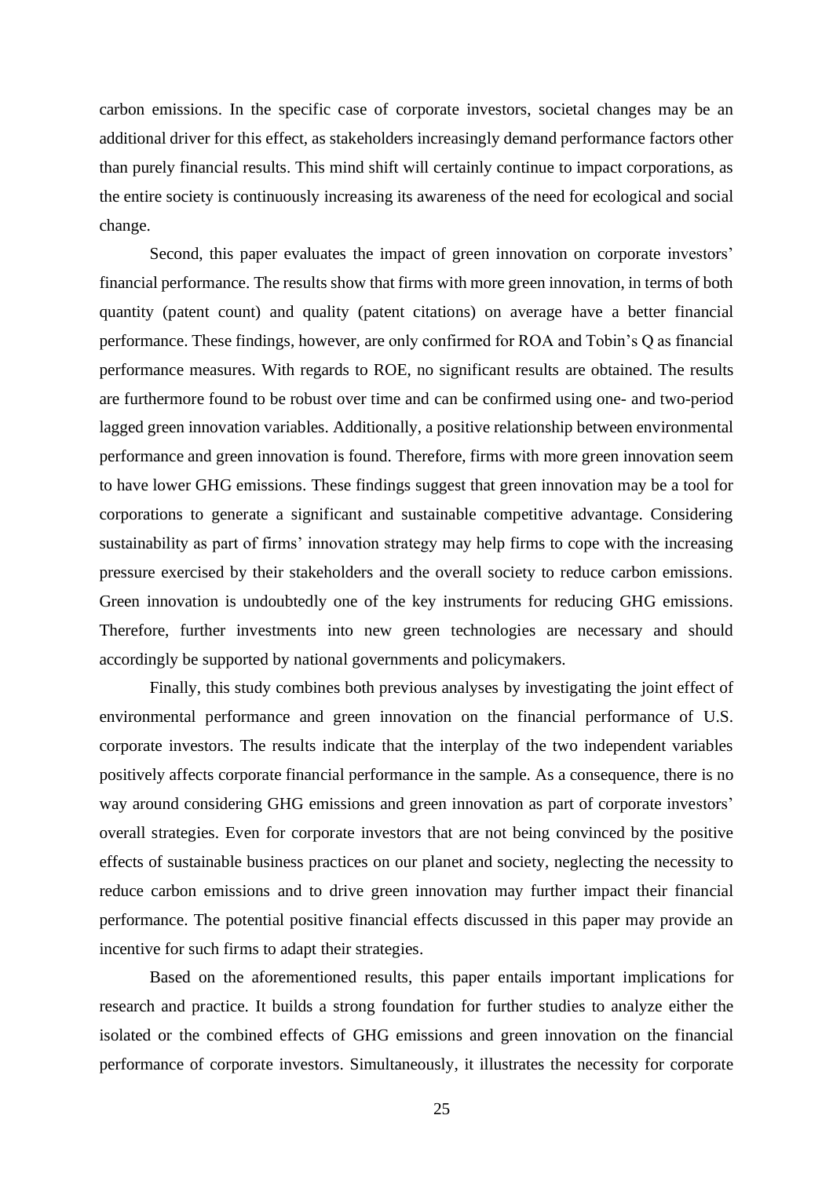carbon emissions. In the specific case of corporate investors, societal changes may be an additional driver for this effect, as stakeholders increasingly demand performance factors other than purely financial results. This mind shift will certainly continue to impact corporations, as the entire society is continuously increasing its awareness of the need for ecological and social change.

Second, this paper evaluates the impact of green innovation on corporate investors' financial performance. The results show that firms with more green innovation, in terms of both quantity (patent count) and quality (patent citations) on average have a better financial performance. These findings, however, are only confirmed for ROA and Tobin's Q as financial performance measures. With regards to ROE, no significant results are obtained. The results are furthermore found to be robust over time and can be confirmed using one- and two-period lagged green innovation variables. Additionally, a positive relationship between environmental performance and green innovation is found. Therefore, firms with more green innovation seem to have lower GHG emissions. These findings suggest that green innovation may be a tool for corporations to generate a significant and sustainable competitive advantage. Considering sustainability as part of firms' innovation strategy may help firms to cope with the increasing pressure exercised by their stakeholders and the overall society to reduce carbon emissions. Green innovation is undoubtedly one of the key instruments for reducing GHG emissions. Therefore, further investments into new green technologies are necessary and should accordingly be supported by national governments and policymakers.

Finally, this study combines both previous analyses by investigating the joint effect of environmental performance and green innovation on the financial performance of U.S. corporate investors. The results indicate that the interplay of the two independent variables positively affects corporate financial performance in the sample. As a consequence, there is no way around considering GHG emissions and green innovation as part of corporate investors' overall strategies. Even for corporate investors that are not being convinced by the positive effects of sustainable business practices on our planet and society, neglecting the necessity to reduce carbon emissions and to drive green innovation may further impact their financial performance. The potential positive financial effects discussed in this paper may provide an incentive for such firms to adapt their strategies.

Based on the aforementioned results, this paper entails important implications for research and practice. It builds a strong foundation for further studies to analyze either the isolated or the combined effects of GHG emissions and green innovation on the financial performance of corporate investors. Simultaneously, it illustrates the necessity for corporate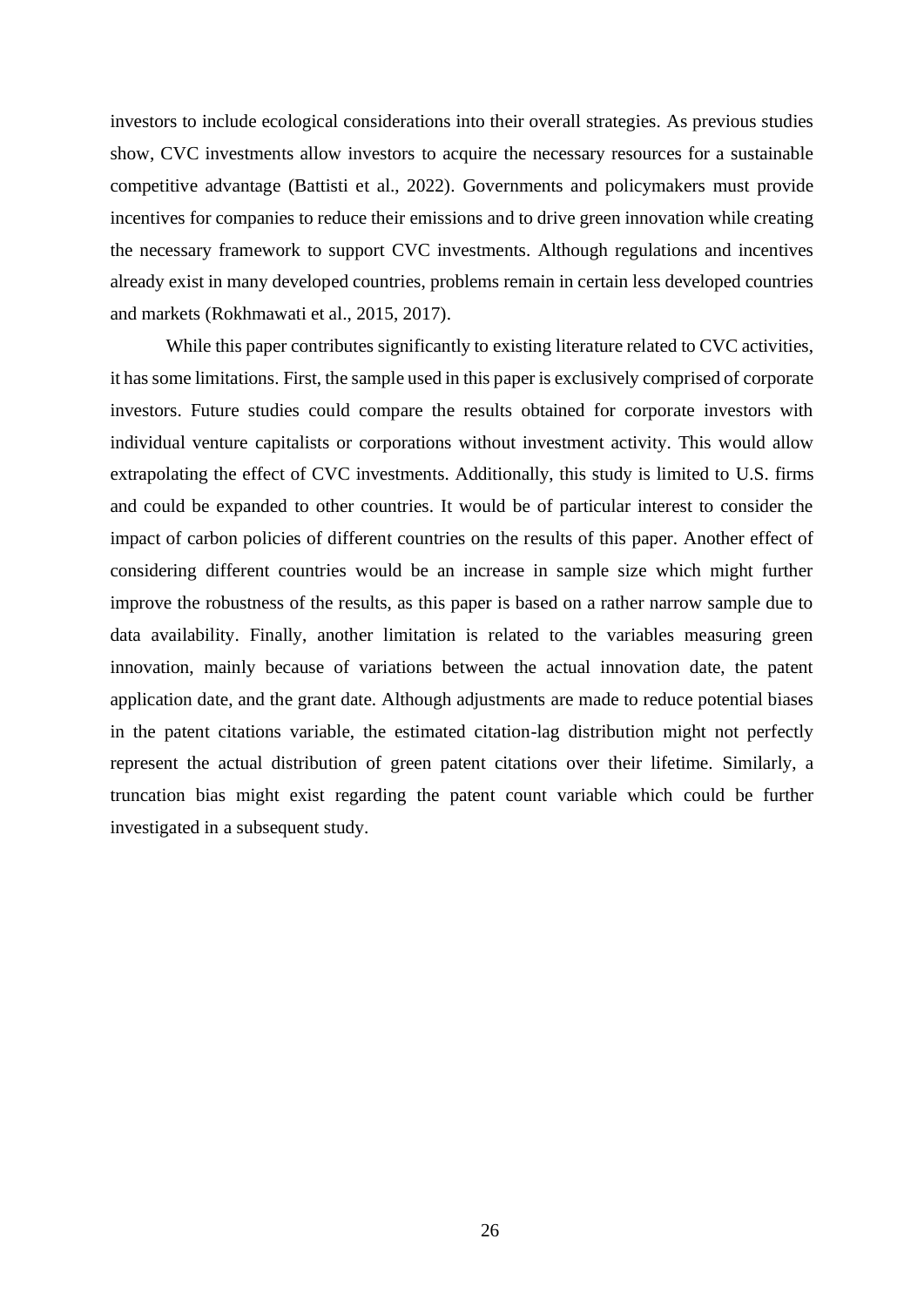investors to include ecological considerations into their overall strategies. As previous studies show, CVC investments allow investors to acquire the necessary resources for a sustainable competitive advantage (Battisti et al., 2022). Governments and policymakers must provide incentives for companies to reduce their emissions and to drive green innovation while creating the necessary framework to support CVC investments. Although regulations and incentives already exist in many developed countries, problems remain in certain less developed countries and markets (Rokhmawati et al., 2015, 2017).

While this paper contributes significantly to existing literature related to CVC activities, it has some limitations. First, the sample used in this paper is exclusively comprised of corporate investors. Future studies could compare the results obtained for corporate investors with individual venture capitalists or corporations without investment activity. This would allow extrapolating the effect of CVC investments. Additionally, this study is limited to U.S. firms and could be expanded to other countries. It would be of particular interest to consider the impact of carbon policies of different countries on the results of this paper. Another effect of considering different countries would be an increase in sample size which might further improve the robustness of the results, as this paper is based on a rather narrow sample due to data availability. Finally, another limitation is related to the variables measuring green innovation, mainly because of variations between the actual innovation date, the patent application date, and the grant date. Although adjustments are made to reduce potential biases in the patent citations variable, the estimated citation-lag distribution might not perfectly represent the actual distribution of green patent citations over their lifetime. Similarly, a truncation bias might exist regarding the patent count variable which could be further investigated in a subsequent study.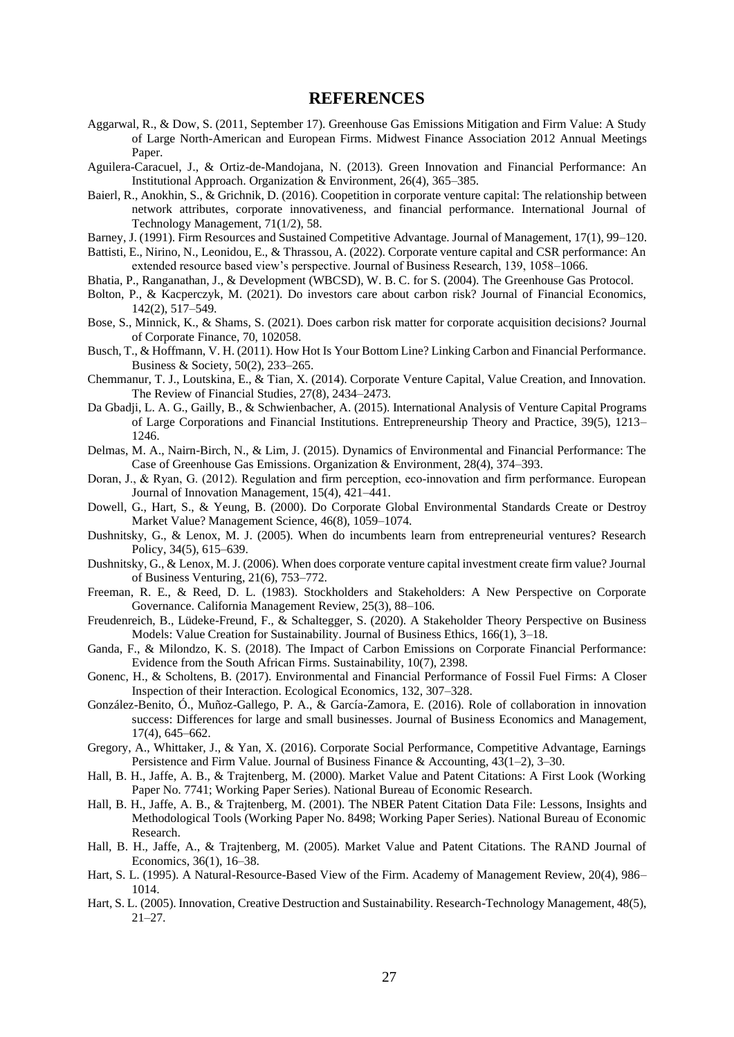# REFERENCES

Aggarwal, R., & Dow, S. (2011, September 17). Greenhouse Gas Emissions Mitigation and Firm Value: A Study of Large North-American and European Firms. Midwest Finance Association 2012 Annual Meetings Paper.

Aguilera-Caracuel, J., & Ortiz-de-Mandojana, N. (2013). Green Innovation and Financial Performance: An Institutional Approach. Organization & Environment, 26(4), 365–385.

Baierl, R., Anokhin, S., & Grichnik, D. (2016). Coopetition in corporate venture capital: The relationship between network attributes, corporate innovativeness, and financial performance. International Journal of Technology Management, 71(1/2), 58.

Barney, J. (1991). Firm Resources and Sustained Competitive Advantage. Journal of Management, 17(1), 99–120.

Battisti, E., Nirino, N., Leonidou, E., & Thrassou, A. (2022). Corporate venture capital and CSR performance: An extended resource based view's perspective. Journal of Business Research, 139, 1058–1066.

Bhatia, P., Ranganathan, J., & Development (WBCSD), W. B. C. for S. (2004). The Greenhouse Gas Protocol.

Bolton, P., & Kacperczyk, M. (2021). Do investors care about carbon risk? Journal of Financial Economics, 142(2), 517–549.

Bose, S., Minnick, K., & Shams, S. (2021). Does carbon risk matter for corporate acquisition decisions? Journal of Corporate Finance, 70, 102058.

Busch, T., & Hoffmann, V. H. (2011). How Hot Is Your Bottom Line? Linking Carbon and Financial Performance. Business & Society, 50(2), 233–265.

Chemmanur, T. J., Loutskina, E., & Tian, X. (2014). Corporate Venture Capital, Value Creation, and Innovation. The Review of Financial Studies, 27(8), 2434–2473.

Da Gbadji, L. A. G., Gailly, B., & Schwienbacher, A. (2015). International Analysis of Venture Capital Programs of Large Corporations and Financial Institutions. Entrepreneurship Theory and Practice, 39(5), 1213–1246.

Delmas, M. A., Nairn-Birch, N., & Lim, J. (2015). Dynamics of Environmental and Financial Performance: The Case of Greenhouse Gas Emissions. Organization & Environment, 28(4), 374–393.

Doran, J., & Ryan, G. (2012). Regulation and firm perception, eco-innovation and firm performance. European Journal of Innovation Management, 15(4), 421–441.

Dowell, G., Hart, S., & Yeung, B. (2000). Do Corporate Global Environmental Standards Create or Destroy Market Value? Management Science, 46(8), 1059–1074.

Dushnitsky, G., & Lenox, M. J. (2005). When do incumbents learn from entrepreneurial ventures? Research Policy, 34(5), 615–639.

Dushnitsky, G., & Lenox, M. J. (2006). When does corporate venture capital investment create firm value? Journal of Business Venturing, 21(6), 753–772.

Freeman, R. E., & Reed, D. L. (1983). Stockholders and Stakeholders: A New Perspective on Corporate Governance. California Management Review, 25(3), 88–106.

Freudenreich, B., Lüdeke-Freund, F., & Schaltegger, S. (2020). A Stakeholder Theory Perspective on Business Models: Value Creation for Sustainability. Journal of Business Ethics, 166(1), 3–18.

Ganda, F., & Milondzo, K. S. (2018). The Impact of Carbon Emissions on Corporate Financial Performance: Evidence from the South African Firms. Sustainability, 10(7), 2398.

Gonenc, H., & Scholtens, B. (2017). Environmental and Financial Performance of Fossil Fuel Firms: A Closer Inspection of their Interaction. Ecological Economics, 132, 307–328.

González-Benito, Ó., Muñoz-Gallego, P. A., & García-Zamora, E. (2016). Role of collaboration in innovation success: Differences for large and small businesses. Journal of Business Economics and Management, 17(4), 645–662.

Gregory, A., Whittaker, J., & Yan, X. (2016). Corporate Social Performance, Competitive Advantage, Earnings Persistence and Firm Value. Journal of Business Finance & Accounting, 43(1–2), 3–30.

Hall, B. H., Jaffe, A. B., & Trajtenberg, M. (2000). Market Value and Patent Citations: A First Look (Working Paper No. 7741; Working Paper Series). National Bureau of Economic Research.

Hall, B. H., Jaffe, A. B., & Trajtenberg, M. (2001). The NBER Patent Citation Data File: Lessons, Insights and Methodological Tools (Working Paper No. 8498; Working Paper Series). National Bureau of Economic Research.

Hall, B. H., Jaffe, A., & Trajtenberg, M. (2005). Market Value and Patent Citations. The RAND Journal of Economics, 36(1), 16–38.

Hart, S. L. (1995). A Natural-Resource-Based View of the Firm. Academy of Management Review, 20(4), 986–1014.

Hart, S. L. (2005). Innovation, Creative Destruction and Sustainability. Research-Technology Management, 48(5), 21–27.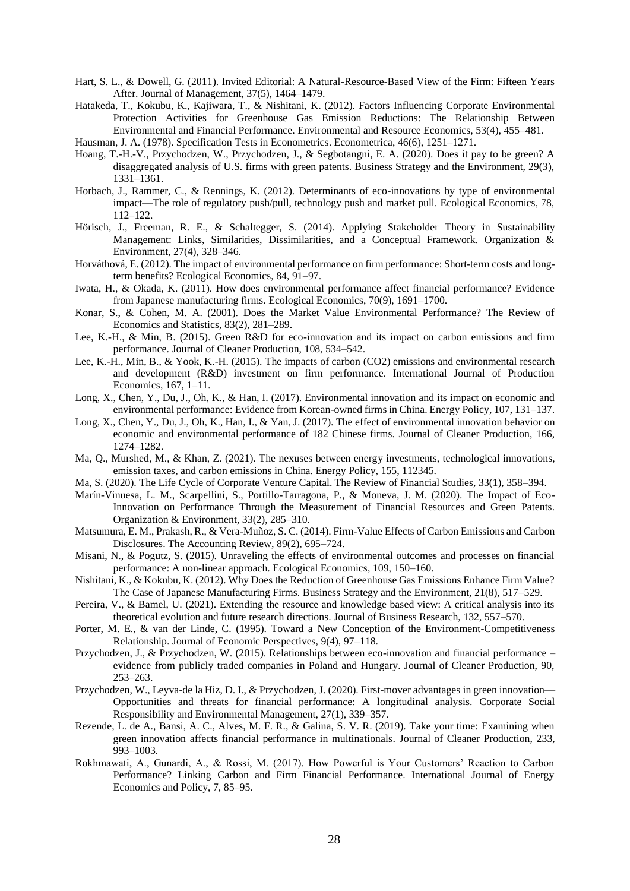Hart, S. L., & Dowell, G. (2011). Invited Editorial: A Natural-Resource-Based View of the Firm: Fifteen Years After. Journal of Management, 37(5), 1464–1479.

Hatakeda, T., Kokubu, K., Kajiwara, T., & Nishitani, K. (2012). Factors Influencing Corporate Environmental Protection Activities for Greenhouse Gas Emission Reductions: The Relationship Between Environmental and Financial Performance. Environmental and Resource Economics, 53(4), 455–481.

Hausman, J. A. (1978). Specification Tests in Econometrics. Econometrica, 46(6), 1251–1271.

Hoang, T.-H.-V., Przychodzen, W., Przychodzen, J., & Segbotangni, E. A. (2020). Does it pay to be green? A disaggregated analysis of U.S. firms with green patents. Business Strategy and the Environment, 29(3), 1331–1361.

Horbach, J., Rammer, C., & Rennings, K. (2012). Determinants of eco-innovations by type of environmental impact—The role of regulatory push/pull, technology push and market pull. Ecological Economics, 78, 112–122.

Hörisch, J., Freeman, R. E., & Schaltegger, S. (2014). Applying Stakeholder Theory in Sustainability Management: Links, Similarities, Dissimilarities, and a Conceptual Framework. Organization & Environment, 27(4), 328–346.

Horváthová, E. (2012). The impact of environmental performance on firm performance: Short-term costs and long-term benefits? Ecological Economics, 84, 91–97.

Iwata, H., & Okada, K. (2011). How does environmental performance affect financial performance? Evidence from Japanese manufacturing firms. Ecological Economics, 70(9), 1691–1700.

Konar, S., & Cohen, M. A. (2001). Does the Market Value Environmental Performance? The Review of Economics and Statistics, 83(2), 281–289.

Lee, K.-H., & Min, B. (2015). Green R&D for eco-innovation and its impact on carbon emissions and firm performance. Journal of Cleaner Production, 108, 534–542.

Lee, K.-H., Min, B., & Yook, K.-H. (2015). The impacts of carbon (CO2) emissions and environmental research and development (R&D) investment on firm performance. International Journal of Production Economics, 167, 1–11.

Long, X., Chen, Y., Du, J., Oh, K., & Han, I. (2017). Environmental innovation and its impact on economic and environmental performance: Evidence from Korean-owned firms in China. Energy Policy, 107, 131–137.

Long, X., Chen, Y., Du, J., Oh, K., Han, I., & Yan, J. (2017). The effect of environmental innovation behavior on economic and environmental performance of 182 Chinese firms. Journal of Cleaner Production, 166, 1274–1282.

Ma, Q., Murshed, M., & Khan, Z. (2021). The nexuses between energy investments, technological innovations, emission taxes, and carbon emissions in China. Energy Policy, 155, 112345.

Ma, S. (2020). The Life Cycle of Corporate Venture Capital. The Review of Financial Studies, 33(1), 358–394.

Marín-Vinuesa, L. M., Scarpellini, S., Portillo-Tarragona, P., & Moneva, J. M. (2020). The Impact of Eco-Innovation on Performance Through the Measurement of Financial Resources and Green Patents. Organization & Environment, 33(2), 285–310.

Matsumura, E. M., Prakash, R., & Vera-Muñoz, S. C. (2014). Firm-Value Effects of Carbon Emissions and Carbon Disclosures. The Accounting Review, 89(2), 695–724.

Misani, N., & Pogutz, S. (2015). Unraveling the effects of environmental outcomes and processes on financial performance: A non-linear approach. Ecological Economics, 109, 150–160.

Nishitani, K., & Kokubu, K. (2012). Why Does the Reduction of Greenhouse Gas Emissions Enhance Firm Value? The Case of Japanese Manufacturing Firms. Business Strategy and the Environment, 21(8), 517–529.

Pereira, V., & Bamel, U. (2021). Extending the resource and knowledge based view: A critical analysis into its theoretical evolution and future research directions. Journal of Business Research, 132, 557–570.

Porter, M. E., & van der Linde, C. (1995). Toward a New Conception of the Environment-Competitiveness Relationship. Journal of Economic Perspectives, 9(4), 97–118.

Przychodzen, J., & Przychodzen, W. (2015). Relationships between eco-innovation and financial performance – evidence from publicly traded companies in Poland and Hungary. Journal of Cleaner Production, 90, 253–263.

Przychodzen, W., Leyva-de la Hiz, D. I., & Przychodzen, J. (2020). First-mover advantages in green innovation—Opportunities and threats for financial performance: A longitudinal analysis. Corporate Social Responsibility and Environmental Management, 27(1), 339–357.

Rezende, L. de A., Bansi, A. C., Alves, M. F. R., & Galina, S. V. R. (2019). Take your time: Examining when green innovation affects financial performance in multinationals. Journal of Cleaner Production, 233, 993–1003.

Rokhmawati, A., Gunardi, A., & Rossi, M. (2017). How Powerful is Your Customers' Reaction to Carbon Performance? Linking Carbon and Firm Financial Performance. International Journal of Energy Economics and Policy, 7, 85–95.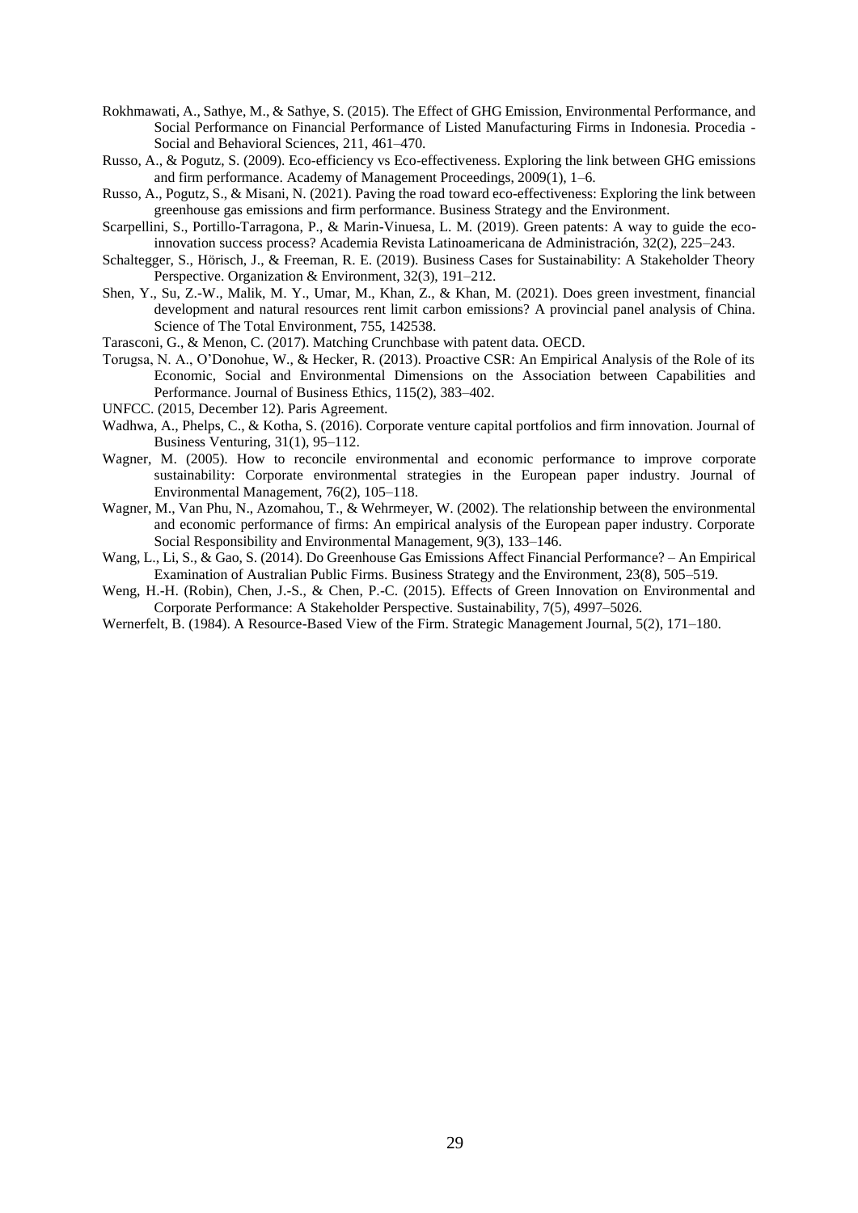Rokhmawati, A., Sathye, M., & Sathye, S. (2015). The Effect of GHG Emission, Environmental Performance, and Social Performance on Financial Performance of Listed Manufacturing Firms in Indonesia. Procedia - Social and Behavioral Sciences, 211, 461–470.

Russo, A., & Pogutz, S. (2009). Eco-efficiency vs Eco-effectiveness. Exploring the link between GHG emissions and firm performance. Academy of Management Proceedings, 2009(1), 1–6.

Russo, A., Pogutz, S., & Misani, N. (2021). Paving the road toward eco-effectiveness: Exploring the link between greenhouse gas emissions and firm performance. Business Strategy and the Environment.

Scarpellini, S., Portillo-Tarragona, P., & Marin-Vinuesa, L. M. (2019). Green patents: A way to guide the eco-innovation success process? Academia Revista Latinoamericana de Administración, 32(2), 225–243.

Schaltegger, S., Hörisch, J., & Freeman, R. E. (2019). Business Cases for Sustainability: A Stakeholder Theory Perspective. Organization & Environment, 32(3), 191–212.

Shen, Y., Su, Z.-W., Malik, M. Y., Umar, M., Khan, Z., & Khan, M. (2021). Does green investment, financial development and natural resources rent limit carbon emissions? A provincial panel analysis of China. Science of The Total Environment, 755, 142538.

Tarasconi, G., & Menon, C. (2017). Matching Crunchbase with patent data. OECD.

Torugsa, N. A., O'Donohue, W., & Hecker, R. (2013). Proactive CSR: An Empirical Analysis of the Role of its Economic, Social and Environmental Dimensions on the Association between Capabilities and Performance. Journal of Business Ethics, 115(2), 383–402.

UNFCC. (2015, December 12). Paris Agreement.

Wadhwa, A., Phelps, C., & Kotha, S. (2016). Corporate venture capital portfolios and firm innovation. Journal of Business Venturing, 31(1), 95–112.

Wagner, M. (2005). How to reconcile environmental and economic performance to improve corporate sustainability: Corporate environmental strategies in the European paper industry. Journal of Environmental Management, 76(2), 105–118.

Wagner, M., Van Phu, N., Azomahou, T., & Wehrmeyer, W. (2002). The relationship between the environmental and economic performance of firms: An empirical analysis of the European paper industry. Corporate Social Responsibility and Environmental Management, 9(3), 133–146.

Wang, L., Li, S., & Gao, S. (2014). Do Greenhouse Gas Emissions Affect Financial Performance? – An Empirical Examination of Australian Public Firms. Business Strategy and the Environment, 23(8), 505–519.

Weng, H.-H. (Robin), Chen, J.-S., & Chen, P.-C. (2015). Effects of Green Innovation on Environmental and Corporate Performance: A Stakeholder Perspective. Sustainability, 7(5), 4997–5026.

Wernerfelt, B. (1984). A Resource-Based View of the Firm. Strategic Management Journal, 5(2), 171–180.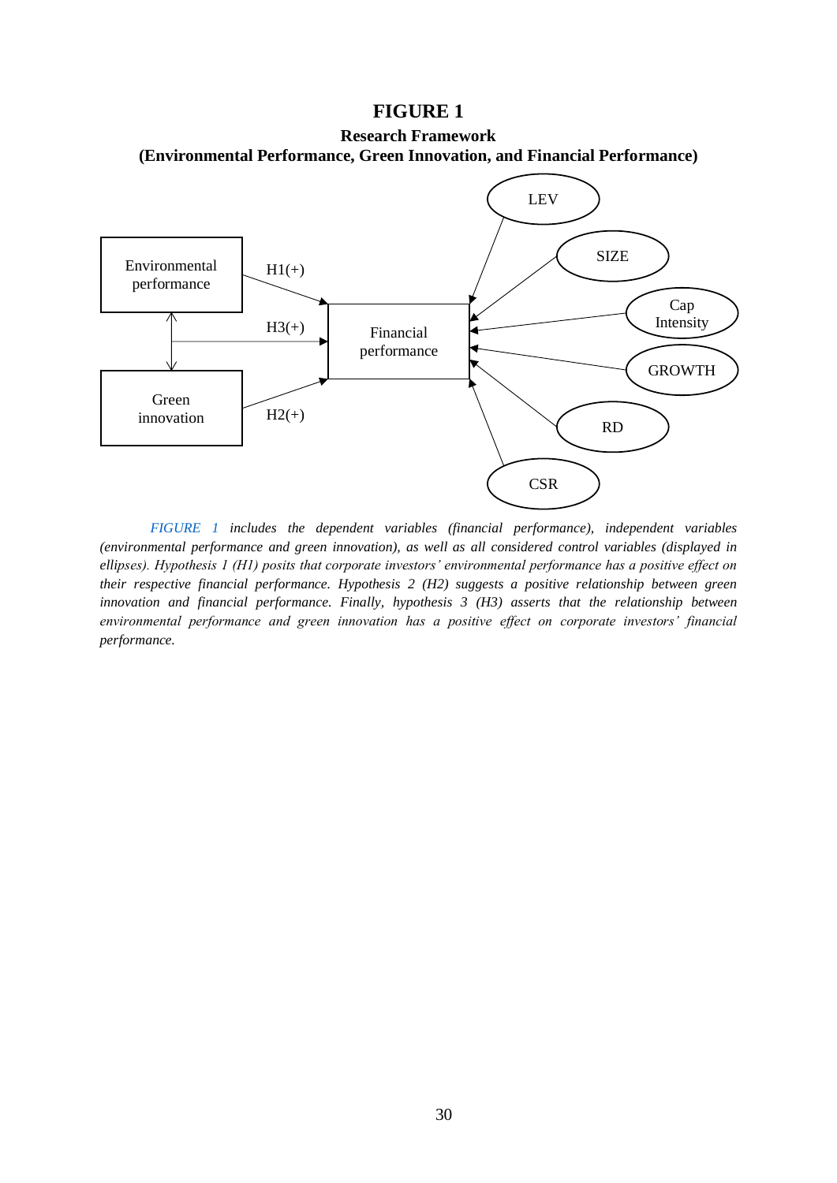# FIGURE 1

**Research Framework**
**(Environmental Performance, Green Innovation, and Financial Performance)**

*FIGURE 1 includes the dependent variables (financial performance), independent variables (environmental performance and green innovation), as well as all considered control variables (displayed in ellipses). Hypothesis 1 (H1) posits that corporate investors' environmental performance has a positive effect on their respective financial performance. Hypothesis 2 (H2) suggests a positive relationship between green innovation and financial performance. Finally, hypothesis 3 (H3) asserts that the relationship between environmental performance and green innovation has a positive effect on corporate investors' financial performance.*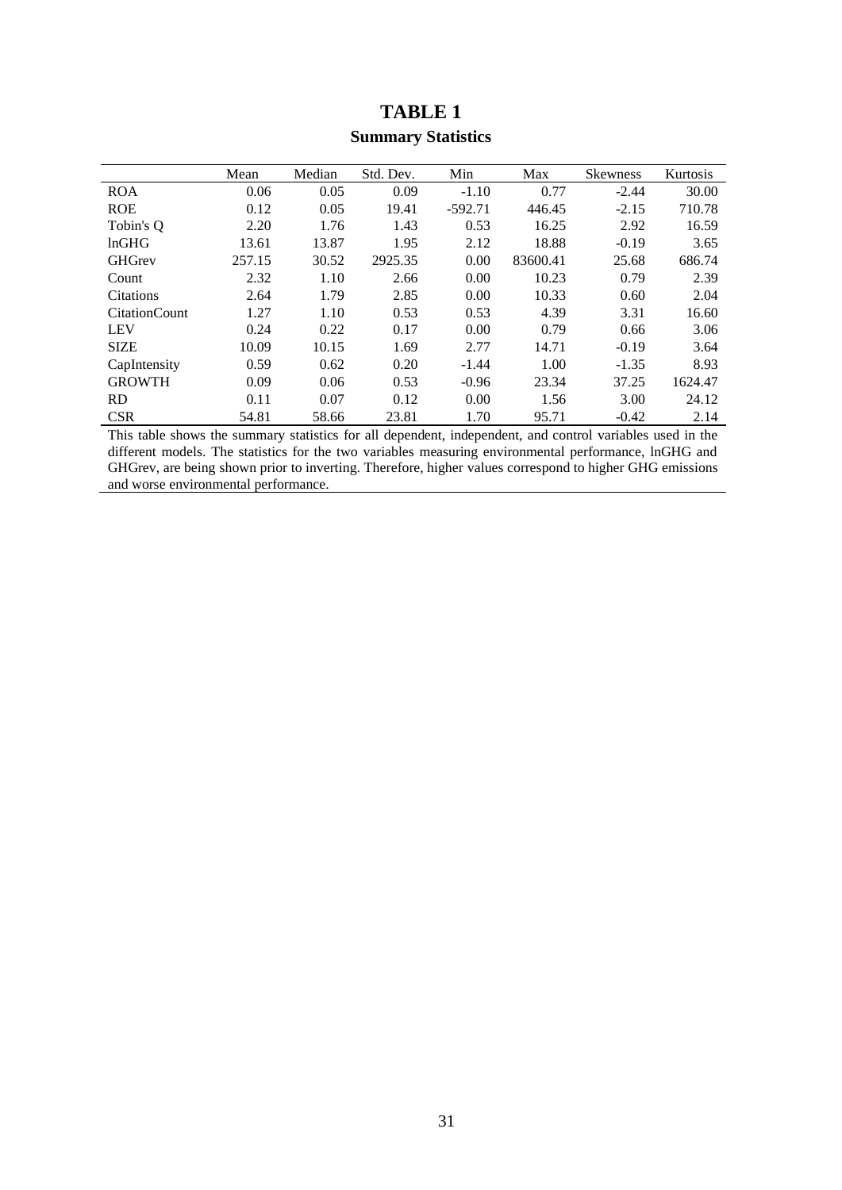# TABLE 1

## Summary Statistics

| | Mean | Median | Std. Dev. | Min | Max | Skewness | Kurtosis |
|---|---|---|---|---|---|---|---|
| ROA | 0.06 | 0.05 | 0.09 | -1.10 | 0.77 | -2.44 | 30.00 |
| ROE | 0.12 | 0.05 | 19.41 | -592.71 | 446.45 | -2.15 | 710.78 |
| Tobin's Q | 2.20 | 1.76 | 1.43 | 0.53 | 16.25 | 2.92 | 16.59 |
| lnGHG | 13.61 | 13.87 | 1.95 | 2.12 | 18.88 | -0.19 | 3.65 |
| GHGrev | 257.15 | 30.52 | 2925.35 | 0.00 | 83600.41 | 25.68 | 686.74 |
| Count | 2.32 | 1.10 | 2.66 | 0.00 | 10.23 | 0.79 | 2.39 |
| Citations | 2.64 | 1.79 | 2.85 | 0.00 | 10.33 | 0.60 | 2.04 |
| CitationCount | 1.27 | 1.10 | 0.53 | 0.53 | 4.39 | 3.31 | 16.60 |
| LEV | 0.24 | 0.22 | 0.17 | 0.00 | 0.79 | 0.66 | 3.06 |
| SIZE | 10.09 | 10.15 | 1.69 | 2.77 | 14.71 | -0.19 | 3.64 |
| CapIntensity | 0.59 | 0.62 | 0.20 | -1.44 | 1.00 | -1.35 | 8.93 |
| GROWTH | 0.09 | 0.06 | 0.53 | -0.96 | 23.34 | 37.25 | 1624.47 |
| RD | 0.11 | 0.07 | 0.12 | 0.00 | 1.56 | 3.00 | 24.12 |
| CSR | 54.81 | 58.66 | 23.81 | 1.70 | 95.71 | -0.42 | 2.14 |

This table shows the summary statistics for all dependent, independent, and control variables used in the different models. The statistics for the two variables measuring environmental performance, lnGHG and GHGrev, are being shown prior to inverting. Therefore, higher values correspond to higher GHG emissions and worse environmental performance.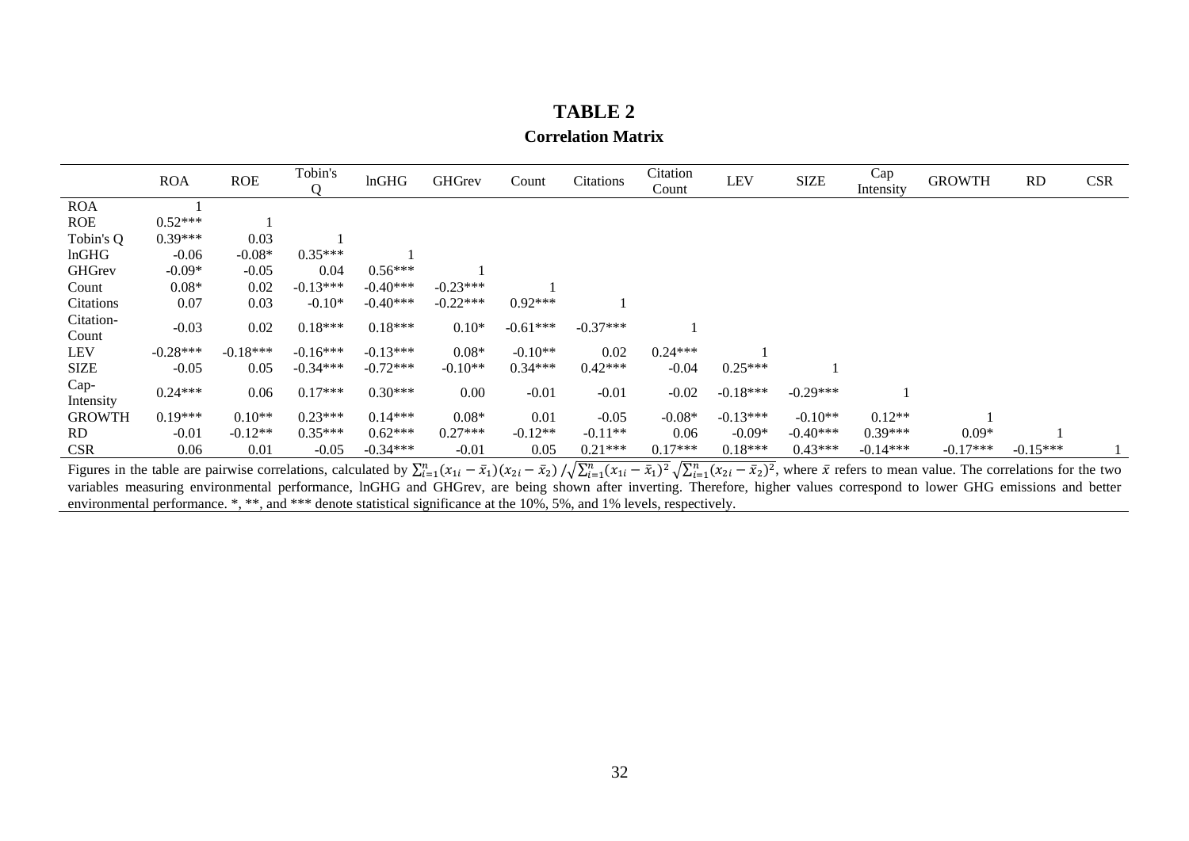# TABLE 2

**Correlation Matrix**

| | ROA | ROE | Tobin's Q | lnGHG | GHGrev | Count | Citations | Citation Count | LEV | SIZE | Cap Intensity | GROWTH | RD | CSR |
|---|---|---|---|---|---|---|---|---|---|---|---|---|---|---|
| ROA | 1 | | | | | | | | | | | | | |
| ROE | 0.52*** | 1 | | | | | | | | | | | | |
| Tobin's Q | 0.39*** | 0.03 | 1 | | | | | | | | | | | |
| lnGHG | -0.06 | -0.08* | 0.35*** | 1 | | | | | | | | | | |
| GHGrev | -0.09* | -0.05 | 0.04 | 0.56*** | 1 | | | | | | | | | |
| Count | 0.08* | 0.02 | -0.13*** | -0.40*** | -0.23*** | 1 | | | | | | | | |
| Citations | 0.07 | 0.03 | -0.10* | -0.40*** | -0.22*** | 0.92*** | 1 | | | | | | | |
| Citation-Count | -0.03 | 0.02 | 0.18*** | 0.18*** | 0.10* | -0.61*** | -0.37*** | 1 | | | | | | |
| LEV | -0.28*** | -0.18*** | -0.16*** | -0.13*** | 0.08* | -0.10** | 0.02 | 0.24*** | 1 | | | | | |
| SIZE | -0.05 | 0.05 | -0.34*** | -0.72*** | -0.10** | 0.34*** | 0.42*** | -0.04 | 0.25*** | 1 | | | | |
| Cap-Intensity | 0.24*** | 0.06 | 0.17*** | 0.30*** | 0.00 | -0.01 | -0.01 | -0.02 | -0.18*** | -0.29*** | 1 | | | |
| GROWTH | 0.19*** | 0.10** | 0.23*** | 0.14*** | 0.08* | 0.01 | -0.05 | -0.08* | -0.13*** | -0.10** | 0.12** | 1 | | |
| RD | -0.01 | -0.12** | 0.35*** | 0.62*** | 0.27*** | -0.12** | -0.11** | 0.06 | -0.09* | -0.40*** | 0.39*** | 0.09* | 1 | |
| CSR | 0.06 | 0.01 | -0.05 | -0.34*** | -0.01 | 0.05 | 0.21*** | 0.17*** | 0.18*** | 0.43*** | -0.14*** | -0.17*** | -0.15*** | 1 |

Figures in the table are pairwise correlations, calculated by $\sum_{i=1}^{n}(x_{1i}-\bar{x}_1)(x_{2i}-\bar{x}_2)\,/\sqrt{\sum_{i=1}^{n}(x_{1i}-\bar{x}_1)^2}\sqrt{\sum_{i=1}^{n}(x_{2i}-\bar{x}_2)^2}$, where $\bar{x}$ refers to mean value. The correlations for the two variables measuring environmental performance, lnGHG and GHGrev, are being shown after inverting. Therefore, higher values correspond to lower GHG emissions and better environmental performance. *, **, and *** denote statistical significance at the 10%, 5%, and 1% levels, respectively.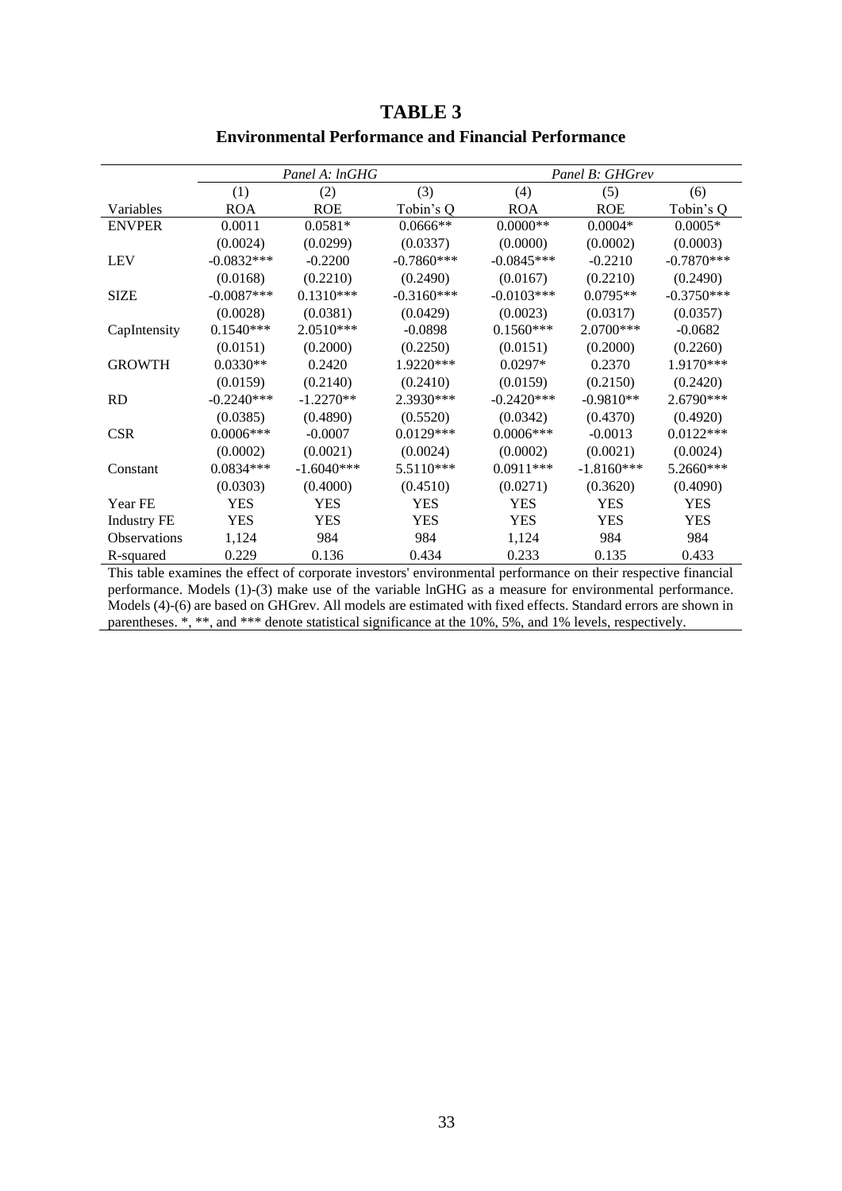# TABLE 3

## Environmental Performance and Financial Performance

| | *Panel A: lnGHG* | | | *Panel B: GHGrev* | | |
|---|---|---|---|---|---|---|
| | (1) | (2) | (3) | (4) | (5) | (6) |
| Variables | ROA | ROE | Tobin's Q | ROA | ROE | Tobin's Q |
| ENVPER | 0.0011 | 0.0581* | 0.0666** | 0.0000** | 0.0004* | 0.0005* |
| | (0.0024) | (0.0299) | (0.0337) | (0.0000) | (0.0002) | (0.0003) |
| LEV | -0.0832*** | -0.2200 | -0.7860*** | -0.0845*** | -0.2210 | -0.7870*** |
| | (0.0168) | (0.2210) | (0.2490) | (0.0167) | (0.2210) | (0.2490) |
| SIZE | -0.0087*** | 0.1310*** | -0.3160*** | -0.0103*** | 0.0795** | -0.3750*** |
| | (0.0028) | (0.0381) | (0.0429) | (0.0023) | (0.0317) | (0.0357) |
| CapIntensity | 0.1540*** | 2.0510*** | -0.0898 | 0.1560*** | 2.0700*** | -0.0682 |
| | (0.0151) | (0.2000) | (0.2250) | (0.0151) | (0.2000) | (0.2260) |
| GROWTH | 0.0330** | 0.2420 | 1.9220*** | 0.0297* | 0.2370 | 1.9170*** |
| | (0.0159) | (0.2140) | (0.2410) | (0.0159) | (0.2150) | (0.2420) |
| RD | -0.2240*** | -1.2270** | 2.3930*** | -0.2420*** | -0.9810** | 2.6790*** |
| | (0.0385) | (0.4890) | (0.5520) | (0.0342) | (0.4370) | (0.4920) |
| CSR | 0.0006*** | -0.0007 | 0.0129*** | 0.0006*** | -0.0013 | 0.0122*** |
| | (0.0002) | (0.0021) | (0.0024) | (0.0002) | (0.0021) | (0.0024) |
| Constant | 0.0834*** | -1.6040*** | 5.5110*** | 0.0911*** | -1.8160*** | 5.2660*** |
| | (0.0303) | (0.4000) | (0.4510) | (0.0271) | (0.3620) | (0.4090) |
| Year FE | YES | YES | YES | YES | YES | YES |
| Industry FE | YES | YES | YES | YES | YES | YES |
| Observations | 1,124 | 984 | 984 | 1,124 | 984 | 984 |
| R-squared | 0.229 | 0.136 | 0.434 | 0.233 | 0.135 | 0.433 |

This table examines the effect of corporate investors' environmental performance on their respective financial performance. Models (1)-(3) make use of the variable lnGHG as a measure for environmental performance. Models (4)-(6) are based on GHGrev. All models are estimated with fixed effects. Standard errors are shown in parentheses. *, **, and *** denote statistical significance at the 10%, 5%, and 1% levels, respectively.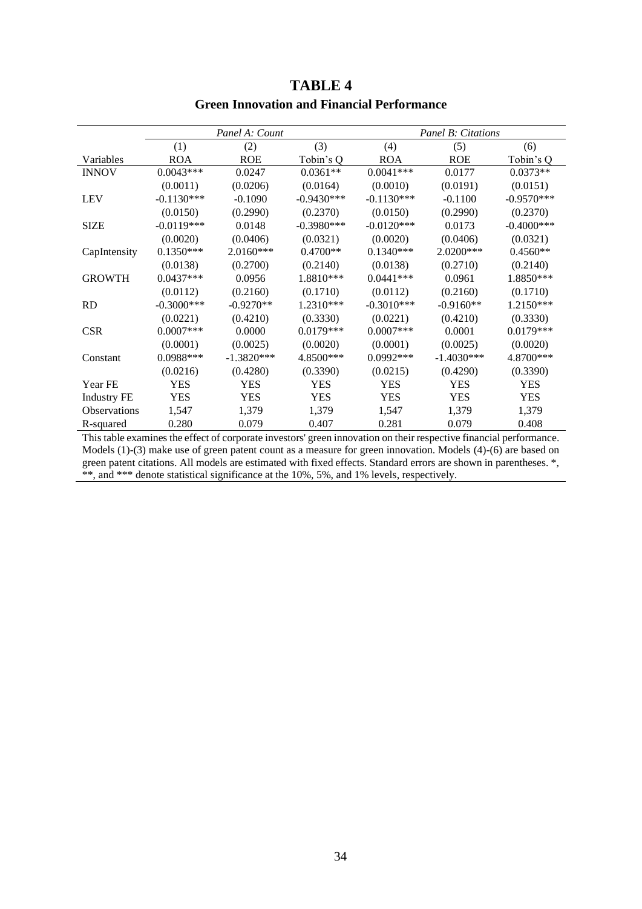# TABLE 4

## Green Innovation and Financial Performance

| | *Panel A: Count* | | | *Panel B: Citations* | | |
|---|---|---|---|---|---|---|
| | (1) | (2) | (3) | (4) | (5) | (6) |
| Variables | ROA | ROE | Tobin's Q | ROA | ROE | Tobin's Q |
| INNOV | 0.0043*** | 0.0247 | 0.0361** | 0.0041*** | 0.0177 | 0.0373** |
| | (0.0011) | (0.0206) | (0.0164) | (0.0010) | (0.0191) | (0.0151) |
| LEV | -0.1130*** | -0.1090 | -0.9430*** | -0.1130*** | -0.1100 | -0.9570*** |
| | (0.0150) | (0.2990) | (0.2370) | (0.0150) | (0.2990) | (0.2370) |
| SIZE | -0.0119*** | 0.0148 | -0.3980*** | -0.0120*** | 0.0173 | -0.4000*** |
| | (0.0020) | (0.0406) | (0.0321) | (0.0020) | (0.0406) | (0.0321) |
| CapIntensity | 0.1350*** | 2.0160*** | 0.4700** | 0.1340*** | 2.0200*** | 0.4560** |
| | (0.0138) | (0.2700) | (0.2140) | (0.0138) | (0.2710) | (0.2140) |
| GROWTH | 0.0437*** | 0.0956 | 1.8810*** | 0.0441*** | 0.0961 | 1.8850*** |
| | (0.0112) | (0.2160) | (0.1710) | (0.0112) | (0.2160) | (0.1710) |
| RD | -0.3000*** | -0.9270** | 1.2310*** | -0.3010*** | -0.9160** | 1.2150*** |
| | (0.0221) | (0.4210) | (0.3330) | (0.0221) | (0.4210) | (0.3330) |
| CSR | 0.0007*** | 0.0000 | 0.0179*** | 0.0007*** | 0.0001 | 0.0179*** |
| | (0.0001) | (0.0025) | (0.0020) | (0.0001) | (0.0025) | (0.0020) |
| Constant | 0.0988*** | -1.3820*** | 4.8500*** | 0.0992*** | -1.4030*** | 4.8700*** |
| | (0.0216) | (0.4280) | (0.3390) | (0.0215) | (0.4290) | (0.3390) |
| Year FE | YES | YES | YES | YES | YES | YES |
| Industry FE | YES | YES | YES | YES | YES | YES |
| Observations | 1,547 | 1,379 | 1,379 | 1,547 | 1,379 | 1,379 |
| R-squared | 0.280 | 0.079 | 0.407 | 0.281 | 0.079 | 0.408 |

This table examines the effect of corporate investors' green innovation on their respective financial performance. Models (1)-(3) make use of green patent count as a measure for green innovation. Models (4)-(6) are based on green patent citations. All models are estimated with fixed effects. Standard errors are shown in parentheses. *, **, and *** denote statistical significance at the 10%, 5%, and 1% levels, respectively.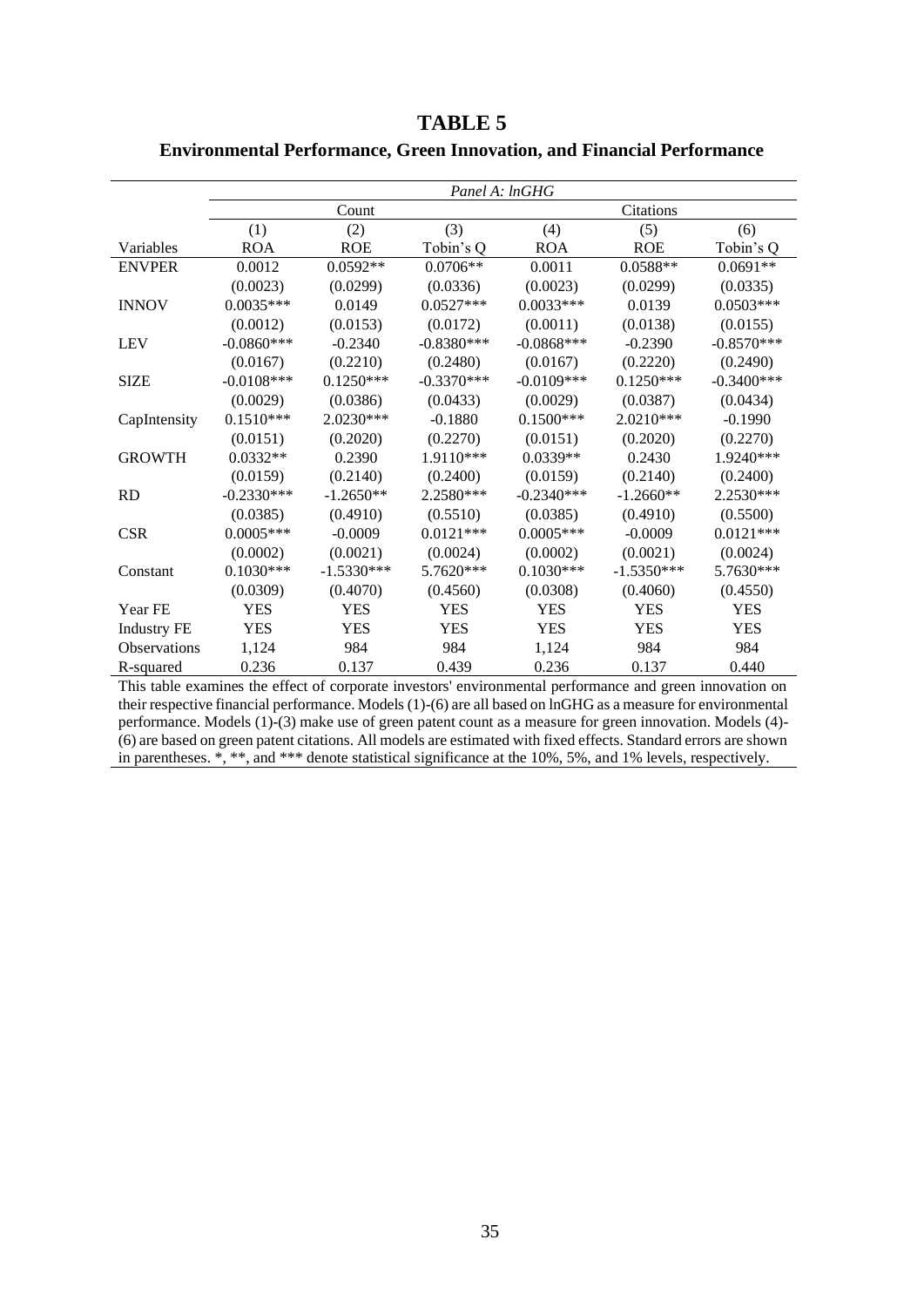# TABLE 5

## Environmental Performance, Green Innovation, and Financial Performance

| | *Panel A: lnGHG* | | | | | |
|---|---|---|---|---|---|---|
| | Count | | | Citations | | |
| | (1) | (2) | (3) | (4) | (5) | (6) |
| Variables | ROA | ROE | Tobin's Q | ROA | ROE | Tobin's Q |
| ENVPER | 0.0012 | 0.0592** | 0.0706** | 0.0011 | 0.0588** | 0.0691** |
| | (0.0023) | (0.0299) | (0.0336) | (0.0023) | (0.0299) | (0.0335) |
| INNOV | 0.0035*** | 0.0149 | 0.0527*** | 0.0033*** | 0.0139 | 0.0503*** |
| | (0.0012) | (0.0153) | (0.0172) | (0.0011) | (0.0138) | (0.0155) |
| LEV | -0.0860*** | -0.2340 | -0.8380*** | -0.0868*** | -0.2390 | -0.8570*** |
| | (0.0167) | (0.2210) | (0.2480) | (0.0167) | (0.2220) | (0.2490) |
| SIZE | -0.0108*** | 0.1250*** | -0.3370*** | -0.0109*** | 0.1250*** | -0.3400*** |
| | (0.0029) | (0.0386) | (0.0433) | (0.0029) | (0.0387) | (0.0434) |
| CapIntensity | 0.1510*** | 2.0230*** | -0.1880 | 0.1500*** | 2.0210*** | -0.1990 |
| | (0.0151) | (0.2020) | (0.2270) | (0.0151) | (0.2020) | (0.2270) |
| GROWTH | 0.0332** | 0.2390 | 1.9110*** | 0.0339** | 0.2430 | 1.9240*** |
| | (0.0159) | (0.2140) | (0.2400) | (0.0159) | (0.2140) | (0.2400) |
| RD | -0.2330*** | -1.2650** | 2.2580*** | -0.2340*** | -1.2660** | 2.2530*** |
| | (0.0385) | (0.4910) | (0.5510) | (0.0385) | (0.4910) | (0.5500) |
| CSR | 0.0005*** | -0.0009 | 0.0121*** | 0.0005*** | -0.0009 | 0.0121*** |
| | (0.0002) | (0.0021) | (0.0024) | (0.0002) | (0.0021) | (0.0024) |
| Constant | 0.1030*** | -1.5330*** | 5.7620*** | 0.1030*** | -1.5350*** | 5.7630*** |
| | (0.0309) | (0.4070) | (0.4560) | (0.0308) | (0.4060) | (0.4550) |
| Year FE | YES | YES | YES | YES | YES | YES |
| Industry FE | YES | YES | YES | YES | YES | YES |
| Observations | 1,124 | 984 | 984 | 1,124 | 984 | 984 |
| R-squared | 0.236 | 0.137 | 0.439 | 0.236 | 0.137 | 0.440 |

This table examines the effect of corporate investors' environmental performance and green innovation on their respective financial performance. Models (1)-(6) are all based on lnGHG as a measure for environmental performance. Models (1)-(3) make use of green patent count as a measure for green innovation. Models (4)-(6) are based on green patent citations. All models are estimated with fixed effects. Standard errors are shown in parentheses. *, **, and *** denote statistical significance at the 10%, 5%, and 1% levels, respectively.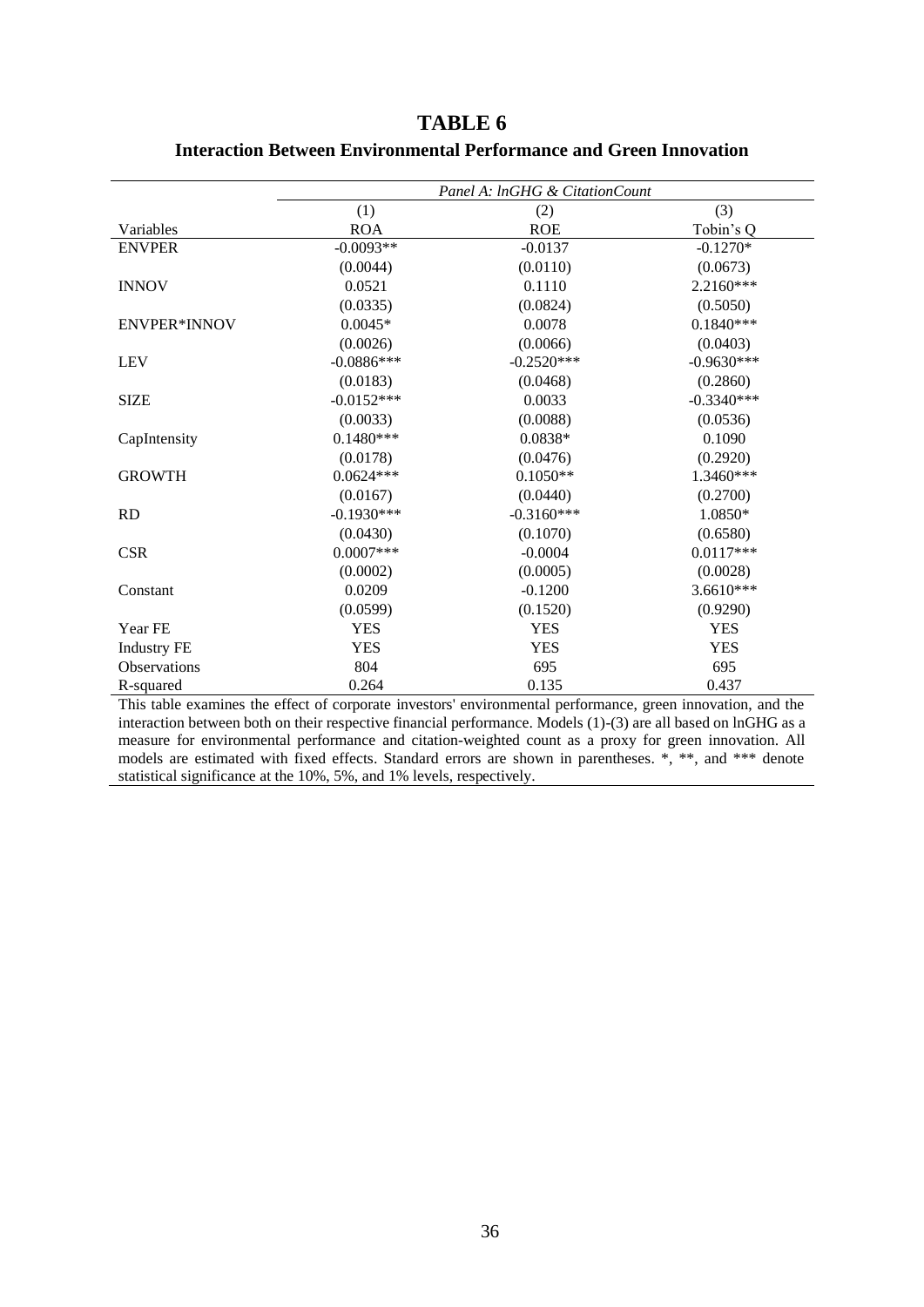# TABLE 6

## Interaction Between Environmental Performance and Green Innovation

| | *Panel A: lnGHG & CitationCount* | | |
|---|---|---|---|
| | (1) | (2) | (3) |
| Variables | ROA | ROE | Tobin's Q |
| ENVPER | -0.0093** | -0.0137 | -0.1270* |
| | (0.0044) | (0.0110) | (0.0673) |
| INNOV | 0.0521 | 0.1110 | 2.2160*** |
| | (0.0335) | (0.0824) | (0.5050) |
| ENVPER*INNOV | 0.0045* | 0.0078 | 0.1840*** |
| | (0.0026) | (0.0066) | (0.0403) |
| LEV | -0.0886*** | -0.2520*** | -0.9630*** |
| | (0.0183) | (0.0468) | (0.2860) |
| SIZE | -0.0152*** | 0.0033 | -0.3340*** |
| | (0.0033) | (0.0088) | (0.0536) |
| CapIntensity | 0.1480*** | 0.0838* | 0.1090 |
| | (0.0178) | (0.0476) | (0.2920) |
| GROWTH | 0.0624*** | 0.1050** | 1.3460*** |
| | (0.0167) | (0.0440) | (0.2700) |
| RD | -0.1930*** | -0.3160*** | 1.0850* |
| | (0.0430) | (0.1070) | (0.6580) |
| CSR | 0.0007*** | -0.0004 | 0.0117*** |
| | (0.0002) | (0.0005) | (0.0028) |
| Constant | 0.0209 | -0.1200 | 3.6610*** |
| | (0.0599) | (0.1520) | (0.9290) |
| Year FE | YES | YES | YES |
| Industry FE | YES | YES | YES |
| Observations | 804 | 695 | 695 |
| R-squared | 0.264 | 0.135 | 0.437 |

This table examines the effect of corporate investors' environmental performance, green innovation, and the interaction between both on their respective financial performance. Models (1)-(3) are all based on lnGHG as a measure for environmental performance and citation-weighted count as a proxy for green innovation. All models are estimated with fixed effects. Standard errors are shown in parentheses. *, **, and *** denote statistical significance at the 10%, 5%, and 1% levels, respectively.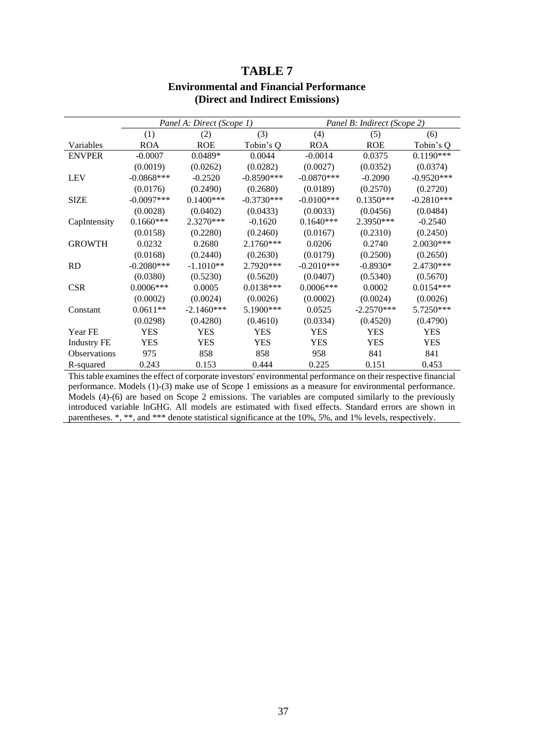# TABLE 7

## Environmental and Financial Performance (Direct and Indirect Emissions)

| | *Panel A: Direct (Scope 1)* | | | *Panel B: Indirect (Scope 2)* | | |
|---|---|---|---|---|---|---|
| | (1) | (2) | (3) | (4) | (5) | (6) |
| Variables | ROA | ROE | Tobin's Q | ROA | ROE | Tobin's Q |
| ENVPER | -0.0007 | 0.0489* | 0.0044 | -0.0014 | 0.0375 | 0.1190*** |
| | (0.0019) | (0.0262) | (0.0282) | (0.0027) | (0.0352) | (0.0374) |
| LEV | -0.0868*** | -0.2520 | -0.8590*** | -0.0870*** | -0.2090 | -0.9520*** |
| | (0.0176) | (0.2490) | (0.2680) | (0.0189) | (0.2570) | (0.2720) |
| SIZE | -0.0097*** | 0.1400*** | -0.3730*** | -0.0100*** | 0.1350*** | -0.2810*** |
| | (0.0028) | (0.0402) | (0.0433) | (0.0033) | (0.0456) | (0.0484) |
| CapIntensity | 0.1660*** | 2.3270*** | -0.1620 | 0.1640*** | 2.3950*** | -0.2540 |
| | (0.0158) | (0.2280) | (0.2460) | (0.0167) | (0.2310) | (0.2450) |
| GROWTH | 0.0232 | 0.2680 | 2.1760*** | 0.0206 | 0.2740 | 2.0030*** |
| | (0.0168) | (0.2440) | (0.2630) | (0.0179) | (0.2500) | (0.2650) |
| RD | -0.2080*** | -1.1010** | 2.7920*** | -0.2010*** | -0.8930* | 2.4730*** |
| | (0.0380) | (0.5230) | (0.5620) | (0.0407) | (0.5340) | (0.5670) |
| CSR | 0.0006*** | 0.0005 | 0.0138*** | 0.0006*** | 0.0002 | 0.0154*** |
| | (0.0002) | (0.0024) | (0.0026) | (0.0002) | (0.0024) | (0.0026) |
| Constant | 0.0611** | -2.1460*** | 5.1900*** | 0.0525 | -2.2570*** | 5.7250*** |
| | (0.0298) | (0.4280) | (0.4610) | (0.0334) | (0.4520) | (0.4790) |
| Year FE | YES | YES | YES | YES | YES | YES |
| Industry FE | YES | YES | YES | YES | YES | YES |
| Observations | 975 | 858 | 858 | 958 | 841 | 841 |
| R-squared | 0.243 | 0.153 | 0.444 | 0.225 | 0.151 | 0.453 |

This table examines the effect of corporate investors' environmental performance on their respective financial performance. Models (1)-(3) make use of Scope 1 emissions as a measure for environmental performance. Models (4)-(6) are based on Scope 2 emissions. The variables are computed similarly to the previously introduced variable lnGHG. All models are estimated with fixed effects. Standard errors are shown in parentheses. *, **, and *** denote statistical significance at the 10%, 5%, and 1% levels, respectively.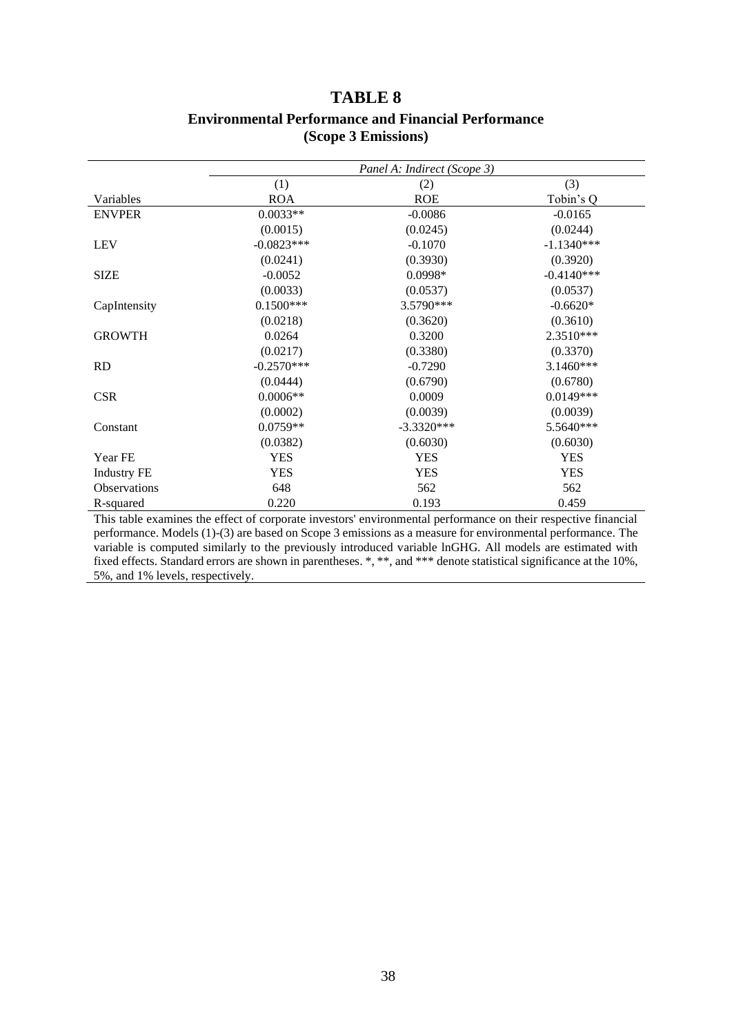# TABLE 8

## Environmental Performance and Financial Performance (Scope 3 Emissions)

| | *Panel A: Indirect (Scope 3)* | | |
|---|---|---|---|
| | (1) | (2) | (3) |
| Variables | ROA | ROE | Tobin's Q |
| ENVPER | 0.0033** | -0.0086 | -0.0165 |
| | (0.0015) | (0.0245) | (0.0244) |
| LEV | -0.0823*** | -0.1070 | -1.1340*** |
| | (0.0241) | (0.3930) | (0.3920) |
| SIZE | -0.0052 | 0.0998* | -0.4140*** |
| | (0.0033) | (0.0537) | (0.0537) |
| CapIntensity | 0.1500*** | 3.5790*** | -0.6620* |
| | (0.0218) | (0.3620) | (0.3610) |
| GROWTH | 0.0264 | 0.3200 | 2.3510*** |
| | (0.0217) | (0.3380) | (0.3370) |
| RD | -0.2570*** | -0.7290 | 3.1460*** |
| | (0.0444) | (0.6790) | (0.6780) |
| CSR | 0.0006** | 0.0009 | 0.0149*** |
| | (0.0002) | (0.0039) | (0.0039) |
| Constant | 0.0759** | -3.3320*** | 5.5640*** |
| | (0.0382) | (0.6030) | (0.6030) |
| Year FE | YES | YES | YES |
| Industry FE | YES | YES | YES |
| Observations | 648 | 562 | 562 |
| R-squared | 0.220 | 0.193 | 0.459 |

This table examines the effect of corporate investors' environmental performance on their respective financial performance. Models (1)-(3) are based on Scope 3 emissions as a measure for environmental performance. The variable is computed similarly to the previously introduced variable lnGHG. All models are estimated with fixed effects. Standard errors are shown in parentheses. *, **, and *** denote statistical significance at the 10%, 5%, and 1% levels, respectively.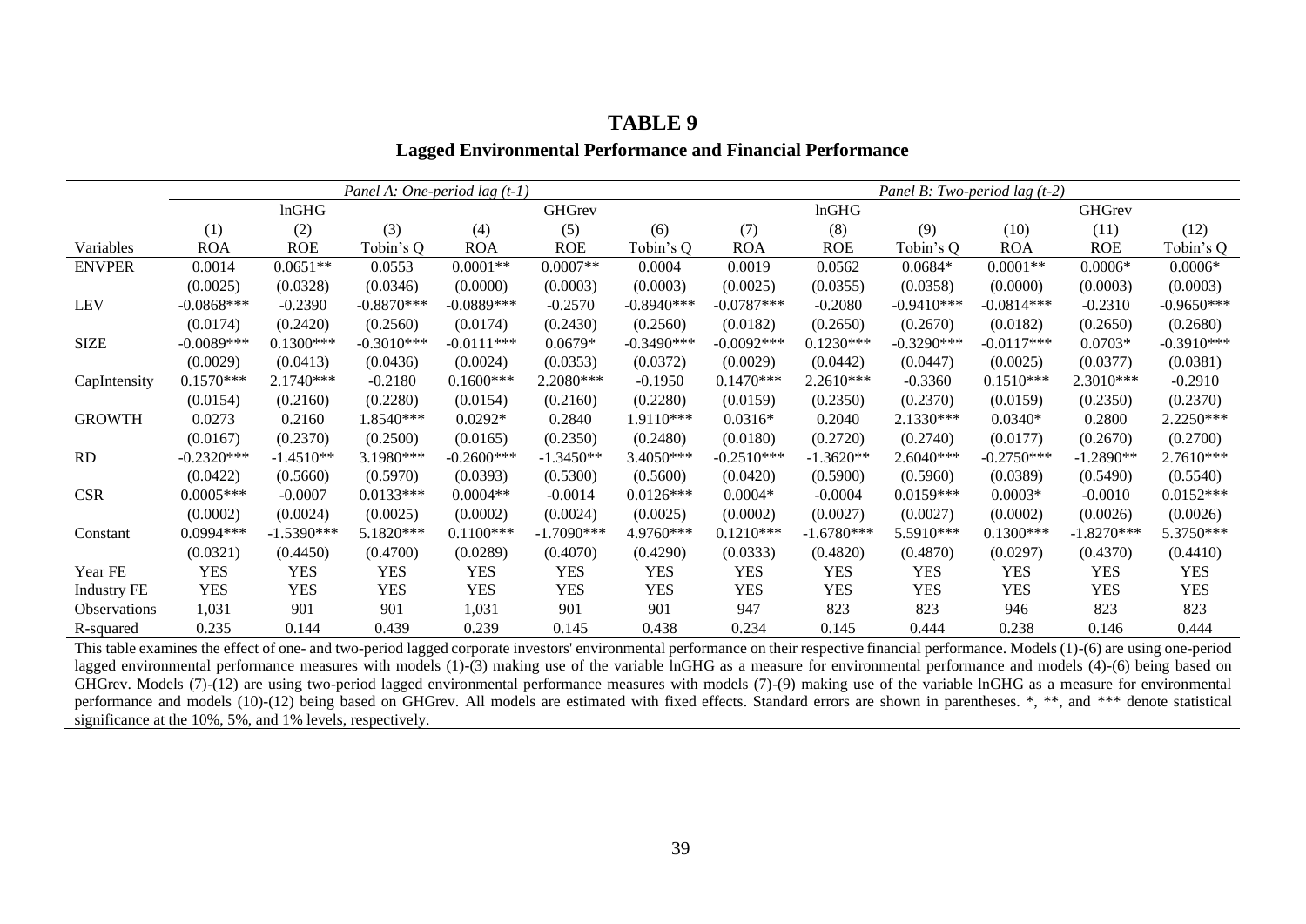# TABLE 9

## Lagged Environmental Performance and Financial Performance

| | *Panel A: One-period lag (t-1)* | | | | | | *Panel B: Two-period lag (t-2)* | | | | | |
|---|---|---|---|---|---|---|---|---|---|---|---|---|
| | lnGHG | | | GHGrev | | | lnGHG | | | GHGrev | | |
| | (1) | (2) | (3) | (4) | (5) | (6) | (7) | (8) | (9) | (10) | (11) | (12) |
| Variables | ROA | ROE | Tobin's Q | ROA | ROE | Tobin's Q | ROA | ROE | Tobin's Q | ROA | ROE | Tobin's Q |
| ENVPER | 0.0014 | 0.0651** | 0.0553 | 0.0001** | 0.0007** | 0.0004 | 0.0019 | 0.0562 | 0.0684* | 0.0001** | 0.0006* | 0.0006* |
| | (0.0025) | (0.0328) | (0.0346) | (0.0000) | (0.0003) | (0.0003) | (0.0025) | (0.0355) | (0.0358) | (0.0000) | (0.0003) | (0.0003) |
| LEV | -0.0868*** | -0.2390 | -0.8870*** | -0.0889*** | -0.2570 | -0.8940*** | -0.0787*** | -0.2080 | -0.9410*** | -0.0814*** | -0.2310 | -0.9650*** |
| | (0.0174) | (0.2420) | (0.2560) | (0.0174) | (0.2430) | (0.2560) | (0.0182) | (0.2650) | (0.2670) | (0.0182) | (0.2650) | (0.2680) |
| SIZE | -0.0089*** | 0.1300*** | -0.3010*** | -0.0111*** | 0.0679* | -0.3490*** | -0.0092*** | 0.1230*** | -0.3290*** | -0.0117*** | 0.0703* | -0.3910*** |
| | (0.0029) | (0.0413) | (0.0436) | (0.0024) | (0.0353) | (0.0372) | (0.0029) | (0.0442) | (0.0447) | (0.0025) | (0.0377) | (0.0381) |
| CapIntensity | 0.1570*** | 2.1740*** | -0.2180 | 0.1600*** | 2.2080*** | -0.1950 | 0.1470*** | 2.2610*** | -0.3360 | 0.1510*** | 2.3010*** | -0.2910 |
| | (0.0154) | (0.2160) | (0.2280) | (0.0154) | (0.2160) | (0.2280) | (0.0159) | (0.2350) | (0.2370) | (0.0159) | (0.2350) | (0.2370) |
| GROWTH | 0.0273 | 0.2160 | 1.8540*** | 0.0292* | 0.2840 | 1.9110*** | 0.0316* | 0.2040 | 2.1330*** | 0.0340* | 0.2800 | 2.2250*** |
| | (0.0167) | (0.2370) | (0.2500) | (0.0165) | (0.2350) | (0.2480) | (0.0180) | (0.2720) | (0.2740) | (0.0177) | (0.2670) | (0.2700) |
| RD | -0.2320*** | -1.4510** | 3.1980*** | -0.2600*** | -1.3450** | 3.4050*** | -0.2510*** | -1.3620** | 2.6040*** | -0.2750*** | -1.2890** | 2.7610*** |
| | (0.0422) | (0.5660) | (0.5970) | (0.0393) | (0.5300) | (0.5600) | (0.0420) | (0.5900) | (0.5960) | (0.0389) | (0.5490) | (0.5540) |
| CSR | 0.0005*** | -0.0007 | 0.0133*** | 0.0004** | -0.0014 | 0.0126*** | 0.0004* | -0.0004 | 0.0159*** | 0.0003* | -0.0010 | 0.0152*** |
| | (0.0002) | (0.0024) | (0.0025) | (0.0002) | (0.0024) | (0.0025) | (0.0002) | (0.0027) | (0.0027) | (0.0002) | (0.0026) | (0.0026) |
| Constant | 0.0994*** | -1.5390*** | 5.1820*** | 0.1100*** | -1.7090*** | 4.9760*** | 0.1210*** | -1.6780*** | 5.5910*** | 0.1300*** | -1.8270*** | 5.3750*** |
| | (0.0321) | (0.4450) | (0.4700) | (0.0289) | (0.4070) | (0.4290) | (0.0333) | (0.4820) | (0.4870) | (0.0297) | (0.4370) | (0.4410) |
| Year FE | YES | YES | YES | YES | YES | YES | YES | YES | YES | YES | YES | YES |
| Industry FE | YES | YES | YES | YES | YES | YES | YES | YES | YES | YES | YES | YES |
| Observations | 1,031 | 901 | 901 | 1,031 | 901 | 901 | 947 | 823 | 823 | 946 | 823 | 823 |
| R-squared | 0.235 | 0.144 | 0.439 | 0.239 | 0.145 | 0.438 | 0.234 | 0.145 | 0.444 | 0.238 | 0.146 | 0.444 |

This table examines the effect of one- and two-period lagged corporate investors' environmental performance on their respective financial performance. Models (1)-(6) are using one-period lagged environmental performance measures with models (1)-(3) making use of the variable lnGHG as a measure for environmental performance and models (4)-(6) being based on GHGrev. Models (7)-(12) are using two-period lagged environmental performance measures with models (7)-(9) making use of the variable lnGHG as a measure for environmental performance and models (10)-(12) being based on GHGrev. All models are estimated with fixed effects. Standard errors are shown in parentheses. *, **, and *** denote statistical significance at the 10%, 5%, and 1% levels, respectively.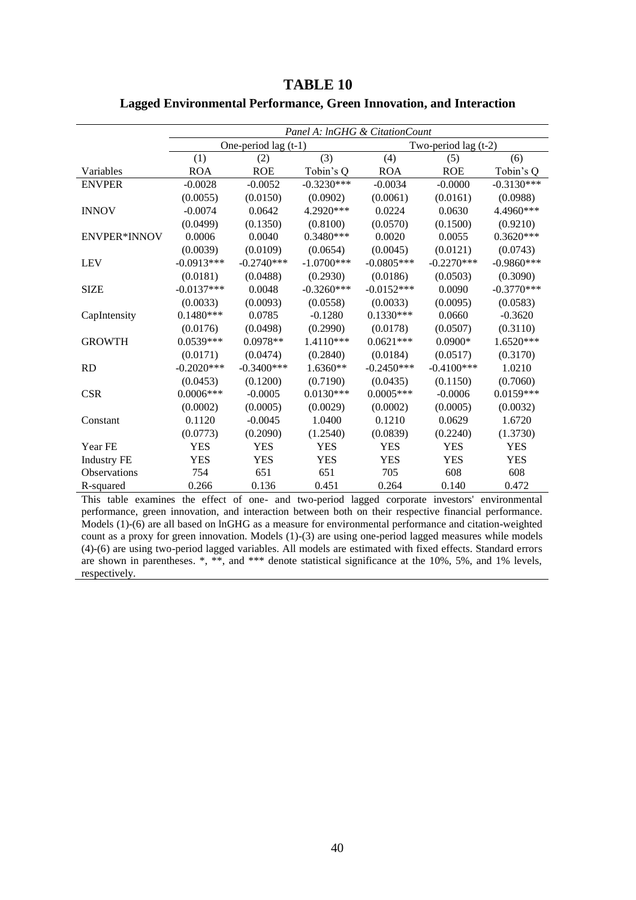# TABLE 10

## Lagged Environmental Performance, Green Innovation, and Interaction

| | *Panel A: lnGHG & CitationCount* | | | | | |
|---|---|---|---|---|---|---|
| | One-period lag (t-1) | | | Two-period lag (t-2) | | |
| | (1) | (2) | (3) | (4) | (5) | (6) |
| Variables | ROA | ROE | Tobin's Q | ROA | ROE | Tobin's Q |
| ENVPER | -0.0028 | -0.0052 | -0.3230*** | -0.0034 | -0.0000 | -0.3130*** |
| | (0.0055) | (0.0150) | (0.0902) | (0.0061) | (0.0161) | (0.0988) |
| INNOV | -0.0074 | 0.0642 | 4.2920*** | 0.0224 | 0.0630 | 4.4960*** |
| | (0.0499) | (0.1350) | (0.8100) | (0.0570) | (0.1500) | (0.9210) |
| ENVPER*INNOV | 0.0006 | 0.0040 | 0.3480*** | 0.0020 | 0.0055 | 0.3620*** |
| | (0.0039) | (0.0109) | (0.0654) | (0.0045) | (0.0121) | (0.0743) |
| LEV | -0.0913*** | -0.2740*** | -1.0700*** | -0.0805*** | -0.2270*** | -0.9860*** |
| | (0.0181) | (0.0488) | (0.2930) | (0.0186) | (0.0503) | (0.3090) |
| SIZE | -0.0137*** | 0.0048 | -0.3260*** | -0.0152*** | 0.0090 | -0.3770*** |
| | (0.0033) | (0.0093) | (0.0558) | (0.0033) | (0.0095) | (0.0583) |
| CapIntensity | 0.1480*** | 0.0785 | -0.1280 | 0.1330*** | 0.0660 | -0.3620 |
| | (0.0176) | (0.0498) | (0.2990) | (0.0178) | (0.0507) | (0.3110) |
| GROWTH | 0.0539*** | 0.0978** | 1.4110*** | 0.0621*** | 0.0900* | 1.6520*** |
| | (0.0171) | (0.0474) | (0.2840) | (0.0184) | (0.0517) | (0.3170) |
| RD | -0.2020*** | -0.3400*** | 1.6360** | -0.2450*** | -0.4100*** | 1.0210 |
| | (0.0453) | (0.1200) | (0.7190) | (0.0435) | (0.1150) | (0.7060) |
| CSR | 0.0006*** | -0.0005 | 0.0130*** | 0.0005*** | -0.0006 | 0.0159*** |
| | (0.0002) | (0.0005) | (0.0029) | (0.0002) | (0.0005) | (0.0032) |
| Constant | 0.1120 | -0.0045 | 1.0400 | 0.1210 | 0.0629 | 1.6720 |
| | (0.0773) | (0.2090) | (1.2540) | (0.0839) | (0.2240) | (1.3730) |
| Year FE | YES | YES | YES | YES | YES | YES |
| Industry FE | YES | YES | YES | YES | YES | YES |
| Observations | 754 | 651 | 651 | 705 | 608 | 608 |
| R-squared | 0.266 | 0.136 | 0.451 | 0.264 | 0.140 | 0.472 |

This table examines the effect of one- and two-period lagged corporate investors' environmental performance, green innovation, and interaction between both on their respective financial performance. Models (1)-(6) are all based on lnGHG as a measure for environmental performance and citation-weighted count as a proxy for green innovation. Models (1)-(3) are using one-period lagged measures while models (4)-(6) are using two-period lagged variables. All models are estimated with fixed effects. Standard errors are shown in parentheses. *, **, and *** denote statistical significance at the 10%, 5%, and 1% levels, respectively.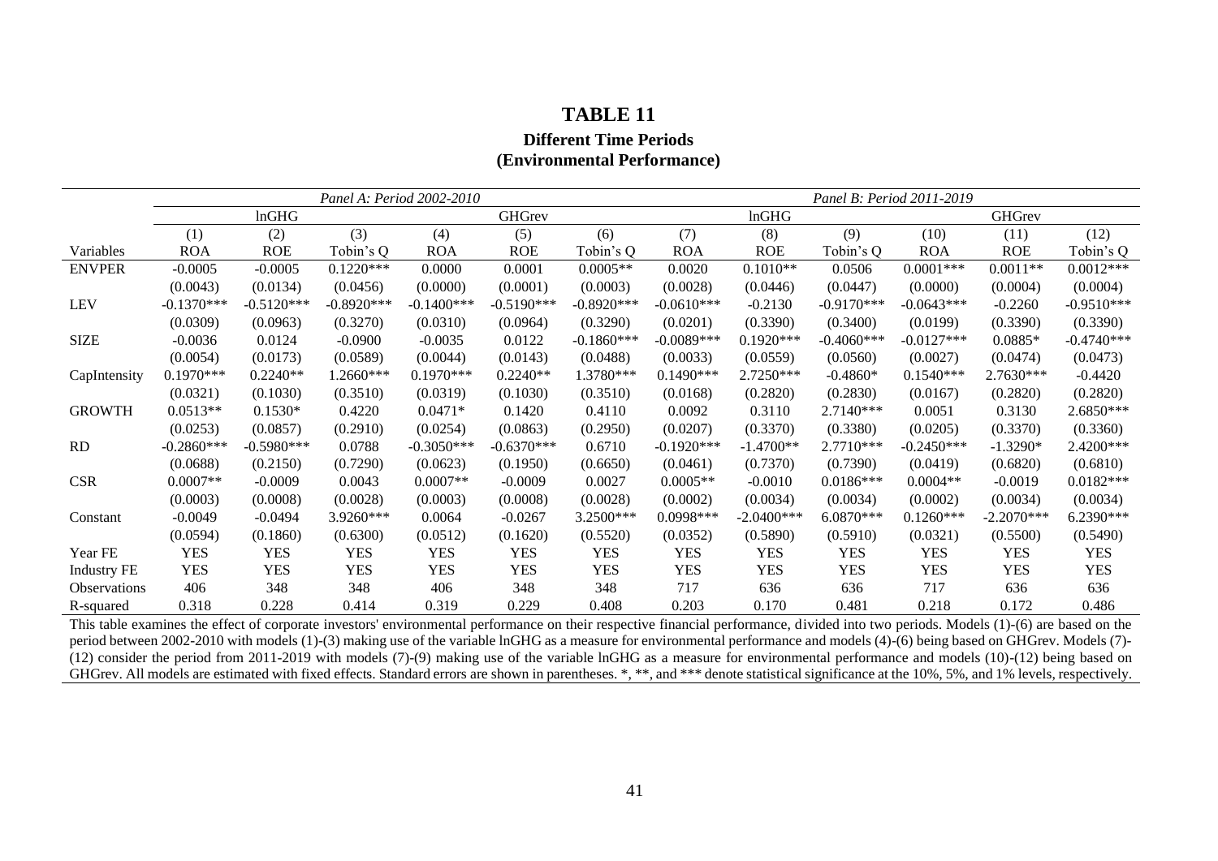# TABLE 11

### Different Time Periods (Environmental Performance)

| | *Panel A: Period 2002-2010* | | | | | | *Panel B: Period 2011-2019* | | | | | |
|---|---|---|---|---|---|---|---|---|---|---|---|---|
| | lnGHG | | | GHGrev | | | lnGHG | | | GHGrev | | |
| | (1) | (2) | (3) | (4) | (5) | (6) | (7) | (8) | (9) | (10) | (11) | (12) |
| Variables | ROA | ROE | Tobin's Q | ROA | ROE | Tobin's Q | ROA | ROE | Tobin's Q | ROA | ROE | Tobin's Q |
| ENVPER | -0.0005 | -0.0005 | 0.1220*** | 0.0000 | 0.0001 | 0.0005** | 0.0020 | 0.1010** | 0.0506 | 0.0001*** | 0.0011** | 0.0012*** |
| | (0.0043) | (0.0134) | (0.0456) | (0.0000) | (0.0001) | (0.0003) | (0.0028) | (0.0446) | (0.0447) | (0.0000) | (0.0004) | (0.0004) |
| LEV | -0.1370*** | -0.5120*** | -0.8920*** | -0.1400*** | -0.5190*** | -0.8920*** | -0.0610*** | -0.2130 | -0.9170*** | -0.0643*** | -0.2260 | -0.9510*** |
| | (0.0309) | (0.0963) | (0.3270) | (0.0310) | (0.0964) | (0.3290) | (0.0201) | (0.3390) | (0.3400) | (0.0199) | (0.3390) | (0.3390) |
| SIZE | -0.0036 | 0.0124 | -0.0900 | -0.0035 | 0.0122 | -0.1860*** | -0.0089*** | 0.1920*** | -0.4060*** | -0.0127*** | 0.0885* | -0.4740*** |
| | (0.0054) | (0.0173) | (0.0589) | (0.0044) | (0.0143) | (0.0488) | (0.0033) | (0.0559) | (0.0560) | (0.0027) | (0.0474) | (0.0473) |
| CapIntensity | 0.1970*** | 0.2240** | 1.2660*** | 0.1970*** | 0.2240** | 1.3780*** | 0.1490*** | 2.7250*** | -0.4860* | 0.1540*** | 2.7630*** | -0.4420 |
| | (0.0321) | (0.1030) | (0.3510) | (0.0319) | (0.1030) | (0.3510) | (0.0168) | (0.2820) | (0.2830) | (0.0167) | (0.2820) | (0.2820) |
| GROWTH | 0.0513** | 0.1530* | 0.4220 | 0.0471* | 0.1420 | 0.4110 | 0.0092 | 0.3110 | 2.7140*** | 0.0051 | 0.3130 | 2.6850*** |
| | (0.0253) | (0.0857) | (0.2910) | (0.0254) | (0.0863) | (0.2950) | (0.0207) | (0.3370) | (0.3380) | (0.0205) | (0.3370) | (0.3360) |
| RD | -0.2860*** | -0.5980*** | 0.0788 | -0.3050*** | -0.6370*** | 0.6710 | -0.1920*** | -1.4700** | 2.7710*** | -0.2450*** | -1.3290* | 2.4200*** |
| | (0.0688) | (0.2150) | (0.7290) | (0.0623) | (0.1950) | (0.6650) | (0.0461) | (0.7370) | (0.7390) | (0.0419) | (0.6820) | (0.6810) |
| CSR | 0.0007** | -0.0009 | 0.0043 | 0.0007** | -0.0009 | 0.0027 | 0.0005** | -0.0010 | 0.0186*** | 0.0004** | -0.0019 | 0.0182*** |
| | (0.0003) | (0.0008) | (0.0028) | (0.0003) | (0.0008) | (0.0028) | (0.0002) | (0.0034) | (0.0034) | (0.0002) | (0.0034) | (0.0034) |
| Constant | -0.0049 | -0.0494 | 3.9260*** | 0.0064 | -0.0267 | 3.2500*** | 0.0998*** | -2.0400*** | 6.0870*** | 0.1260*** | -2.2070*** | 6.2390*** |
| | (0.0594) | (0.1860) | (0.6300) | (0.0512) | (0.1620) | (0.5520) | (0.0352) | (0.5890) | (0.5910) | (0.0321) | (0.5500) | (0.5490) |
| Year FE | YES | YES | YES | YES | YES | YES | YES | YES | YES | YES | YES | YES |
| Industry FE | YES | YES | YES | YES | YES | YES | YES | YES | YES | YES | YES | YES |
| Observations | 406 | 348 | 348 | 406 | 348 | 348 | 717 | 636 | 636 | 717 | 636 | 636 |
| R-squared | 0.318 | 0.228 | 0.414 | 0.319 | 0.229 | 0.408 | 0.203 | 0.170 | 0.481 | 0.218 | 0.172 | 0.486 |

This table examines the effect of corporate investors' environmental performance on their respective financial performance, divided into two periods. Models (1)-(6) are based on the period between 2002-2010 with models (1)-(3) making use of the variable lnGHG as a measure for environmental performance and models (4)-(6) being based on GHGrev. Models (7)-(12) consider the period from 2011-2019 with models (7)-(9) making use of the variable lnGHG as a measure for environmental performance and models (10)-(12) being based on GHGrev. All models are estimated with fixed effects. Standard errors are shown in parentheses. *, **, and *** denote statistical significance at the 10%, 5%, and 1% levels, respectively.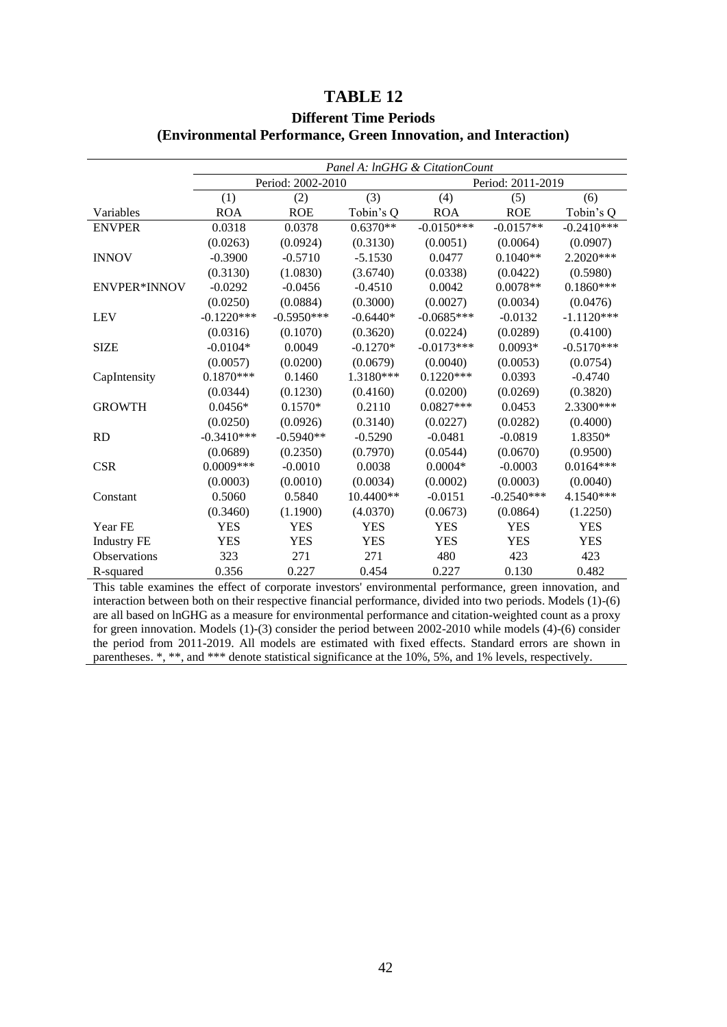# TABLE 12

## Different Time Periods
## (Environmental Performance, Green Innovation, and Interaction)

| | *Panel A: lnGHG & CitationCount* | | | | | |
|---|---|---|---|---|---|---|
| | Period: 2002-2010 | | | Period: 2011-2019 | | |
| | (1) | (2) | (3) | (4) | (5) | (6) |
| Variables | ROA | ROE | Tobin's Q | ROA | ROE | Tobin's Q |
| ENVPER | 0.0318 | 0.0378 | 0.6370** | -0.0150*** | -0.0157** | -0.2410*** |
| | (0.0263) | (0.0924) | (0.3130) | (0.0051) | (0.0064) | (0.0907) |
| INNOV | -0.3900 | -0.5710 | -5.1530 | 0.0477 | 0.1040** | 2.2020*** |
| | (0.3130) | (1.0830) | (3.6740) | (0.0338) | (0.0422) | (0.5980) |
| ENVPER*INNOV | -0.0292 | -0.0456 | -0.4510 | 0.0042 | 0.0078** | 0.1860*** |
| | (0.0250) | (0.0884) | (0.3000) | (0.0027) | (0.0034) | (0.0476) |
| LEV | -0.1220*** | -0.5950*** | -0.6440* | -0.0685*** | -0.0132 | -1.1120*** |
| | (0.0316) | (0.1070) | (0.3620) | (0.0224) | (0.0289) | (0.4100) |
| SIZE | -0.0104* | 0.0049 | -0.1270* | -0.0173*** | 0.0093* | -0.5170*** |
| | (0.0057) | (0.0200) | (0.0679) | (0.0040) | (0.0053) | (0.0754) |
| CapIntensity | 0.1870*** | 0.1460 | 1.3180*** | 0.1220*** | 0.0393 | -0.4740 |
| | (0.0344) | (0.1230) | (0.4160) | (0.0200) | (0.0269) | (0.3820) |
| GROWTH | 0.0456* | 0.1570* | 0.2110 | 0.0827*** | 0.0453 | 2.3300*** |
| | (0.0250) | (0.0926) | (0.3140) | (0.0227) | (0.0282) | (0.4000) |
| RD | -0.3410*** | -0.5940** | -0.5290 | -0.0481 | -0.0819 | 1.8350* |
| | (0.0689) | (0.2350) | (0.7970) | (0.0544) | (0.0670) | (0.9500) |
| CSR | 0.0009*** | -0.0010 | 0.0038 | 0.0004* | -0.0003 | 0.0164*** |
| | (0.0003) | (0.0010) | (0.0034) | (0.0002) | (0.0003) | (0.0040) |
| Constant | 0.5060 | 0.5840 | 10.4400** | -0.0151 | -0.2540*** | 4.1540*** |
| | (0.3460) | (1.1900) | (4.0370) | (0.0673) | (0.0864) | (1.2250) |
| Year FE | YES | YES | YES | YES | YES | YES |
| Industry FE | YES | YES | YES | YES | YES | YES |
| Observations | 323 | 271 | 271 | 480 | 423 | 423 |
| R-squared | 0.356 | 0.227 | 0.454 | 0.227 | 0.130 | 0.482 |

This table examines the effect of corporate investors' environmental performance, green innovation, and interaction between both on their respective financial performance, divided into two periods. Models (1)-(6) are all based on lnGHG as a measure for environmental performance and citation-weighted count as a proxy for green innovation. Models (1)-(3) consider the period between 2002-2010 while models (4)-(6) consider the period from 2011-2019. All models are estimated with fixed effects. Standard errors are shown in parentheses. *, **, and *** denote statistical significance at the 10%, 5%, and 1% levels, respectively.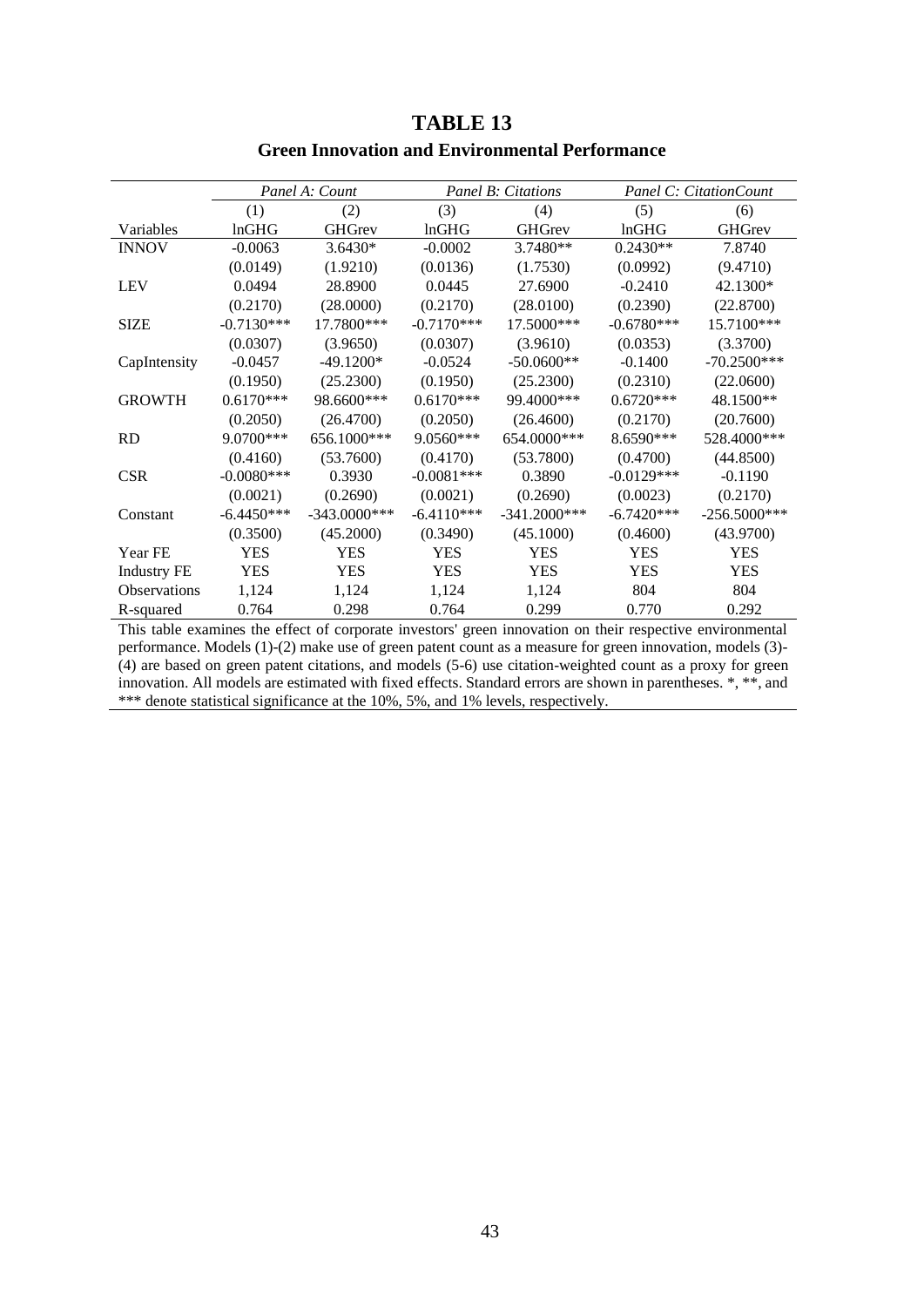# TABLE 13

**Green Innovation and Environmental Performance**

| | *Panel A: Count* | | *Panel B: Citations* | | *Panel C: CitationCount* | |
|---|---|---|---|---|---|---|
| | (1) | (2) | (3) | (4) | (5) | (6) |
| Variables | lnGHG | GHGrev | lnGHG | GHGrev | lnGHG | GHGrev |
| INNOV | -0.0063 | 3.6430* | -0.0002 | 3.7480** | 0.2430** | 7.8740 |
| | (0.0149) | (1.9210) | (0.0136) | (1.7530) | (0.0992) | (9.4710) |
| LEV | 0.0494 | 28.8900 | 0.0445 | 27.6900 | -0.2410 | 42.1300* |
| | (0.2170) | (28.0000) | (0.2170) | (28.0100) | (0.2390) | (22.8700) |
| SIZE | -0.7130*** | 17.7800*** | -0.7170*** | 17.5000*** | -0.6780*** | 15.7100*** |
| | (0.0307) | (3.9650) | (0.0307) | (3.9610) | (0.0353) | (3.3700) |
| CapIntensity | -0.0457 | -49.1200* | -0.0524 | -50.0600** | -0.1400 | -70.2500*** |
| | (0.1950) | (25.2300) | (0.1950) | (25.2300) | (0.2310) | (22.0600) |
| GROWTH | 0.6170*** | 98.6600*** | 0.6170*** | 99.4000*** | 0.6720*** | 48.1500** |
| | (0.2050) | (26.4700) | (0.2050) | (26.4600) | (0.2170) | (20.7600) |
| RD | 9.0700*** | 656.1000*** | 9.0560*** | 654.0000*** | 8.6590*** | 528.4000*** |
| | (0.4160) | (53.7600) | (0.4170) | (53.7800) | (0.4700) | (44.8500) |
| CSR | -0.0080*** | 0.3930 | -0.0081*** | 0.3890 | -0.0129*** | -0.1190 |
| | (0.0021) | (0.2690) | (0.0021) | (0.2690) | (0.0023) | (0.2170) |
| Constant | -6.4450*** | -343.0000*** | -6.4110*** | -341.2000*** | -6.7420*** | -256.5000*** |
| | (0.3500) | (45.2000) | (0.3490) | (45.1000) | (0.4600) | (43.9700) |
| Year FE | YES | YES | YES | YES | YES | YES |
| Industry FE | YES | YES | YES | YES | YES | YES |
| Observations | 1,124 | 1,124 | 1,124 | 1,124 | 804 | 804 |
| R-squared | 0.764 | 0.298 | 0.764 | 0.299 | 0.770 | 0.292 |

This table examines the effect of corporate investors' green innovation on their respective environmental performance. Models (1)-(2) make use of green patent count as a measure for green innovation, models (3)-(4) are based on green patent citations, and models (5-6) use citation-weighted count as a proxy for green innovation. All models are estimated with fixed effects. Standard errors are shown in parentheses. *, **, and *** denote statistical significance at the 10%, 5%, and 1% levels, respectively.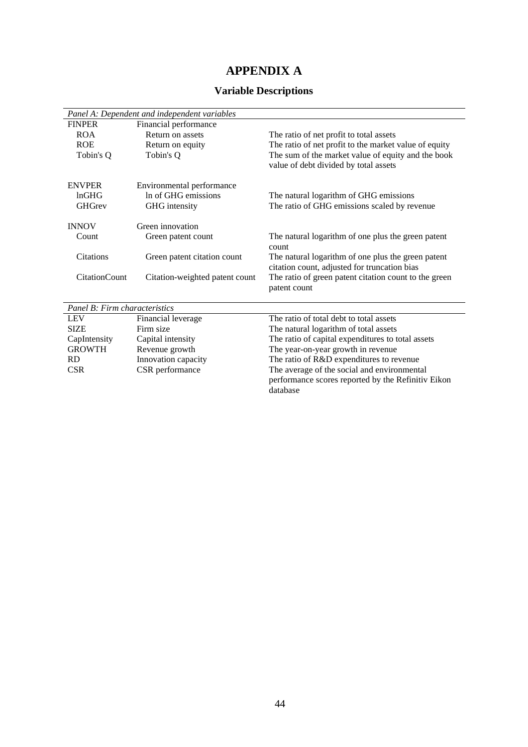# APPENDIX A

## Variable Descriptions

| *Panel A: Dependent and independent variables* | | |
|---|---|---|
| FINPER | Financial performance | |
| ROA | Return on assets | The ratio of net profit to total assets |
| ROE | Return on equity | The ratio of net profit to the market value of equity |
| Tobin's Q | Tobin's Q | The sum of the market value of equity and the book value of debt divided by total assets |
| | | |
| ENVPER | Environmental performance | |
| lnGHG | ln of GHG emissions | The natural logarithm of GHG emissions |
| GHGrev | GHG intensity | The ratio of GHG emissions scaled by revenue |
| | | |
| INNOV | Green innovation | |
| Count | Green patent count | The natural logarithm of one plus the green patent count |
| Citations | Green patent citation count | The natural logarithm of one plus the green patent citation count, adjusted for truncation bias |
| CitationCount | Citation-weighted patent count | The ratio of green patent citation count to the green patent count |

| *Panel B: Firm characteristics* | | |
|---|---|---|
| LEV | Financial leverage | The ratio of total debt to total assets |
| SIZE | Firm size | The natural logarithm of total assets |
| CapIntensity | Capital intensity | The ratio of capital expenditures to total assets |
| GROWTH | Revenue growth | The year-on-year growth in revenue |
| RD | Innovation capacity | The ratio of R&D expenditures to revenue |
| CSR | CSR performance | The average of the social and environmental performance scores reported by the Refinitiv Eikon database |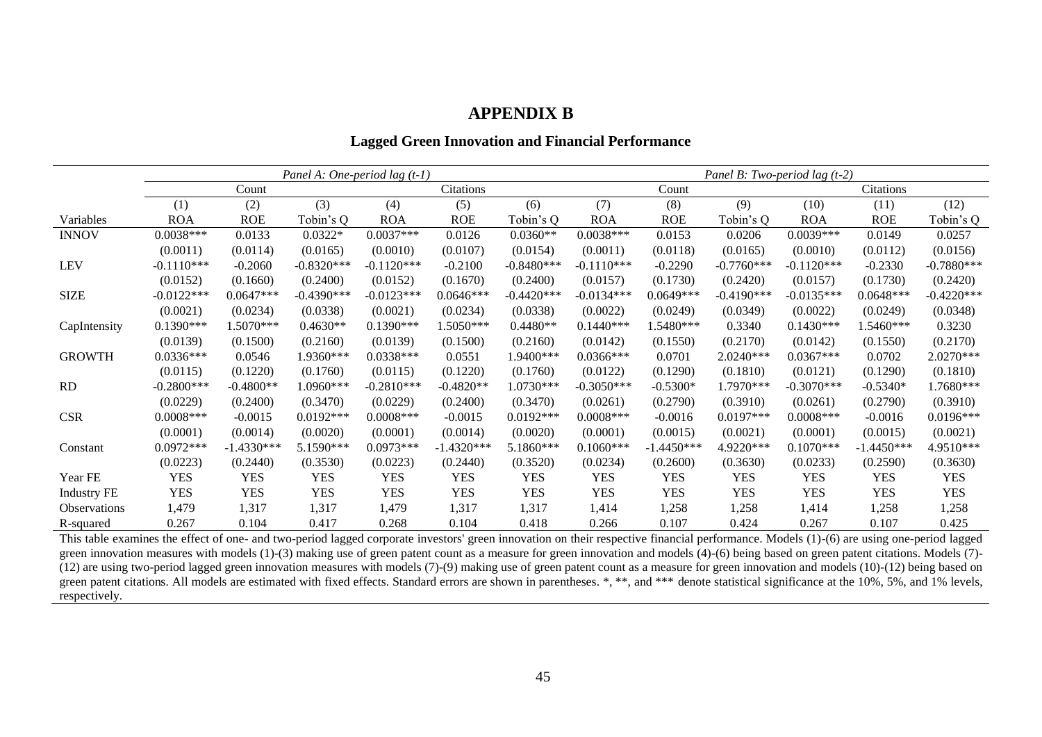# APPENDIX B

## Lagged Green Innovation and Financial Performance

| | *Panel A: One-period lag (t-1)* | | | | | | *Panel B: Two-period lag (t-2)* | | | | | |
|---|---|---|---|---|---|---|---|---|---|---|---|---|
| | Count | | | Citations | | | Count | | | Citations | | |
| | (1) | (2) | (3) | (4) | (5) | (6) | (7) | (8) | (9) | (10) | (11) | (12) |
| Variables | ROA | ROE | Tobin's Q | ROA | ROE | Tobin's Q | ROA | ROE | Tobin's Q | ROA | ROE | Tobin's Q |
| INNOV | 0.0038*** | 0.0133 | 0.0322* | 0.0037*** | 0.0126 | 0.0360** | 0.0038*** | 0.0153 | 0.0206 | 0.0039*** | 0.0149 | 0.0257 |
| | (0.0011) | (0.0114) | (0.0165) | (0.0010) | (0.0107) | (0.0154) | (0.0011) | (0.0118) | (0.0165) | (0.0010) | (0.0112) | (0.0156) |
| LEV | -0.1110*** | -0.2060 | -0.8320*** | -0.1120*** | -0.2100 | -0.8480*** | -0.1110*** | -0.2290 | -0.7760*** | -0.1120*** | -0.2330 | -0.7880*** |
| | (0.0152) | (0.1660) | (0.2400) | (0.0152) | (0.1670) | (0.2400) | (0.0157) | (0.1730) | (0.2420) | (0.0157) | (0.1730) | (0.2420) |
| SIZE | -0.0122*** | 0.0647*** | -0.4390*** | -0.0123*** | 0.0646*** | -0.4420*** | -0.0134*** | 0.0649*** | -0.4190*** | -0.0135*** | 0.0648*** | -0.4220*** |
| | (0.0021) | (0.0234) | (0.0338) | (0.0021) | (0.0234) | (0.0338) | (0.0022) | (0.0249) | (0.0349) | (0.0022) | (0.0249) | (0.0348) |
| CapIntensity | 0.1390*** | 1.5070*** | 0.4630** | 0.1390*** | 1.5050*** | 0.4480** | 0.1440*** | 1.5480*** | 0.3340 | 0.1430*** | 1.5460*** | 0.3230 |
| | (0.0139) | (0.1500) | (0.2160) | (0.0139) | (0.1500) | (0.2160) | (0.0142) | (0.1550) | (0.2170) | (0.0142) | (0.1550) | (0.2170) |
| GROWTH | 0.0336*** | 0.0546 | 1.9360*** | 0.0338*** | 0.0551 | 1.9400*** | 0.0366*** | 0.0701 | 2.0240*** | 0.0367*** | 0.0702 | 2.0270*** |
| | (0.0115) | (0.1220) | (0.1760) | (0.0115) | (0.1220) | (0.1760) | (0.0122) | (0.1290) | (0.1810) | (0.0121) | (0.1290) | (0.1810) |
| RD | -0.2800*** | -0.4800** | 1.0960*** | -0.2810*** | -0.4820** | 1.0730*** | -0.3050*** | -0.5300* | 1.7970*** | -0.3070*** | -0.5340* | 1.7680*** |
| | (0.0229) | (0.2400) | (0.3470) | (0.0229) | (0.2400) | (0.3470) | (0.0261) | (0.2790) | (0.3910) | (0.0261) | (0.2790) | (0.3910) |
| CSR | 0.0008*** | -0.0015 | 0.0192*** | 0.0008*** | -0.0015 | 0.0192*** | 0.0008*** | -0.0016 | 0.0197*** | 0.0008*** | -0.0016 | 0.0196*** |
| | (0.0001) | (0.0014) | (0.0020) | (0.0001) | (0.0014) | (0.0020) | (0.0001) | (0.0015) | (0.0021) | (0.0001) | (0.0015) | (0.0021) |
| Constant | 0.0972*** | -1.4330*** | 5.1590*** | 0.0973*** | -1.4320*** | 5.1860*** | 0.1060*** | -1.4450*** | 4.9220*** | 0.1070*** | -1.4450*** | 4.9510*** |
| | (0.0223) | (0.2440) | (0.3530) | (0.0223) | (0.2440) | (0.3520) | (0.0234) | (0.2600) | (0.3630) | (0.0233) | (0.2590) | (0.3630) |
| Year FE | YES | YES | YES | YES | YES | YES | YES | YES | YES | YES | YES | YES |
| Industry FE | YES | YES | YES | YES | YES | YES | YES | YES | YES | YES | YES | YES |
| Observations | 1,479 | 1,317 | 1,317 | 1,479 | 1,317 | 1,317 | 1,414 | 1,258 | 1,258 | 1,414 | 1,258 | 1,258 |
| R-squared | 0.267 | 0.104 | 0.417 | 0.268 | 0.104 | 0.418 | 0.266 | 0.107 | 0.424 | 0.267 | 0.107 | 0.425 |

This table examines the effect of one- and two-period lagged corporate investors' green innovation on their respective financial performance. Models (1)-(6) are using one-period lagged green innovation measures with models (1)-(3) making use of green patent count as a measure for green innovation and models (4)-(6) being based on green patent citations. Models (7)-(12) are using two-period lagged green innovation measures with models (7)-(9) making use of green patent count as a measure for green innovation and models (10)-(12) being based on green patent citations. All models are estimated with fixed effects. Standard errors are shown in parentheses. *, **, and *** denote statistical significance at the 10%, 5%, and 1% levels, respectively.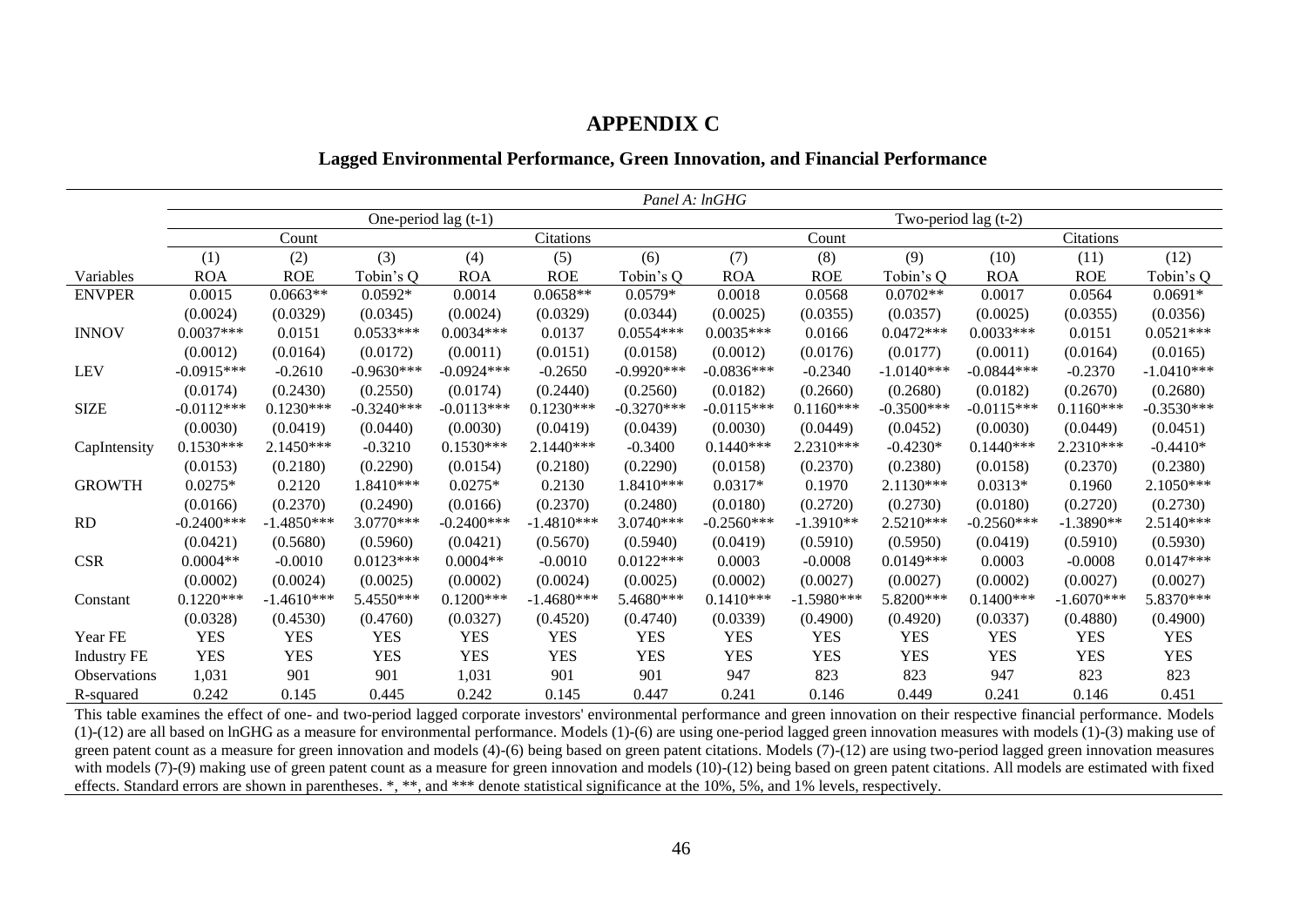## APPENDIX C

### Lagged Environmental Performance, Green Innovation, and Financial Performance

| | *Panel A: lnGHG* | | | | | | | | | | | |
|---|---|---|---|---|---|---|---|---|---|---|---|---|
| | One-period lag (t-1) | | | | | | Two-period lag (t-2) | | | | | |
| | Count | | | Citations | | | Count | | | Citations | | |
| | (1) | (2) | (3) | (4) | (5) | (6) | (7) | (8) | (9) | (10) | (11) | (12) |
| Variables | ROA | ROE | Tobin's Q | ROA | ROE | Tobin's Q | ROA | ROE | Tobin's Q | ROA | ROE | Tobin's Q |
| ENVPER | 0.0015 | 0.0663** | 0.0592* | 0.0014 | 0.0658** | 0.0579* | 0.0018 | 0.0568 | 0.0702** | 0.0017 | 0.0564 | 0.0691* |
| | (0.0024) | (0.0329) | (0.0345) | (0.0024) | (0.0329) | (0.0344) | (0.0025) | (0.0355) | (0.0357) | (0.0025) | (0.0355) | (0.0356) |
| INNOV | 0.0037*** | 0.0151 | 0.0533*** | 0.0034*** | 0.0137 | 0.0554*** | 0.0035*** | 0.0166 | 0.0472*** | 0.0033*** | 0.0151 | 0.0521*** |
| | (0.0012) | (0.0164) | (0.0172) | (0.0011) | (0.0151) | (0.0158) | (0.0012) | (0.0176) | (0.0177) | (0.0011) | (0.0164) | (0.0165) |
| LEV | -0.0915*** | -0.2610 | -0.9630*** | -0.0924*** | -0.2650 | -0.9920*** | -0.0836*** | -0.2340 | -1.0140*** | -0.0844*** | -0.2370 | -1.0410*** |
| | (0.0174) | (0.2430) | (0.2550) | (0.0174) | (0.2440) | (0.2560) | (0.0182) | (0.2660) | (0.2680) | (0.0182) | (0.2670) | (0.2680) |
| SIZE | -0.0112*** | 0.1230*** | -0.3240*** | -0.0113*** | 0.1230*** | -0.3270*** | -0.0115*** | 0.1160*** | -0.3500*** | -0.0115*** | 0.1160*** | -0.3530*** |
| | (0.0030) | (0.0419) | (0.0440) | (0.0030) | (0.0419) | (0.0439) | (0.0030) | (0.0449) | (0.0452) | (0.0030) | (0.0449) | (0.0451) |
| CapIntensity | 0.1530*** | 2.1450*** | -0.3210 | 0.1530*** | 2.1440*** | -0.3400 | 0.1440*** | 2.2310*** | -0.4230* | 0.1440*** | 2.2310*** | -0.4410* |
| | (0.0153) | (0.2180) | (0.2290) | (0.0154) | (0.2180) | (0.2290) | (0.0158) | (0.2370) | (0.2380) | (0.0158) | (0.2370) | (0.2380) |
| GROWTH | 0.0275* | 0.2120 | 1.8410*** | 0.0275* | 0.2130 | 1.8410*** | 0.0317* | 0.1970 | 2.1130*** | 0.0313* | 0.1960 | 2.1050*** |
| | (0.0166) | (0.2370) | (0.2490) | (0.0166) | (0.2370) | (0.2480) | (0.0180) | (0.2720) | (0.2730) | (0.0180) | (0.2720) | (0.2730) |
| RD | -0.2400*** | -1.4850*** | 3.0770*** | -0.2400*** | -1.4810*** | 3.0740*** | -0.2560*** | -1.3910** | 2.5210*** | -0.2560*** | -1.3890** | 2.5140*** |
| | (0.0421) | (0.5680) | (0.5960) | (0.0421) | (0.5670) | (0.5940) | (0.0419) | (0.5910) | (0.5950) | (0.0419) | (0.5910) | (0.5930) |
| CSR | 0.0004** | -0.0010 | 0.0123*** | 0.0004** | -0.0010 | 0.0122*** | 0.0003 | -0.0008 | 0.0149*** | 0.0003 | -0.0008 | 0.0147*** |
| | (0.0002) | (0.0024) | (0.0025) | (0.0002) | (0.0024) | (0.0025) | (0.0002) | (0.0027) | (0.0027) | (0.0002) | (0.0027) | (0.0027) |
| Constant | 0.1220*** | -1.4610*** | 5.4550*** | 0.1200*** | -1.4680*** | 5.4680*** | 0.1410*** | -1.5980*** | 5.8200*** | 0.1400*** | -1.6070*** | 5.8370*** |
| | (0.0328) | (0.4530) | (0.4760) | (0.0327) | (0.4520) | (0.4740) | (0.0339) | (0.4900) | (0.4920) | (0.0337) | (0.4880) | (0.4900) |
| Year FE | YES | YES | YES | YES | YES | YES | YES | YES | YES | YES | YES | YES |
| Industry FE | YES | YES | YES | YES | YES | YES | YES | YES | YES | YES | YES | YES |
| Observations | 1,031 | 901 | 901 | 1,031 | 901 | 901 | 947 | 823 | 823 | 947 | 823 | 823 |
| R-squared | 0.242 | 0.145 | 0.445 | 0.242 | 0.145 | 0.447 | 0.241 | 0.146 | 0.449 | 0.241 | 0.146 | 0.451 |

This table examines the effect of one- and two-period lagged corporate investors' environmental performance and green innovation on their respective financial performance. Models (1)-(12) are all based on lnGHG as a measure for environmental performance. Models (1)-(6) are using one-period lagged green innovation measures with models (1)-(3) making use of green patent count as a measure for green innovation and models (4)-(6) being based on green patent citations. Models (7)-(12) are using two-period lagged green innovation measures with models (7)-(9) making use of green patent count as a measure for green innovation and models (10)-(12) being based on green patent citations. All models are estimated with fixed effects. Standard errors are shown in parentheses. *, **, and *** denote statistical significance at the 10%, 5%, and 1% levels, respectively.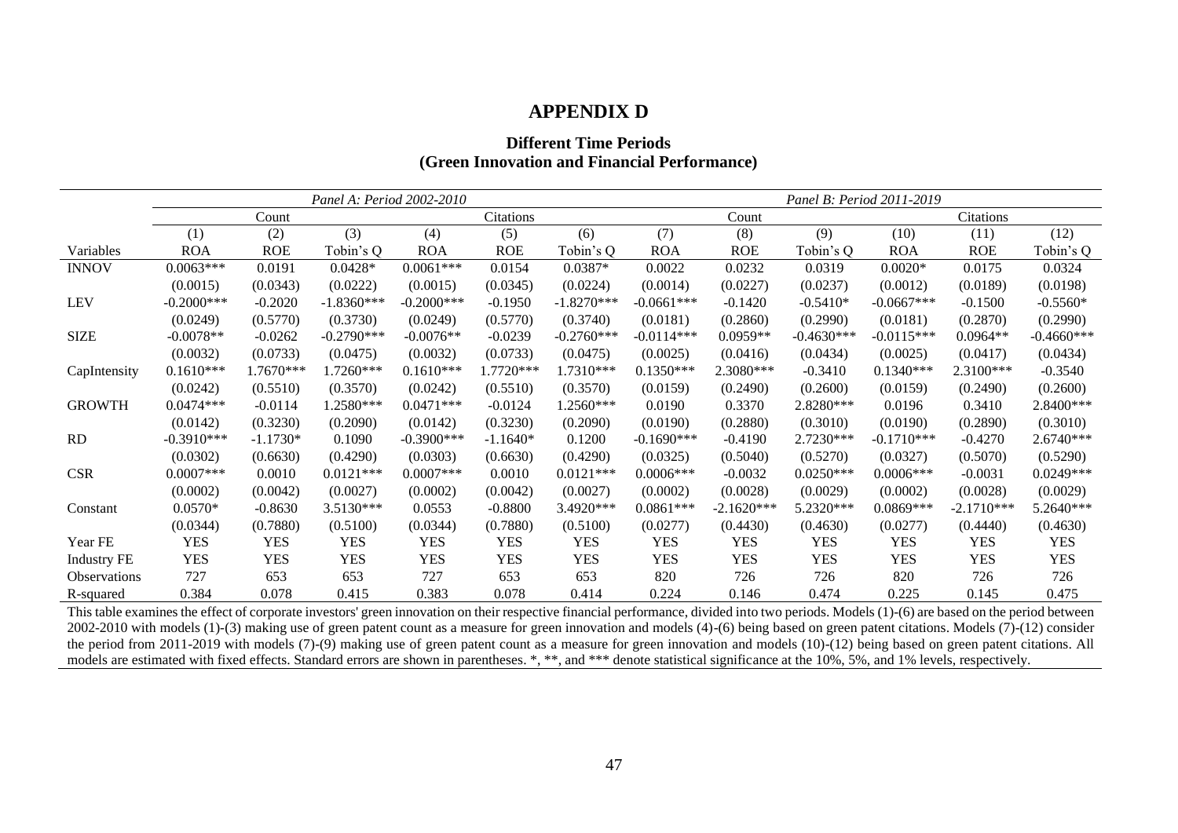# APPENDIX D

**Different Time Periods**
**(Green Innovation and Financial Performance)**

| | *Panel A: Period 2002-2010* | | | | | | *Panel B: Period 2011-2019* | | | | | |
|---|---|---|---|---|---|---|---|---|---|---|---|---|
| | Count | | | Citations | | | Count | | | Citations | | |
| | (1) | (2) | (3) | (4) | (5) | (6) | (7) | (8) | (9) | (10) | (11) | (12) |
| Variables | ROA | ROE | Tobin's Q | ROA | ROE | Tobin's Q | ROA | ROE | Tobin's Q | ROA | ROE | Tobin's Q |
| INNOV | 0.0063*** | 0.0191 | 0.0428* | 0.0061*** | 0.0154 | 0.0387* | 0.0022 | 0.0232 | 0.0319 | 0.0020* | 0.0175 | 0.0324 |
| | (0.0015) | (0.0343) | (0.0222) | (0.0015) | (0.0345) | (0.0224) | (0.0014) | (0.0227) | (0.0237) | (0.0012) | (0.0189) | (0.0198) |
| LEV | -0.2000*** | -0.2020 | -1.8360*** | -0.2000*** | -0.1950 | -1.8270*** | -0.0661*** | -0.1420 | -0.5410* | -0.0667*** | -0.1500 | -0.5560* |
| | (0.0249) | (0.5770) | (0.3730) | (0.0249) | (0.5770) | (0.3740) | (0.0181) | (0.2860) | (0.2990) | (0.0181) | (0.2870) | (0.2990) |
| SIZE | -0.0078** | -0.0262 | -0.2790*** | -0.0076** | -0.0239 | -0.2760*** | -0.0114*** | 0.0959** | -0.4630*** | -0.0115*** | 0.0964** | -0.4660*** |
| | (0.0032) | (0.0733) | (0.0475) | (0.0032) | (0.0733) | (0.0475) | (0.0025) | (0.0416) | (0.0434) | (0.0025) | (0.0417) | (0.0434) |
| CapIntensity | 0.1610*** | 1.7670*** | 1.7260*** | 0.1610*** | 1.7720*** | 1.7310*** | 0.1350*** | 2.3080*** | -0.3410 | 0.1340*** | 2.3100*** | -0.3540 |
| | (0.0242) | (0.5510) | (0.3570) | (0.0242) | (0.5510) | (0.3570) | (0.0159) | (0.2490) | (0.2600) | (0.0159) | (0.2490) | (0.2600) |
| GROWTH | 0.0474*** | -0.0114 | 1.2580*** | 0.0471*** | -0.0124 | 1.2560*** | 0.0190 | 0.3370 | 2.8280*** | 0.0196 | 0.3410 | 2.8400*** |
| | (0.0142) | (0.3230) | (0.2090) | (0.0142) | (0.3230) | (0.2090) | (0.0190) | (0.2880) | (0.3010) | (0.0190) | (0.2890) | (0.3010) |
| RD | -0.3910*** | -1.1730* | 0.1090 | -0.3900*** | -1.1640* | 0.1200 | -0.1690*** | -0.4190 | 2.7230*** | -0.1710*** | -0.4270 | 2.6740*** |
| | (0.0302) | (0.6630) | (0.4290) | (0.0303) | (0.6630) | (0.4290) | (0.0325) | (0.5040) | (0.5270) | (0.0327) | (0.5070) | (0.5290) |
| CSR | 0.0007*** | 0.0010 | 0.0121*** | 0.0007*** | 0.0010 | 0.0121*** | 0.0006*** | -0.0032 | 0.0250*** | 0.0006*** | -0.0031 | 0.0249*** |
| | (0.0002) | (0.0042) | (0.0027) | (0.0002) | (0.0042) | (0.0027) | (0.0002) | (0.0028) | (0.0029) | (0.0002) | (0.0028) | (0.0029) |
| Constant | 0.0570* | -0.8630 | 3.5130*** | 0.0553 | -0.8800 | 3.4920*** | 0.0861*** | -2.1620*** | 5.2320*** | 0.0869*** | -2.1710*** | 5.2640*** |
| | (0.0344) | (0.7880) | (0.5100) | (0.0344) | (0.7880) | (0.5100) | (0.0277) | (0.4430) | (0.4630) | (0.0277) | (0.4440) | (0.4630) |
| Year FE | YES | YES | YES | YES | YES | YES | YES | YES | YES | YES | YES | YES |
| Industry FE | YES | YES | YES | YES | YES | YES | YES | YES | YES | YES | YES | YES |
| Observations | 727 | 653 | 653 | 727 | 653 | 653 | 820 | 726 | 726 | 820 | 726 | 726 |
| R-squared | 0.384 | 0.078 | 0.415 | 0.383 | 0.078 | 0.414 | 0.224 | 0.146 | 0.474 | 0.225 | 0.145 | 0.475 |

This table examines the effect of corporate investors' green innovation on their respective financial performance, divided into two periods. Models (1)-(6) are based on the period between 2002-2010 with models (1)-(3) making use of green patent count as a measure for green innovation and models (4)-(6) being based on green patent citations. Models (7)-(12) consider the period from 2011-2019 with models (7)-(9) making use of green patent count as a measure for green innovation and models (10)-(12) being based on green patent citations. All models are estimated with fixed effects. Standard errors are shown in parentheses. *, **, and *** denote statistical significance at the 10%, 5%, and 1% levels, respectively.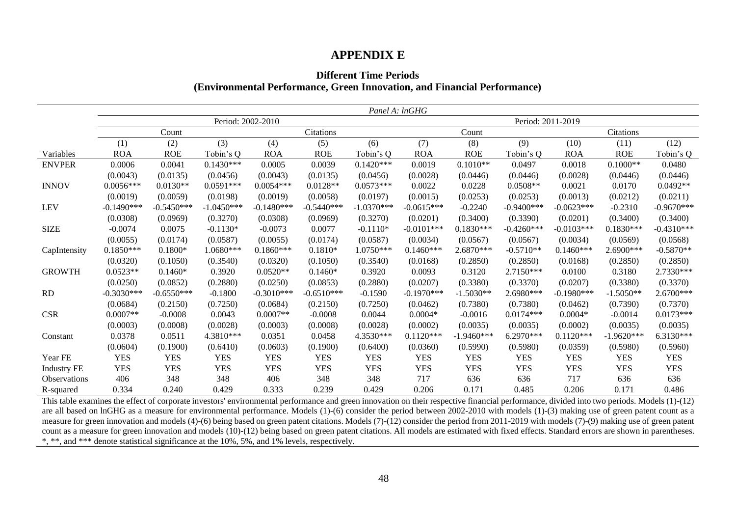# APPENDIX E

**Different Time Periods**
**(Environmental Performance, Green Innovation, and Financial Performance)**

| | *Panel A: lnGHG* | | | | | | | | | | | |
|---|---|---|---|---|---|---|---|---|---|---|---|---|
| | Period: 2002-2010 | | | | | | Period: 2011-2019 | | | | | |
| | Count | | | Citations | | | Count | | | Citations | | |
| | (1) | (2) | (3) | (4) | (5) | (6) | (7) | (8) | (9) | (10) | (11) | (12) |
| Variables | ROA | ROE | Tobin's Q | ROA | ROE | Tobin's Q | ROA | ROE | Tobin's Q | ROA | ROE | Tobin's Q |
| ENVPER | 0.0006 | 0.0041 | 0.1430*** | 0.0005 | 0.0039 | 0.1420*** | 0.0019 | 0.1010** | 0.0497 | 0.0018 | 0.1000** | 0.0480 |
| | (0.0043) | (0.0135) | (0.0456) | (0.0043) | (0.0135) | (0.0456) | (0.0028) | (0.0446) | (0.0446) | (0.0028) | (0.0446) | (0.0446) |
| INNOV | 0.0056*** | 0.0130** | 0.0591*** | 0.0054*** | 0.0128** | 0.0573*** | 0.0022 | 0.0228 | 0.0508** | 0.0021 | 0.0170 | 0.0492** |
| | (0.0019) | (0.0059) | (0.0198) | (0.0019) | (0.0058) | (0.0197) | (0.0015) | (0.0253) | (0.0253) | (0.0013) | (0.0212) | (0.0211) |
| LEV | -0.1490*** | -0.5450*** | -1.0450*** | -0.1480*** | -0.5440*** | -1.0370*** | -0.0615*** | -0.2240 | -0.9400*** | -0.0623*** | -0.2310 | -0.9670*** |
| | (0.0308) | (0.0969) | (0.3270) | (0.0308) | (0.0969) | (0.3270) | (0.0201) | (0.3400) | (0.3390) | (0.0201) | (0.3400) | (0.3400) |
| SIZE | -0.0074 | 0.0075 | -0.1130* | -0.0073 | 0.0077 | -0.1110* | -0.0101*** | 0.1830*** | -0.4260*** | -0.0103*** | 0.1830*** | -0.4310*** |
| | (0.0055) | (0.0174) | (0.0587) | (0.0055) | (0.0174) | (0.0587) | (0.0034) | (0.0567) | (0.0567) | (0.0034) | (0.0569) | (0.0568) |
| CapIntensity | 0.1850*** | 0.1800* | 1.0680*** | 0.1860*** | 0.1810* | 1.0750*** | 0.1460*** | 2.6870*** | -0.5710** | 0.1460*** | 2.6900*** | -0.5870** |
| | (0.0320) | (0.1050) | (0.3540) | (0.0320) | (0.1050) | (0.3540) | (0.0168) | (0.2850) | (0.2850) | (0.0168) | (0.2850) | (0.2850) |
| GROWTH | 0.0523** | 0.1460* | 0.3920 | 0.0520** | 0.1460* | 0.3920 | 0.0093 | 0.3120 | 2.7150*** | 0.0100 | 0.3180 | 2.7330*** |
| | (0.0250) | (0.0852) | (0.2880) | (0.0250) | (0.0853) | (0.2880) | (0.0207) | (0.3380) | (0.3370) | (0.0207) | (0.3380) | (0.3370) |
| RD | -0.3030*** | -0.6550*** | -0.1800 | -0.3010*** | -0.6510*** | -0.1590 | -0.1970*** | -1.5030** | 2.6980*** | -0.1980*** | -1.5050** | 2.6700*** |
| | (0.0684) | (0.2150) | (0.7250) | (0.0684) | (0.2150) | (0.7250) | (0.0462) | (0.7380) | (0.7380) | (0.0462) | (0.7390) | (0.7370) |
| CSR | 0.0007** | -0.0008 | 0.0043 | 0.0007** | -0.0008 | 0.0044 | 0.0004* | -0.0016 | 0.0174*** | 0.0004* | -0.0014 | 0.0173*** |
| | (0.0003) | (0.0008) | (0.0028) | (0.0003) | (0.0008) | (0.0028) | (0.0002) | (0.0035) | (0.0035) | (0.0002) | (0.0035) | (0.0035) |
| Constant | 0.0378 | 0.0511 | 4.3810*** | 0.0351 | 0.0458 | 4.3530*** | 0.1120*** | -1.9460*** | 6.2970*** | 0.1120*** | -1.9620*** | 6.3130*** |
| | (0.0604) | (0.1900) | (0.6410) | (0.0603) | (0.1900) | (0.6400) | (0.0360) | (0.5990) | (0.5980) | (0.0359) | (0.5980) | (0.5960) |
| Year FE | YES | YES | YES | YES | YES | YES | YES | YES | YES | YES | YES | YES |
| Industry FE | YES | YES | YES | YES | YES | YES | YES | YES | YES | YES | YES | YES |
| Observations | 406 | 348 | 348 | 406 | 348 | 348 | 717 | 636 | 636 | 717 | 636 | 636 |
| R-squared | 0.334 | 0.240 | 0.429 | 0.333 | 0.239 | 0.429 | 0.206 | 0.171 | 0.485 | 0.206 | 0.171 | 0.486 |

This table examines the effect of corporate investors' environmental performance and green innovation on their respective financial performance, divided into two periods. Models (1)-(12) are all based on lnGHG as a measure for environmental performance. Models (1)-(6) consider the period between 2002-2010 with models (1)-(3) making use of green patent count as a measure for green innovation and models (4)-(6) being based on green patent citations. Models (7)-(12) consider the period from 2011-2019 with models (7)-(9) making use of green patent count as a measure for green innovation and models (10)-(12) being based on green patent citations. All models are estimated with fixed effects. Standard errors are shown in parentheses. *, **, and *** denote statistical significance at the 10%, 5%, and 1% levels, respectively.